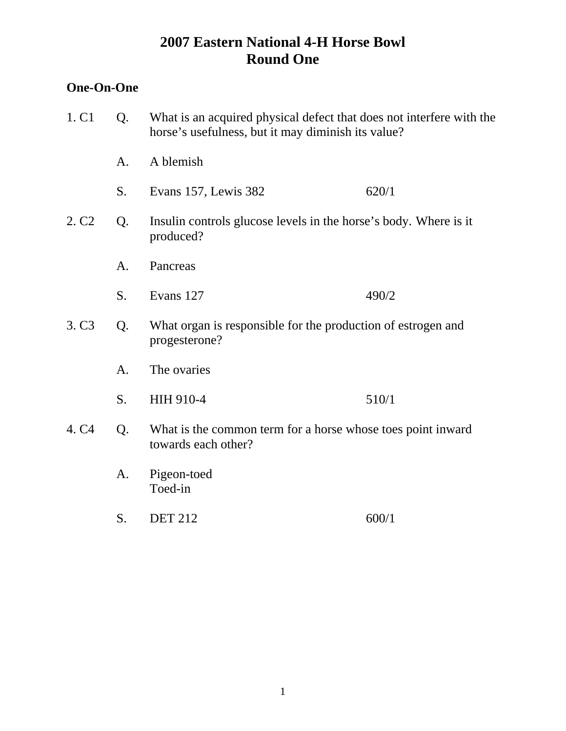# 2007 Eastern National 4-H Horse Bowl
## Round One

**One-On-One**

1. C1 Q. What is an acquired physical defect that does not interfere with the horse's usefulness, but it may diminish its value?

   A. A blemish

   S. Evans 157, Lewis 382 620/1

2. C2 Q. Insulin controls glucose levels in the horse's body. Where is it produced?

   A. Pancreas

   S. Evans 127 490/2

3. C3 Q. What organ is responsible for the production of estrogen and progesterone?

   A. The ovaries

   S. HIH 910-4 510/1

4. C4 Q. What is the common term for a horse whose toes point inward towards each other?

   A. Pigeon-toed
   Toed-in

   S. DET 212 600/1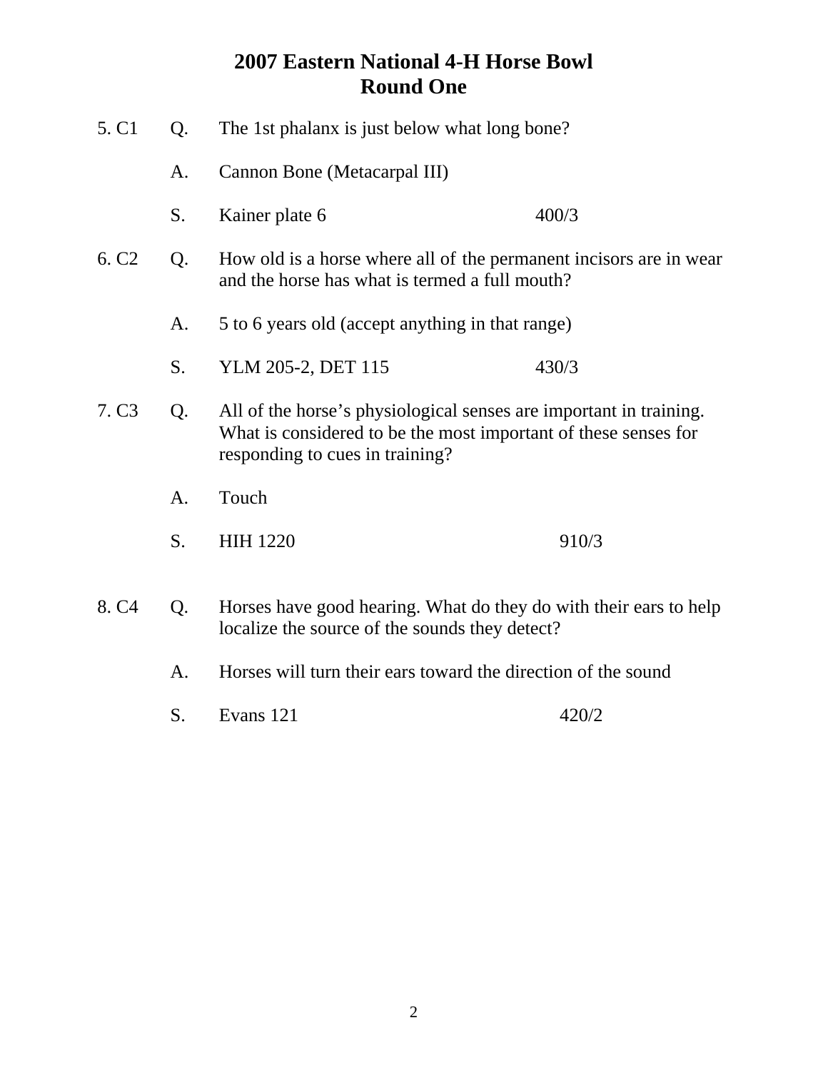# 2007 Eastern National 4-H Horse Bowl
## Round One

5. C1 Q. The 1st phalanx is just below what long bone?

A. Cannon Bone (Metacarpal III)

S. Kainer plate 6 400/3

6. C2 Q. How old is a horse where all of the permanent incisors are in wear and the horse has what is termed a full mouth?

A. 5 to 6 years old (accept anything in that range)

S. YLM 205-2, DET 115 430/3

7. C3 Q. All of the horse's physiological senses are important in training. What is considered to be the most important of these senses for responding to cues in training?

A. Touch

S. HIH 1220 910/3

8. C4 Q. Horses have good hearing. What do they do with their ears to help localize the source of the sounds they detect?

A. Horses will turn their ears toward the direction of the sound

S. Evans 121 420/2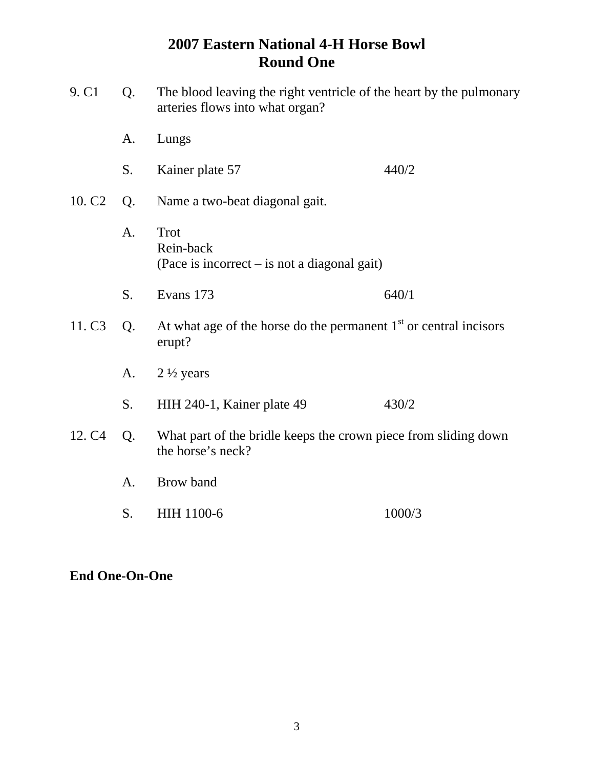# 2007 Eastern National 4-H Horse Bowl
## Round One

9. C1  Q. The blood leaving the right ventricle of the heart by the pulmonary arteries flows into what organ?

A. Lungs

S. Kainer plate 57  440/2

10. C2  Q. Name a two-beat diagonal gait.

A. Trot
Rein-back
(Pace is incorrect – is not a diagonal gait)

S. Evans 173  640/1

11. C3  Q. At what age of the horse do the permanent 1st or central incisors erupt?

A. 2 ½ years

S. HIH 240-1, Kainer plate 49  430/2

12. C4  Q. What part of the bridle keeps the crown piece from sliding down the horse's neck?

A. Brow band

S. HIH 1100-6  1000/3

**End One-On-One**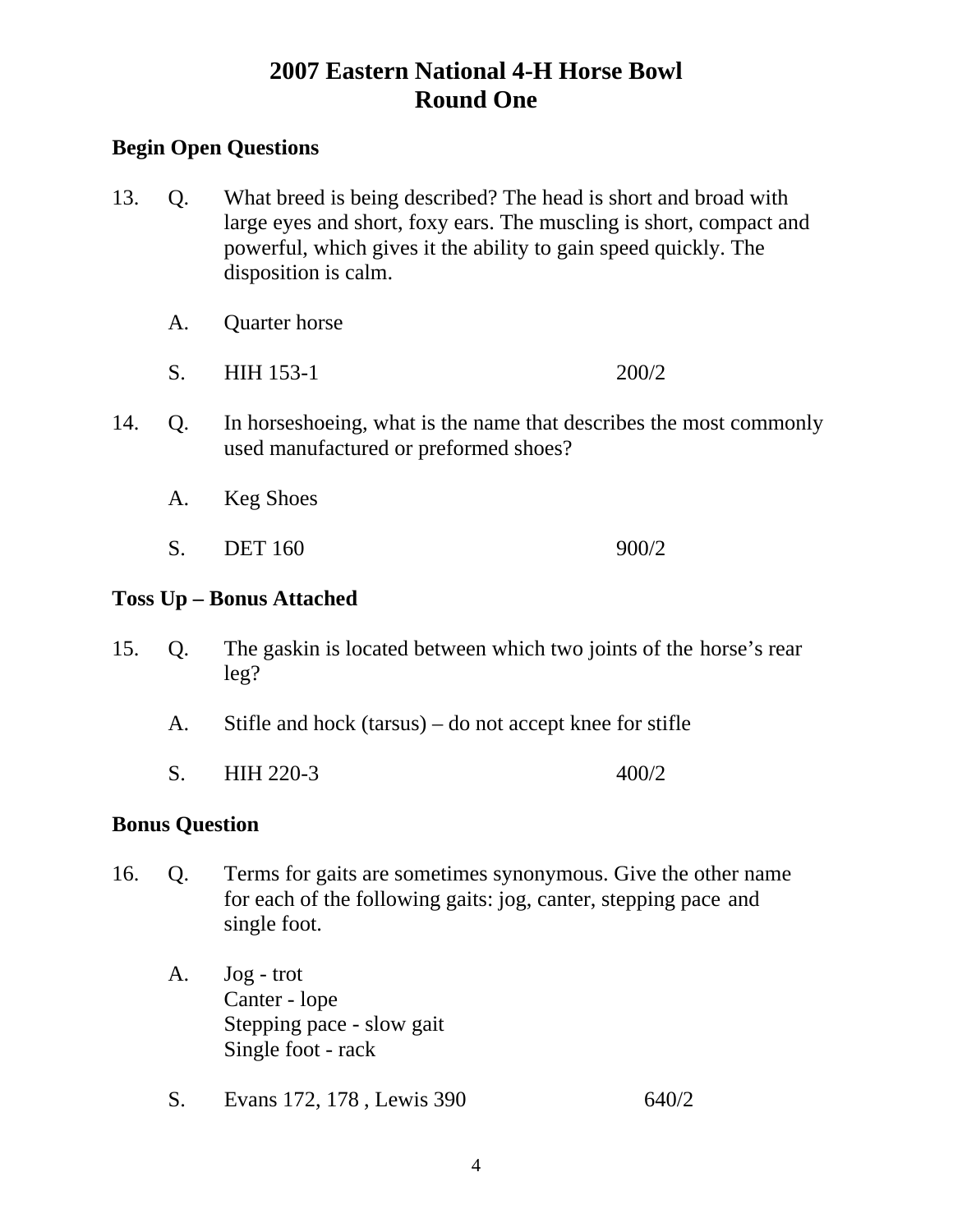# 2007 Eastern National 4-H Horse Bowl
## Round One

**Begin Open Questions**

13. Q. What breed is being described? The head is short and broad with large eyes and short, foxy ears. The muscling is short, compact and powerful, which gives it the ability to gain speed quickly. The disposition is calm.

    A. Quarter horse

    S. HIH 153-1 200/2

14. Q. In horseshoeing, what is the name that describes the most commonly used manufactured or preformed shoes?

    A. Keg Shoes

    S. DET 160 900/2

**Toss Up – Bonus Attached**

15. Q. The gaskin is located between which two joints of the horse's rear leg?

    A. Stifle and hock (tarsus) – do not accept knee for stifle

    S. HIH 220-3 400/2

**Bonus Question**

16. Q. Terms for gaits are sometimes synonymous. Give the other name for each of the following gaits: jog, canter, stepping pace and single foot.

    A. Jog - trot
    Canter - lope
    Stepping pace - slow gait
    Single foot - rack

    S. Evans 172, 178 , Lewis 390 640/2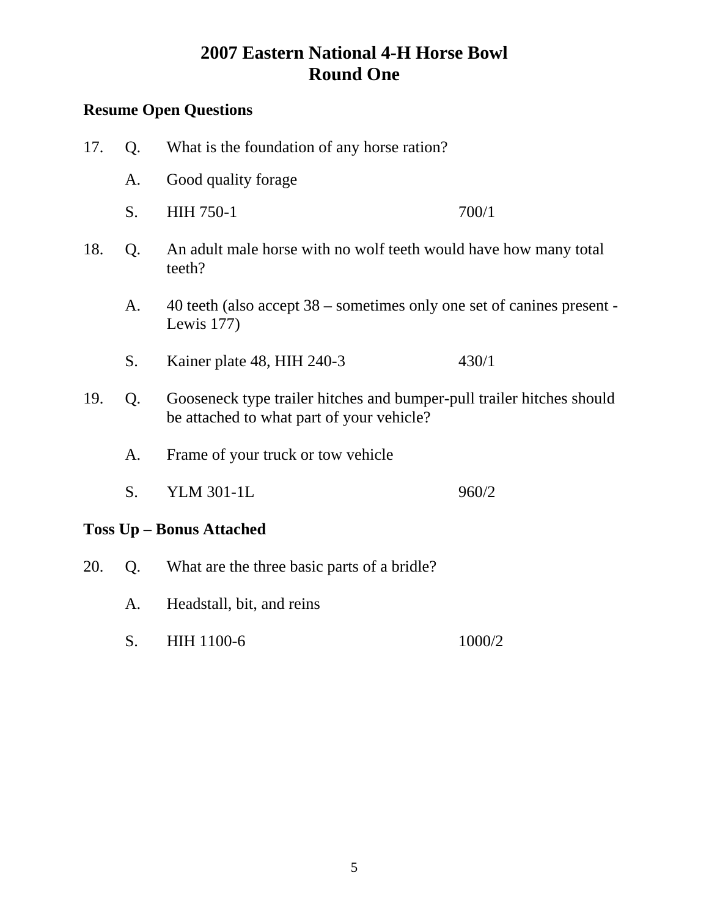# 2007 Eastern National 4-H Horse Bowl
## Round One

**Resume Open Questions**

17. Q. What is the foundation of any horse ration?

    A. Good quality forage

    S. HIH 750-1 700/1

18. Q. An adult male horse with no wolf teeth would have how many total teeth?

    A. 40 teeth (also accept 38 – sometimes only one set of canines present - Lewis 177)

    S. Kainer plate 48, HIH 240-3 430/1

19. Q. Gooseneck type trailer hitches and bumper-pull trailer hitches should be attached to what part of your vehicle?

    A. Frame of your truck or tow vehicle

    S. YLM 301-1L 960/2

**Toss Up – Bonus Attached**

20. Q. What are the three basic parts of a bridle?

    A. Headstall, bit, and reins

    S. HIH 1100-6 1000/2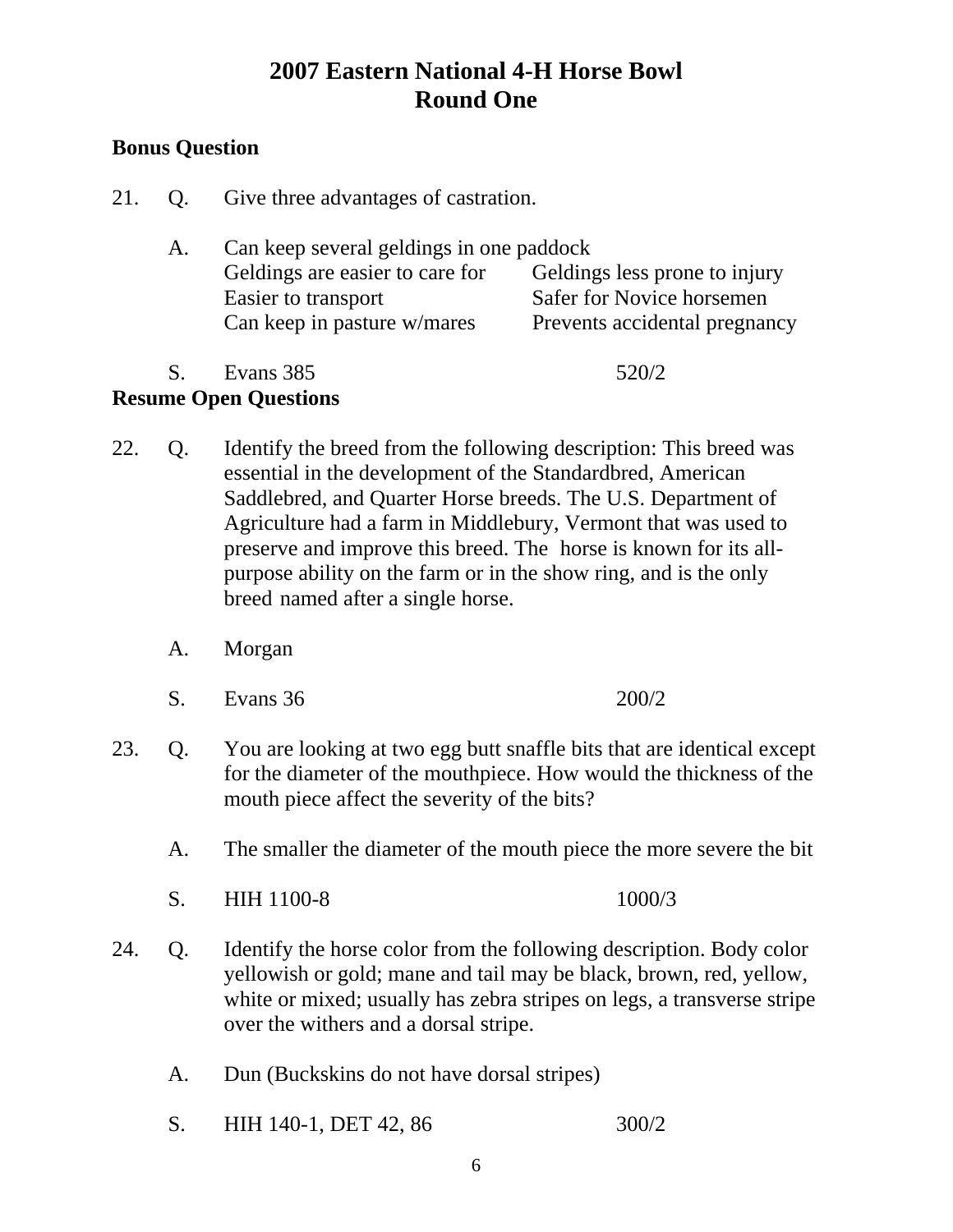# 2007 Eastern National 4-H Horse Bowl
## Round One

**Bonus Question**

21. Q. Give three advantages of castration.

    A. Can keep several geldings in one paddock
    Geldings are easier to care for    Geldings less prone to injury
    Easier to transport    Safer for Novice horsemen
    Can keep in pasture w/mares    Prevents accidental pregnancy

    S. Evans 385    520/2

**Resume Open Questions**

22. Q. Identify the breed from the following description: This breed was essential in the development of the Standardbred, American Saddlebred, and Quarter Horse breeds. The U.S. Department of Agriculture had a farm in Middlebury, Vermont that was used to preserve and improve this breed. The horse is known for its all-purpose ability on the farm or in the show ring, and is the only breed named after a single horse.

    A. Morgan

    S. Evans 36    200/2

23. Q. You are looking at two egg butt snaffle bits that are identical except for the diameter of the mouthpiece. How would the thickness of the mouth piece affect the severity of the bits?

    A. The smaller the diameter of the mouth piece the more severe the bit

    S. HIH 1100-8    1000/3

24. Q. Identify the horse color from the following description. Body color yellowish or gold; mane and tail may be black, brown, red, yellow, white or mixed; usually has zebra stripes on legs, a transverse stripe over the withers and a dorsal stripe.

    A. Dun (Buckskins do not have dorsal stripes)

    S. HIH 140-1, DET 42, 86    300/2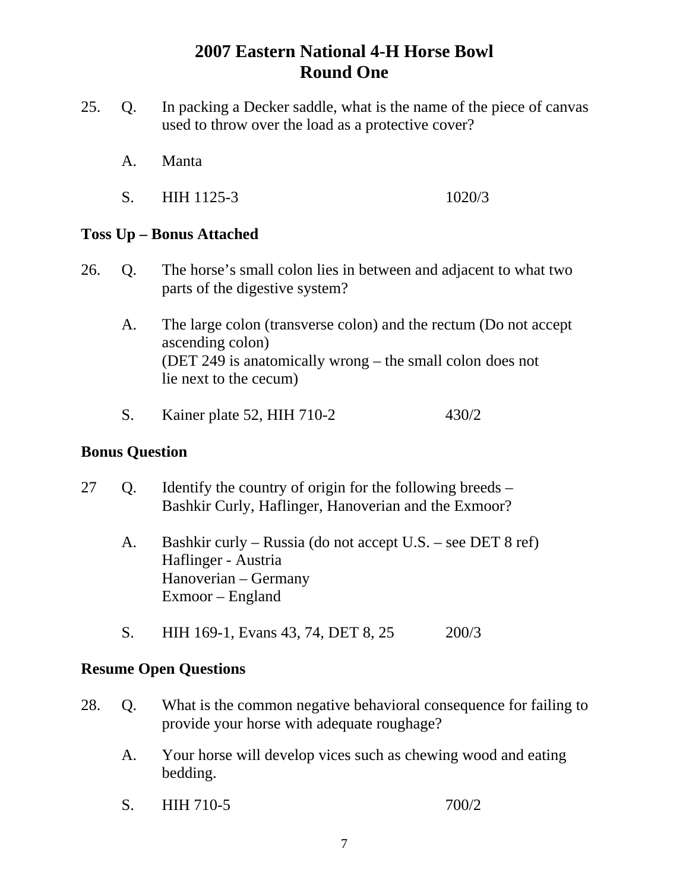# 2007 Eastern National 4-H Horse Bowl
## Round One

25. Q. In packing a Decker saddle, what is the name of the piece of canvas used to throw over the load as a protective cover?

    A. Manta

    S. HIH 1125-3 1020/3

**Toss Up – Bonus Attached**

26. Q. The horse's small colon lies in between and adjacent to what two parts of the digestive system?

    A. The large colon (transverse colon) and the rectum (Do not accept ascending colon)
    (DET 249 is anatomically wrong – the small colon does not lie next to the cecum)

    S. Kainer plate 52, HIH 710-2 430/2

**Bonus Question**

27 Q. Identify the country of origin for the following breeds – Bashkir Curly, Haflinger, Hanoverian and the Exmoor?

    A. Bashkir curly – Russia (do not accept U.S. – see DET 8 ref)
    Haflinger - Austria
    Hanoverian – Germany
    Exmoor – England

    S. HIH 169-1, Evans 43, 74, DET 8, 25 200/3

**Resume Open Questions**

28. Q. What is the common negative behavioral consequence for failing to provide your horse with adequate roughage?

    A. Your horse will develop vices such as chewing wood and eating bedding.

    S. HIH 710-5 700/2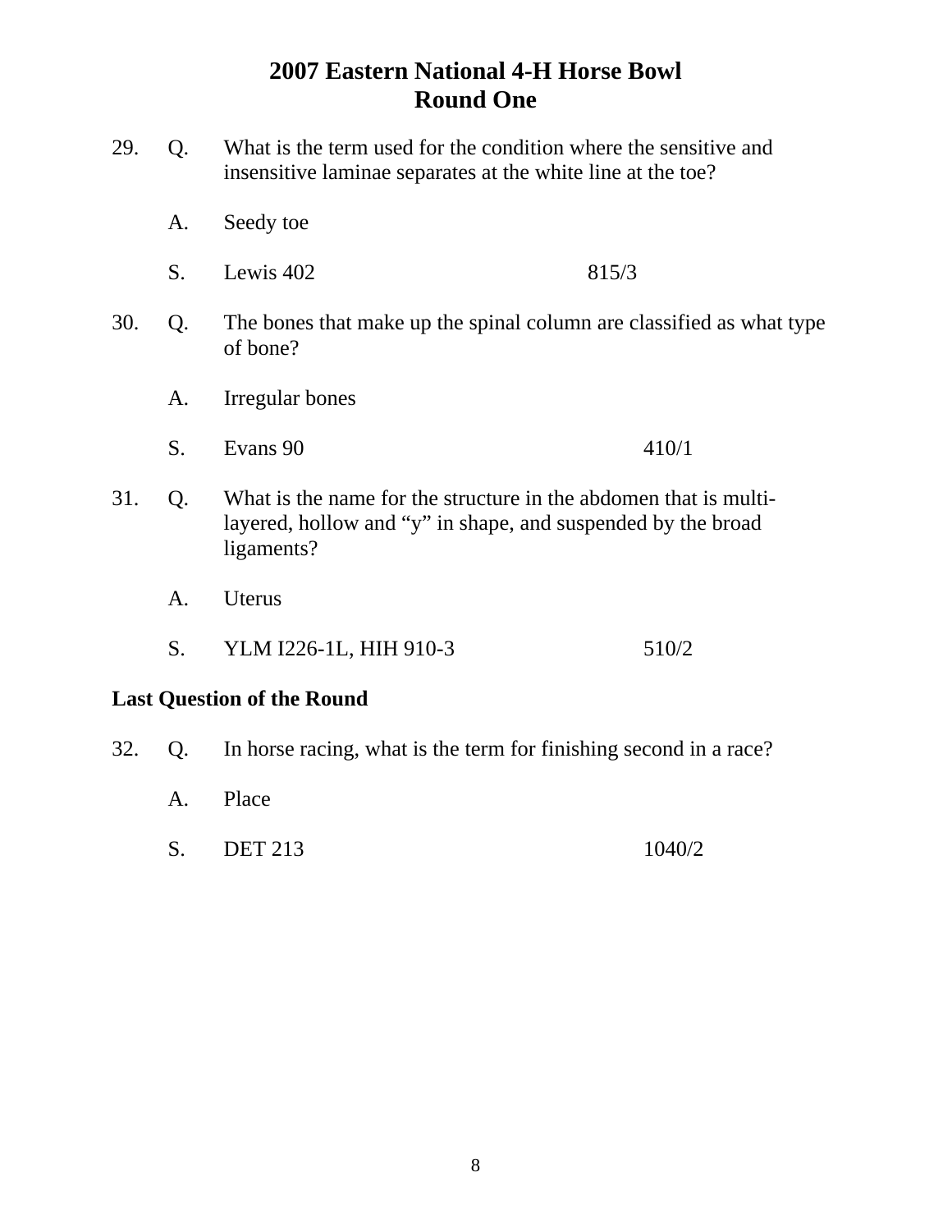# 2007 Eastern National 4-H Horse Bowl
## Round One

29. Q. What is the term used for the condition where the sensitive and insensitive laminae separates at the white line at the toe?

    A. Seedy toe

    S. Lewis 402 815/3

30. Q. The bones that make up the spinal column are classified as what type of bone?

    A. Irregular bones

    S. Evans 90 410/1

31. Q. What is the name for the structure in the abdomen that is multi-layered, hollow and "y" in shape, and suspended by the broad ligaments?

    A. Uterus

    S. YLM I226-1L, HIH 910-3 510/2

**Last Question of the Round**

32. Q. In horse racing, what is the term for finishing second in a race?

    A. Place

    S. DET 213 1040/2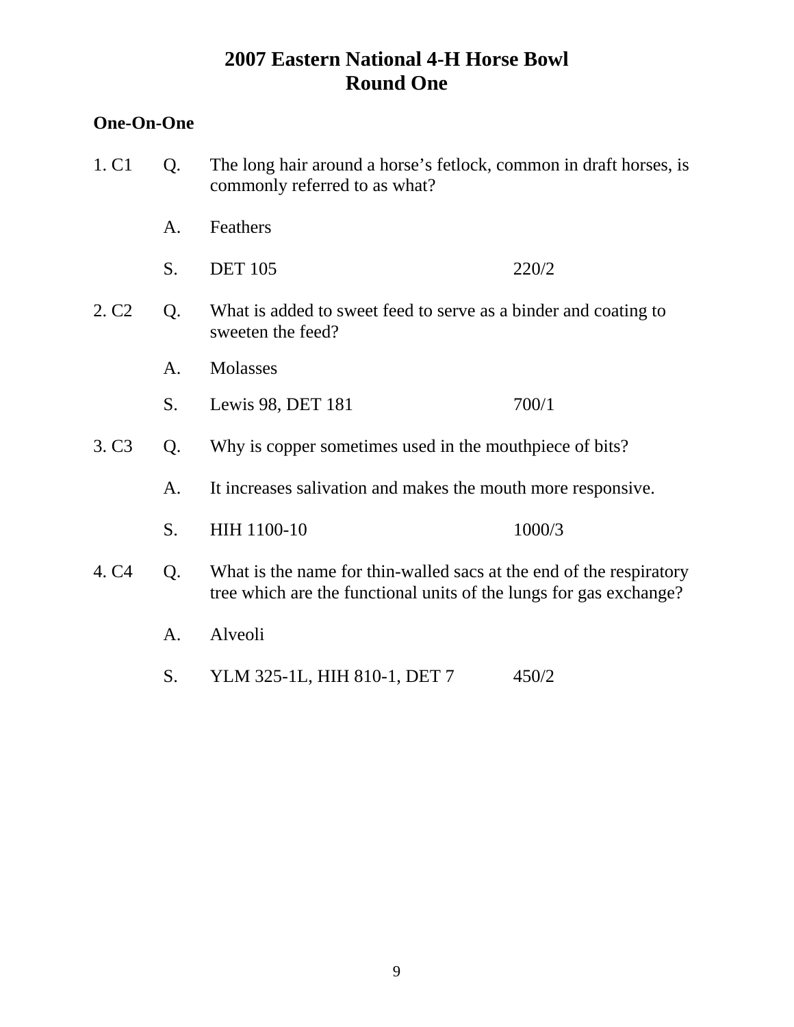# 2007 Eastern National 4-H Horse Bowl
## Round One

**One-On-One**

1. C1 Q. The long hair around a horse's fetlock, common in draft horses, is commonly referred to as what?

   A. Feathers

   S. DET 105 220/2

2. C2 Q. What is added to sweet feed to serve as a binder and coating to sweeten the feed?

   A. Molasses

   S. Lewis 98, DET 181 700/1

3. C3 Q. Why is copper sometimes used in the mouthpiece of bits?

   A. It increases salivation and makes the mouth more responsive.

   S. HIH 1100-10 1000/3

4. C4 Q. What is the name for thin-walled sacs at the end of the respiratory tree which are the functional units of the lungs for gas exchange?

   A. Alveoli

   S. YLM 325-1L, HIH 810-1, DET 7 450/2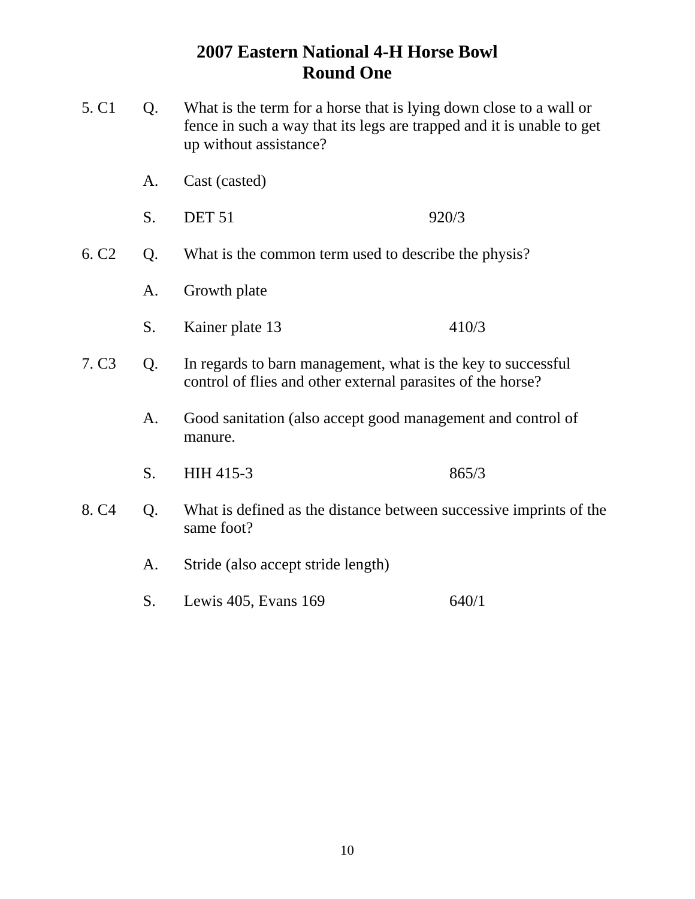# 2007 Eastern National 4-H Horse Bowl
## Round One

5. C1 Q. What is the term for a horse that is lying down close to a wall or fence in such a way that its legs are trapped and it is unable to get up without assistance?

A. Cast (casted)

S. DET 51 920/3

6. C2 Q. What is the common term used to describe the physis?

A. Growth plate

S. Kainer plate 13 410/3

7. C3 Q. In regards to barn management, what is the key to successful control of flies and other external parasites of the horse?

A. Good sanitation (also accept good management and control of manure.

S. HIH 415-3 865/3

8. C4 Q. What is defined as the distance between successive imprints of the same foot?

A. Stride (also accept stride length)

S. Lewis 405, Evans 169 640/1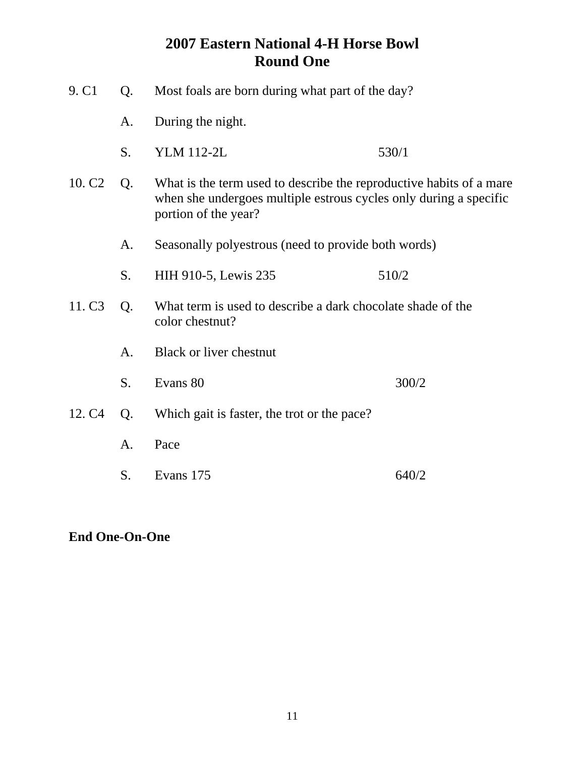# 2007 Eastern National 4-H Horse Bowl
## Round One

9. C1 Q. Most foals are born during what part of the day?

A. During the night.

S. YLM 112-2L 530/1

10. C2 Q. What is the term used to describe the reproductive habits of a mare when she undergoes multiple estrous cycles only during a specific portion of the year?

A. Seasonally polyestrous (need to provide both words)

S. HIH 910-5, Lewis 235 510/2

11. C3 Q. What term is used to describe a dark chocolate shade of the color chestnut?

A. Black or liver chestnut

S. Evans 80 300/2

12. C4 Q. Which gait is faster, the trot or the pace?

A. Pace

S. Evans 175 640/2

**End One-On-One**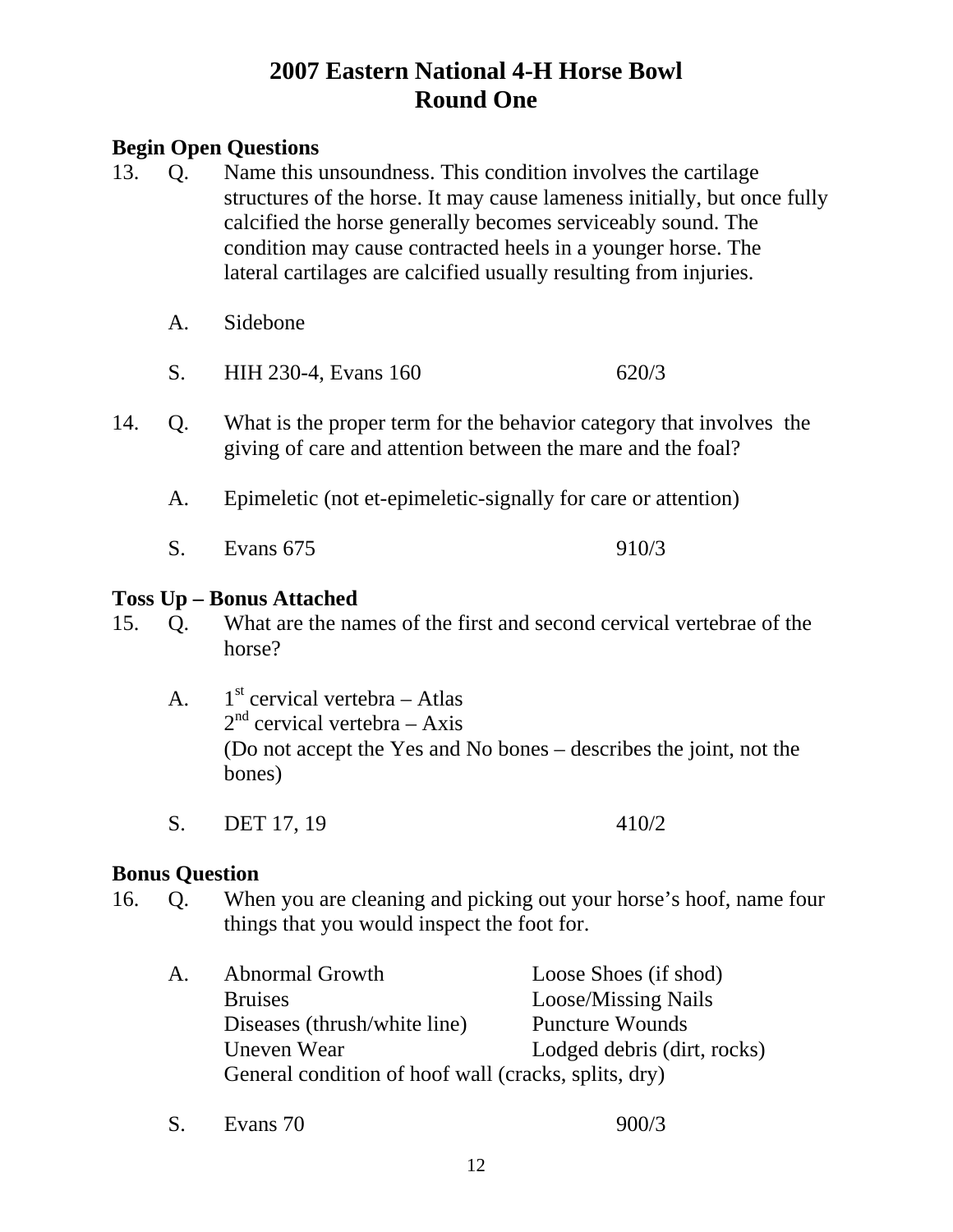# 2007 Eastern National 4-H Horse Bowl
## Round One

**Begin Open Questions**

13. Q. Name this unsoundness. This condition involves the cartilage structures of the horse. It may cause lameness initially, but once fully calcified the horse generally becomes serviceably sound. The condition may cause contracted heels in a younger horse. The lateral cartilages are calcified usually resulting from injuries.

    A. Sidebone

    S. HIH 230-4, Evans 160 — 620/3

14. Q. What is the proper term for the behavior category that involves the giving of care and attention between the mare and the foal?

    A. Epimeletic (not et-epimeletic-signally for care or attention)

    S. Evans 675 — 910/3

**Toss Up – Bonus Attached**

15. Q. What are the names of the first and second cervical vertebrae of the horse?

    A. 1st cervical vertebra – Atlas
    2nd cervical vertebra – Axis
    (Do not accept the Yes and No bones – describes the joint, not the bones)

    S. DET 17, 19 — 410/2

**Bonus Question**

16. Q. When you are cleaning and picking out your horse's hoof, name four things that you would inspect the foot for.

    A. Abnormal Growth
    Loose Shoes (if shod)
    Bruises
    Loose/Missing Nails
    Diseases (thrush/white line)
    Puncture Wounds
    Uneven Wear
    Lodged debris (dirt, rocks)
    General condition of hoof wall (cracks, splits, dry)

    S. Evans 70 — 900/3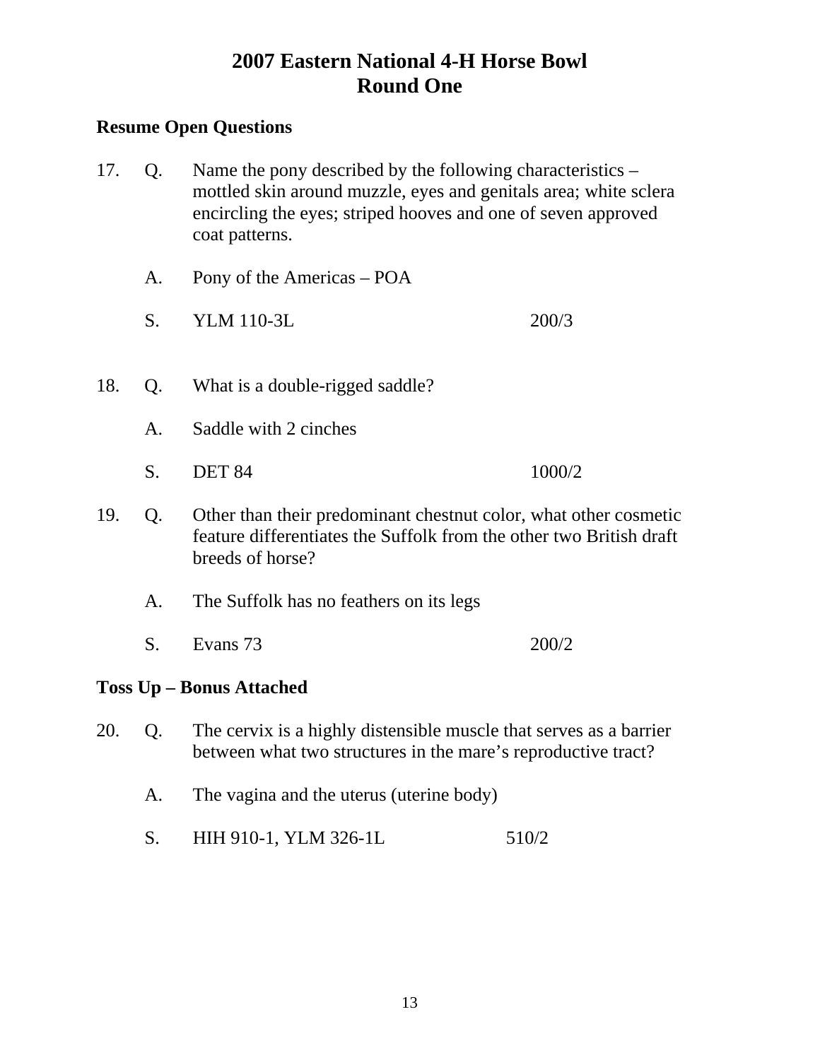# 2007 Eastern National 4-H Horse Bowl
## Round One

**Resume Open Questions**

17. Q. Name the pony described by the following characteristics – mottled skin around muzzle, eyes and genitals area; white sclera encircling the eyes; striped hooves and one of seven approved coat patterns.

    A. Pony of the Americas – POA

    S. YLM 110-3L 200/3

18. Q. What is a double-rigged saddle?

    A. Saddle with 2 cinches

    S. DET 84 1000/2

19. Q. Other than their predominant chestnut color, what other cosmetic feature differentiates the Suffolk from the other two British draft breeds of horse?

    A. The Suffolk has no feathers on its legs

    S. Evans 73 200/2

**Toss Up – Bonus Attached**

20. Q. The cervix is a highly distensible muscle that serves as a barrier between what two structures in the mare's reproductive tract?

    A. The vagina and the uterus (uterine body)

    S. HIH 910-1, YLM 326-1L 510/2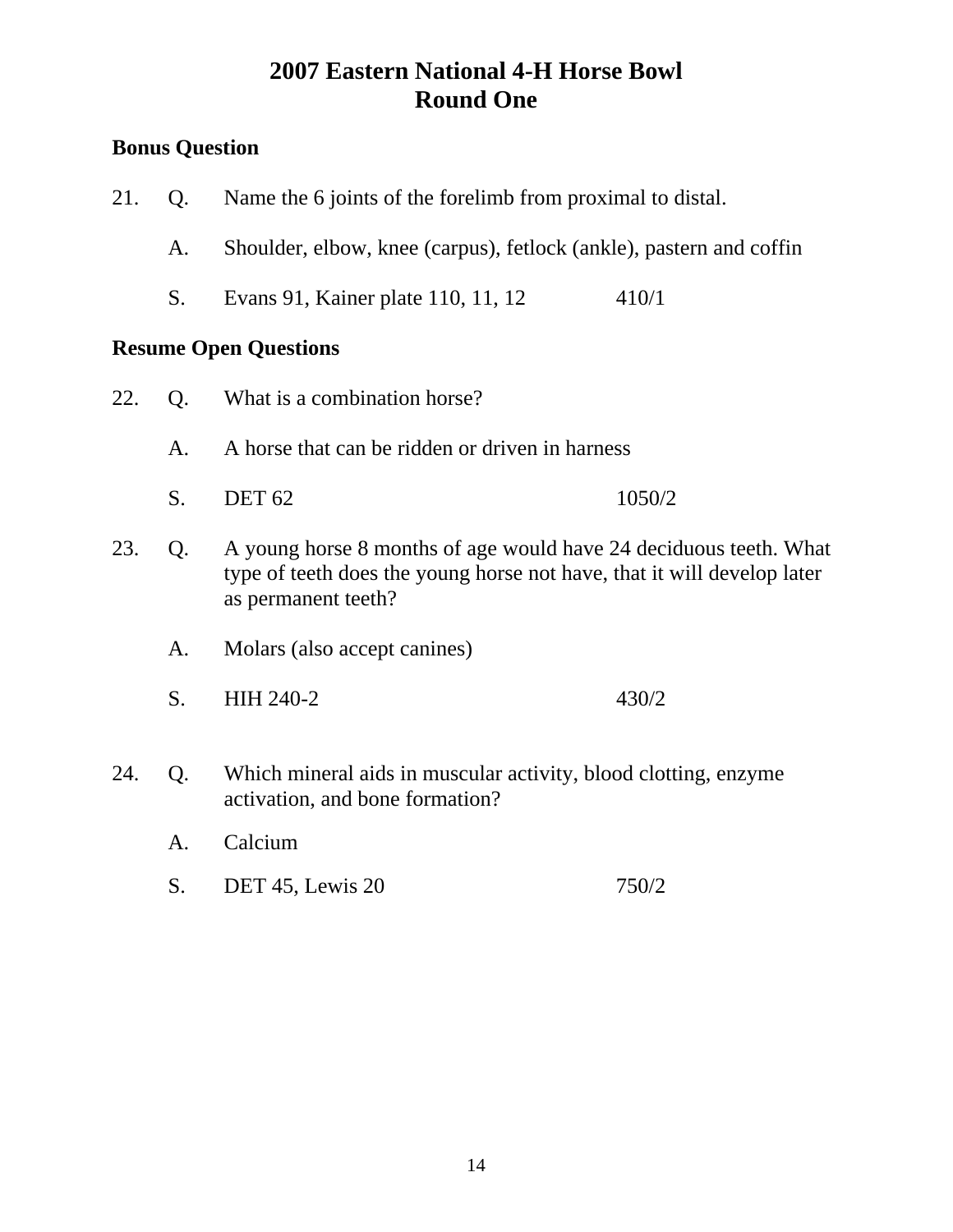# 2007 Eastern National 4-H Horse Bowl
## Round One

**Bonus Question**

21. Q. Name the 6 joints of the forelimb from proximal to distal.

    A. Shoulder, elbow, knee (carpus), fetlock (ankle), pastern and coffin

    S. Evans 91, Kainer plate 110, 11, 12 410/1

**Resume Open Questions**

22. Q. What is a combination horse?

    A. A horse that can be ridden or driven in harness

    S. DET 62 1050/2

23. Q. A young horse 8 months of age would have 24 deciduous teeth. What type of teeth does the young horse not have, that it will develop later as permanent teeth?

    A. Molars (also accept canines)

    S. HIH 240-2 430/2

24. Q. Which mineral aids in muscular activity, blood clotting, enzyme activation, and bone formation?

    A. Calcium

    S. DET 45, Lewis 20 750/2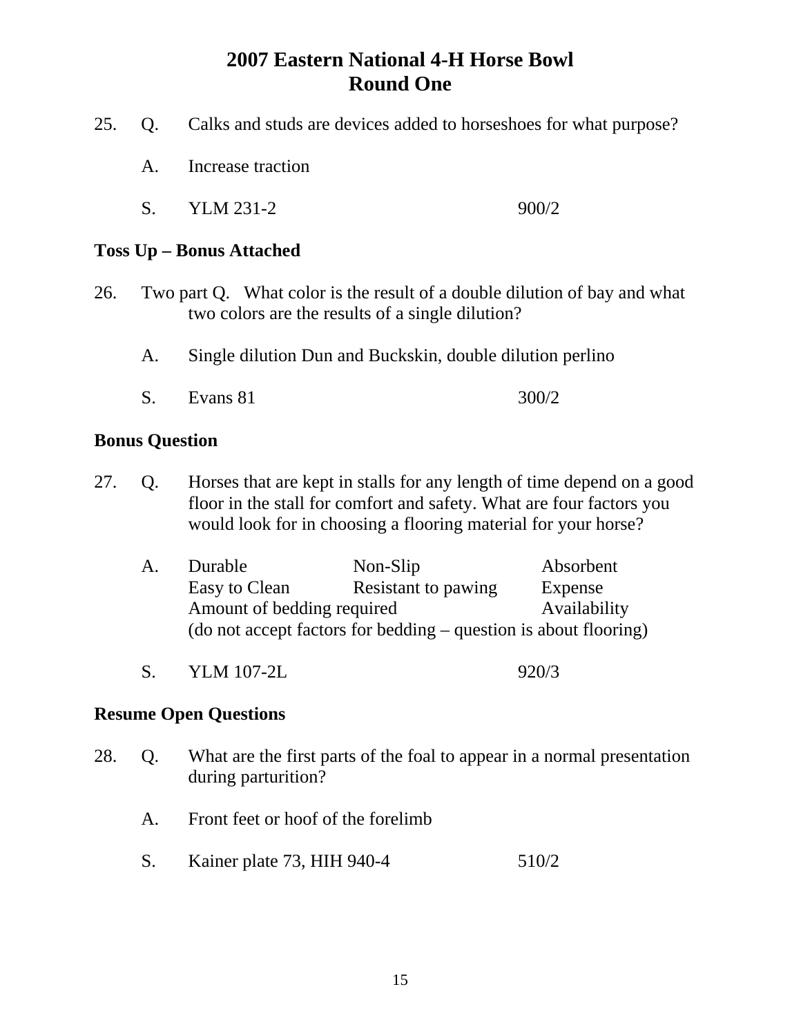# 2007 Eastern National 4-H Horse Bowl
## Round One

25. Q. Calks and studs are devices added to horseshoes for what purpose?

    A. Increase traction

    S. YLM 231-2 900/2

**Toss Up – Bonus Attached**

26. Two part Q. What color is the result of a double dilution of bay and what two colors are the results of a single dilution?

    A. Single dilution Dun and Buckskin, double dilution perlino

    S. Evans 81 300/2

**Bonus Question**

27. Q. Horses that are kept in stalls for any length of time depend on a good floor in the stall for comfort and safety. What are four factors you would look for in choosing a flooring material for your horse?

    A. Durable, Non-Slip, Absorbent, Easy to Clean, Resistant to pawing, Expense, Amount of bedding required, Availability
    (do not accept factors for bedding – question is about flooring)

    S. YLM 107-2L 920/3

**Resume Open Questions**

28. Q. What are the first parts of the foal to appear in a normal presentation during parturition?

    A. Front feet or hoof of the forelimb

    S. Kainer plate 73, HIH 940-4 510/2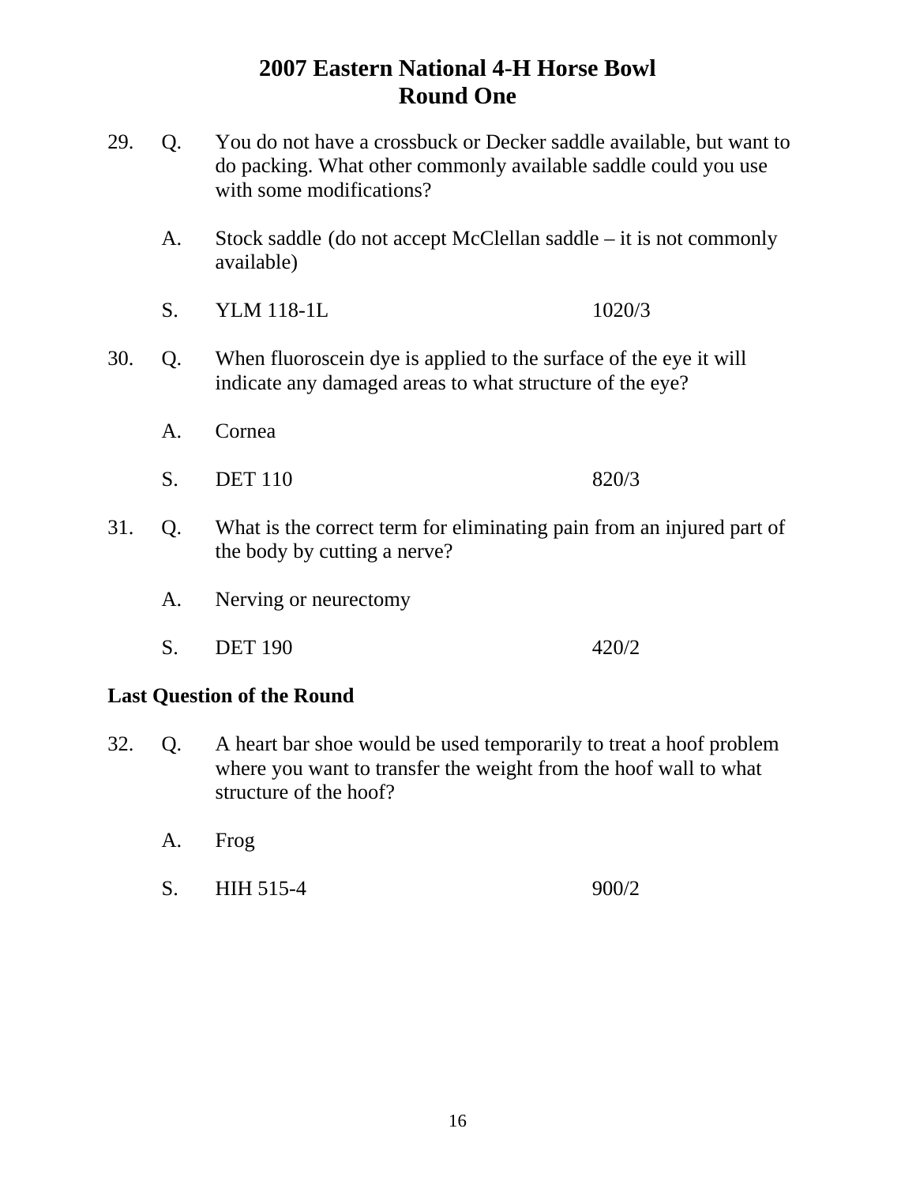# 2007 Eastern National 4-H Horse Bowl
## Round One

29. Q. You do not have a crossbuck or Decker saddle available, but want to do packing. What other commonly available saddle could you use with some modifications?

    A. Stock saddle (do not accept McClellan saddle – it is not commonly available)

    S. YLM 118-1L 1020/3

30. Q. When fluoroscein dye is applied to the surface of the eye it will indicate any damaged areas to what structure of the eye?

    A. Cornea

    S. DET 110 820/3

31. Q. What is the correct term for eliminating pain from an injured part of the body by cutting a nerve?

    A. Nerving or neurectomy

    S. DET 190 420/2

**Last Question of the Round**

32. Q. A heart bar shoe would be used temporarily to treat a hoof problem where you want to transfer the weight from the hoof wall to what structure of the hoof?

    A. Frog

    S. HIH 515-4 900/2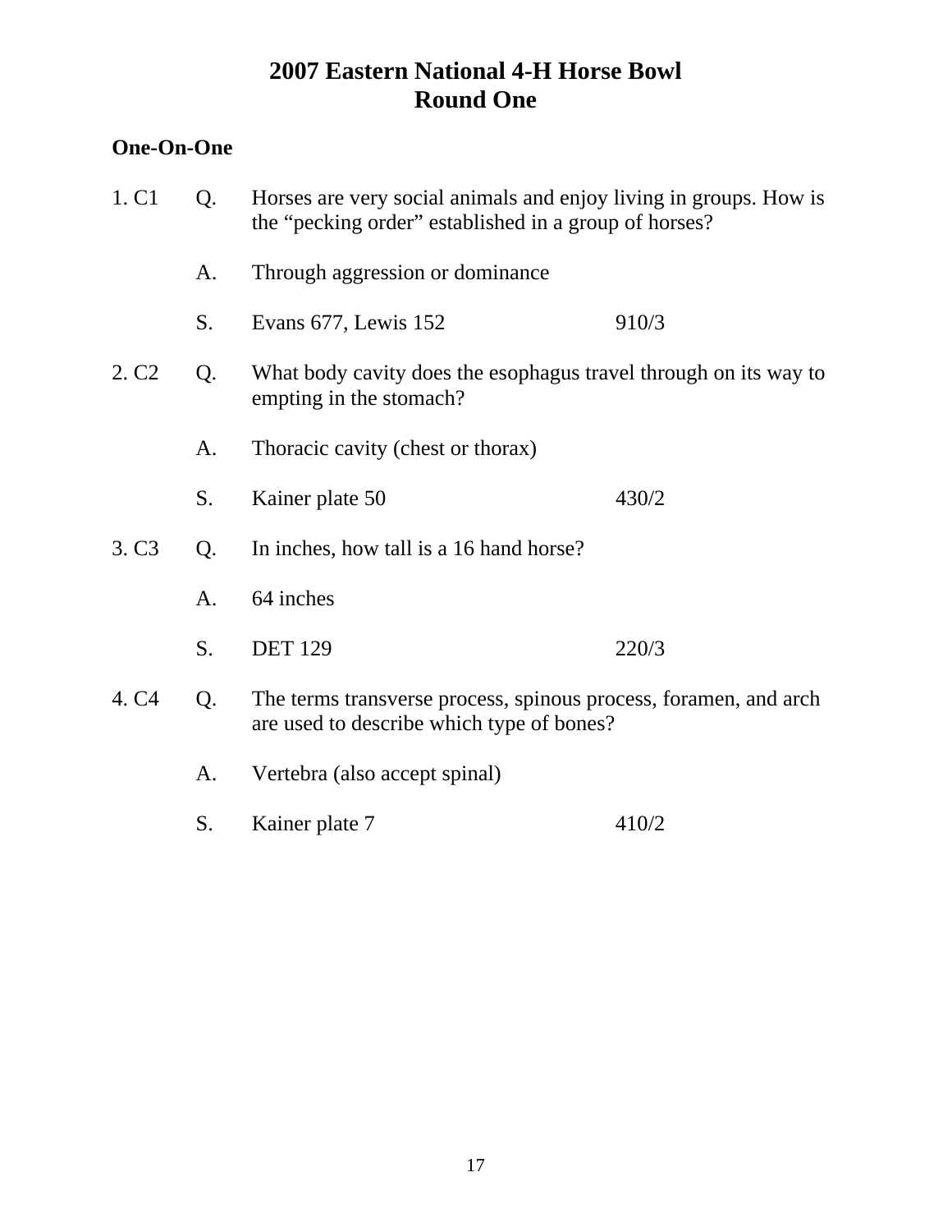# 2007 Eastern National 4-H Horse Bowl
## Round One

**One-On-One**

1\. C1 Q. Horses are very social animals and enjoy living in groups. How is the "pecking order" established in a group of horses?

A. Through aggression or dominance

S. Evans 677, Lewis 152 910/3

2\. C2 Q. What body cavity does the esophagus travel through on its way to empting in the stomach?

A. Thoracic cavity (chest or thorax)

S. Kainer plate 50 430/2

3\. C3 Q. In inches, how tall is a 16 hand horse?

A. 64 inches

S. DET 129 220/3

4\. C4 Q. The terms transverse process, spinous process, foramen, and arch are used to describe which type of bones?

A. Vertebra (also accept spinal)

S. Kainer plate 7 410/2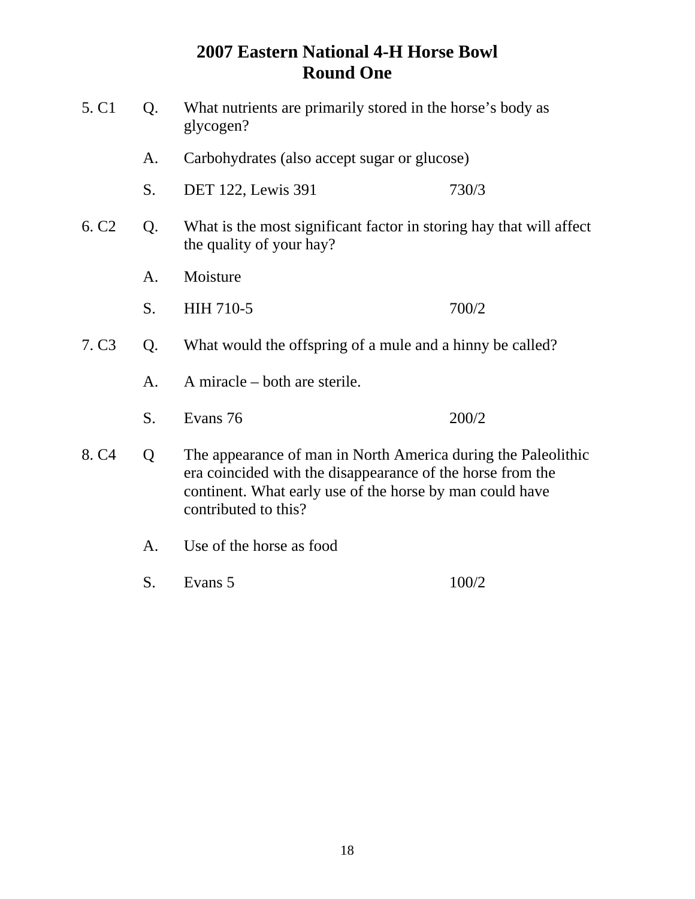# 2007 Eastern National 4-H Horse Bowl
## Round One

5. C1 Q. What nutrients are primarily stored in the horse's body as glycogen?

A. Carbohydrates (also accept sugar or glucose)

S. DET 122, Lewis 391 730/3

6. C2 Q. What is the most significant factor in storing hay that will affect the quality of your hay?

A. Moisture

S. HIH 710-5 700/2

7. C3 Q. What would the offspring of a mule and a hinny be called?

A. A miracle – both are sterile.

S. Evans 76 200/2

8. C4 Q The appearance of man in North America during the Paleolithic era coincided with the disappearance of the horse from the continent. What early use of the horse by man could have contributed to this?

A. Use of the horse as food

S. Evans 5 100/2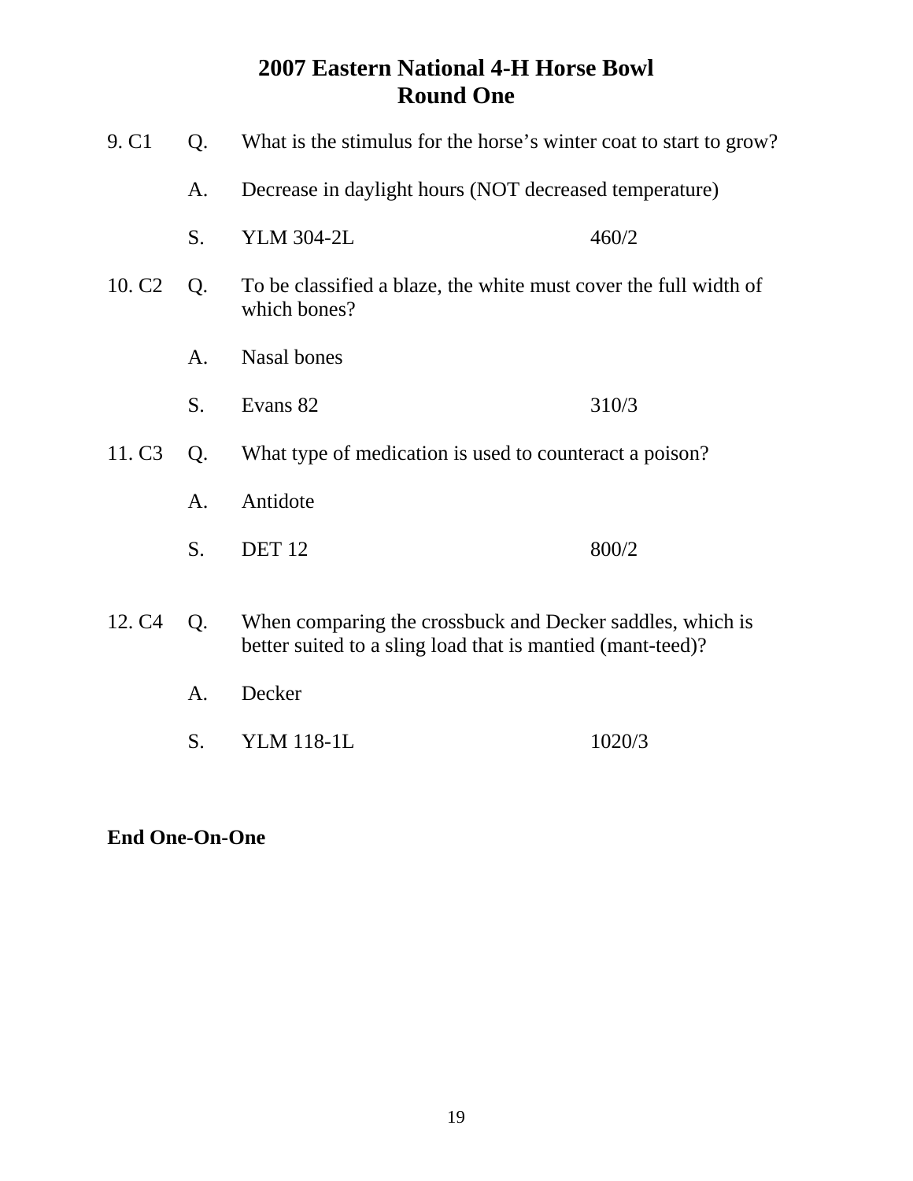# 2007 Eastern National 4-H Horse Bowl
## Round One

9. C1 Q. What is the stimulus for the horse's winter coat to start to grow?

A. Decrease in daylight hours (NOT decreased temperature)

S. YLM 304-2L 460/2

10. C2 Q. To be classified a blaze, the white must cover the full width of which bones?

A. Nasal bones

S. Evans 82 310/3

11. C3 Q. What type of medication is used to counteract a poison?

A. Antidote

S. DET 12 800/2

12. C4 Q. When comparing the crossbuck and Decker saddles, which is better suited to a sling load that is mantied (mant-teed)?

A. Decker

S. YLM 118-1L 1020/3

**End One-On-One**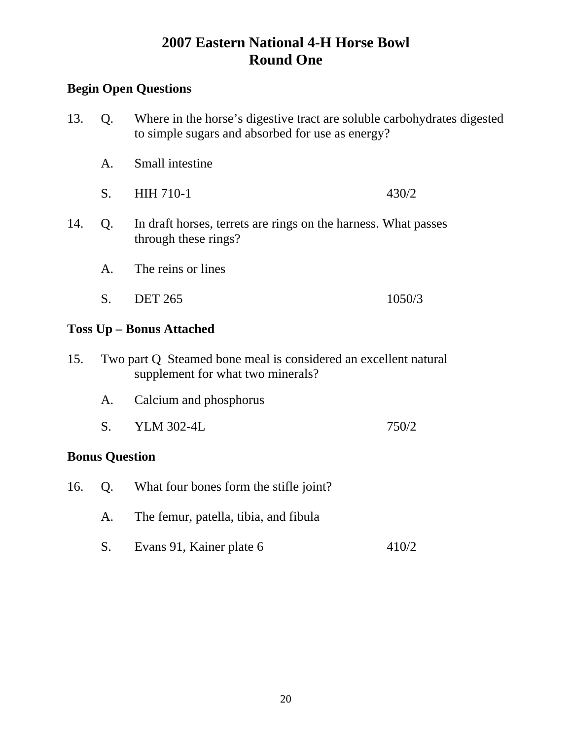# 2007 Eastern National 4-H Horse Bowl
## Round One

**Begin Open Questions**

13. Q. Where in the horse's digestive tract are soluble carbohydrates digested to simple sugars and absorbed for use as energy?

    A. Small intestine

    S. HIH 710-1 430/2

14. Q. In draft horses, terrets are rings on the harness. What passes through these rings?

    A. The reins or lines

    S. DET 265 1050/3

**Toss Up – Bonus Attached**

15. Two part Q Steamed bone meal is considered an excellent natural supplement for what two minerals?

    A. Calcium and phosphorus

    S. YLM 302-4L 750/2

**Bonus Question**

16. Q. What four bones form the stifle joint?

    A. The femur, patella, tibia, and fibula

    S. Evans 91, Kainer plate 6 410/2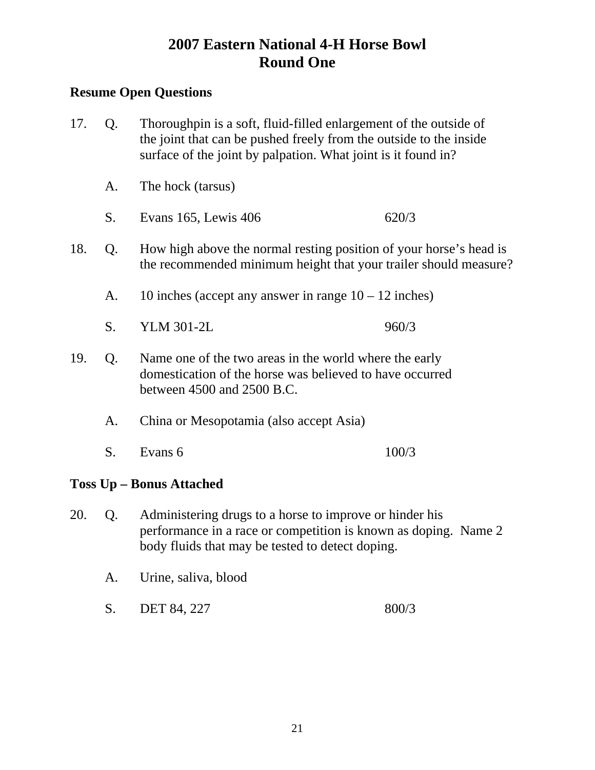# 2007 Eastern National 4-H Horse Bowl
# Round One

**Resume Open Questions**

17. Q. Thoroughpin is a soft, fluid-filled enlargement of the outside of the joint that can be pushed freely from the outside to the inside surface of the joint by palpation. What joint is it found in?

    A. The hock (tarsus)

    S. Evans 165, Lewis 406 620/3

18. Q. How high above the normal resting position of your horse's head is the recommended minimum height that your trailer should measure?

    A. 10 inches (accept any answer in range 10 – 12 inches)

    S. YLM 301-2L 960/3

19. Q. Name one of the two areas in the world where the early domestication of the horse was believed to have occurred between 4500 and 2500 B.C.

    A. China or Mesopotamia (also accept Asia)

    S. Evans 6 100/3

**Toss Up – Bonus Attached**

20. Q. Administering drugs to a horse to improve or hinder his performance in a race or competition is known as doping. Name 2 body fluids that may be tested to detect doping.

    A. Urine, saliva, blood

    S. DET 84, 227 800/3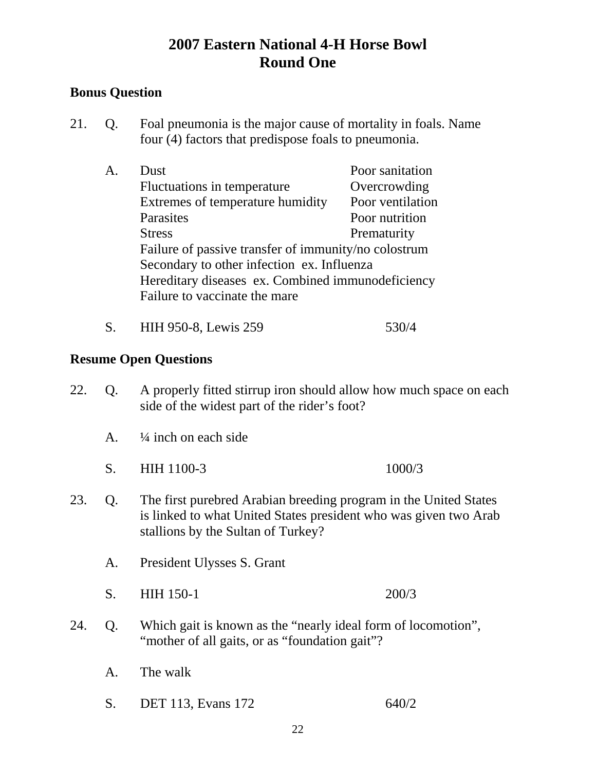# 2007 Eastern National 4-H Horse Bowl
# Round One

**Bonus Question**

21. Q. Foal pneumonia is the major cause of mortality in foals. Name four (4) factors that predispose foals to pneumonia.

    A. Dust
    Fluctuations in temperature
    Extremes of temperature humidity
    Parasites
    Stress
    Poor sanitation
    Overcrowding
    Poor ventilation
    Poor nutrition
    Prematurity
    Failure of passive transfer of immunity/no colostrum
    Secondary to other infection ex. Influenza
    Hereditary diseases ex. Combined immunodeficiency
    Failure to vaccinate the mare

    S. HIH 950-8, Lewis 259 530/4

**Resume Open Questions**

22. Q. A properly fitted stirrup iron should allow how much space on each side of the widest part of the rider's foot?

    A. ¼ inch on each side

    S. HIH 1100-3 1000/3

23. Q. The first purebred Arabian breeding program in the United States is linked to what United States president who was given two Arab stallions by the Sultan of Turkey?

    A. President Ulysses S. Grant

    S. HIH 150-1 200/3

24. Q. Which gait is known as the "nearly ideal form of locomotion", "mother of all gaits, or as "foundation gait"?

    A. The walk

    S. DET 113, Evans 172 640/2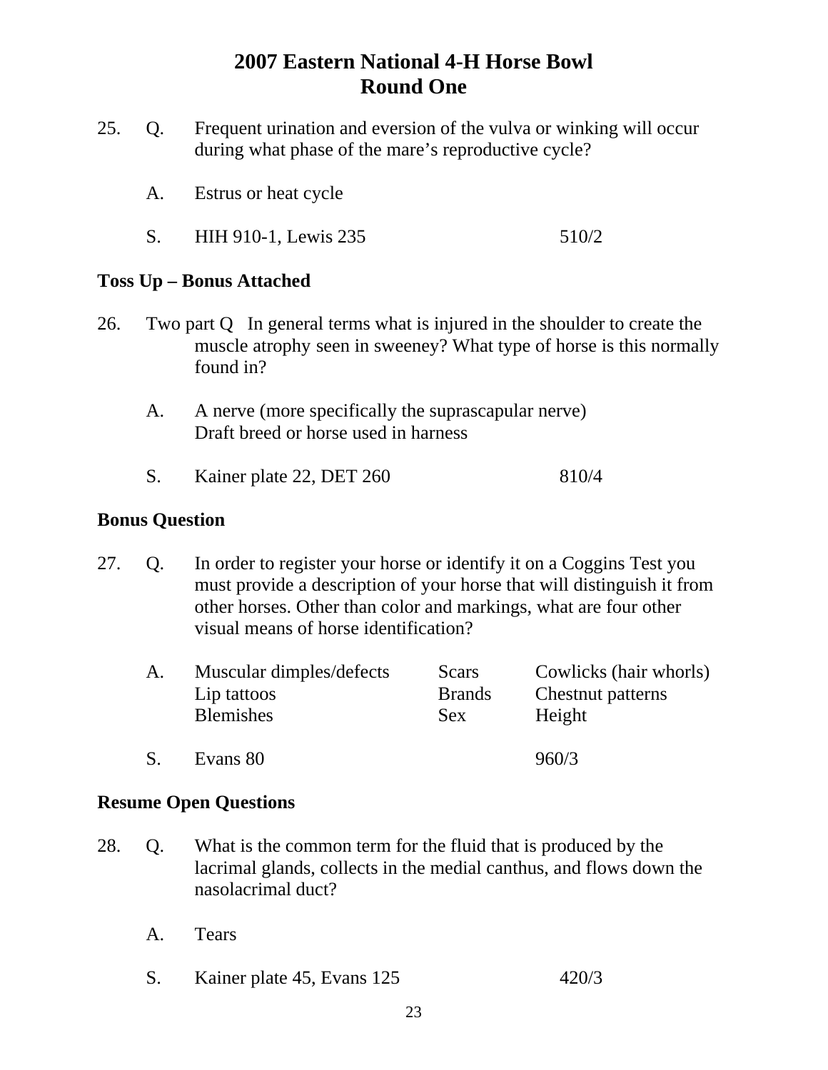# 2007 Eastern National 4-H Horse Bowl
## Round One

25. Q. Frequent urination and eversion of the vulva or winking will occur during what phase of the mare's reproductive cycle?

    A. Estrus or heat cycle

    S. HIH 910-1, Lewis 235 510/2

**Toss Up – Bonus Attached**

26. Two part Q In general terms what is injured in the shoulder to create the muscle atrophy seen in sweeney? What type of horse is this normally found in?

    A. A nerve (more specifically the suprascapular nerve)
    Draft breed or horse used in harness

    S. Kainer plate 22, DET 260 810/4

**Bonus Question**

27. Q. In order to register your horse or identify it on a Coggins Test you must provide a description of your horse that will distinguish it from other horses. Other than color and markings, what are four other visual means of horse identification?

    A.

| | | |
|---|---|---|
| Muscular dimples/defects | Scars | Cowlicks (hair whorls) |
| Lip tattoos | Brands | Chestnut patterns |
| Blemishes | Sex | Height |

    S. Evans 80 960/3

**Resume Open Questions**

28. Q. What is the common term for the fluid that is produced by the lacrimal glands, collects in the medial canthus, and flows down the nasolacrimal duct?

    A. Tears

    S. Kainer plate 45, Evans 125 420/3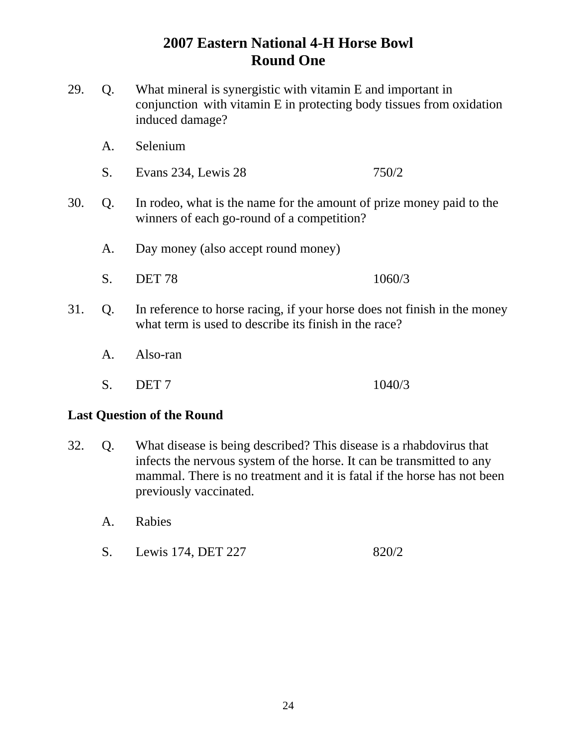# 2007 Eastern National 4-H Horse Bowl
## Round One

29. Q. What mineral is synergistic with vitamin E and important in conjunction with vitamin E in protecting body tissues from oxidation induced damage?

    A. Selenium

    S. Evans 234, Lewis 28 750/2

30. Q. In rodeo, what is the name for the amount of prize money paid to the winners of each go-round of a competition?

    A. Day money (also accept round money)

    S. DET 78 1060/3

31. Q. In reference to horse racing, if your horse does not finish in the money what term is used to describe its finish in the race?

    A. Also-ran

    S. DET 7 1040/3

**Last Question of the Round**

32. Q. What disease is being described? This disease is a rhabdovirus that infects the nervous system of the horse. It can be transmitted to any mammal. There is no treatment and it is fatal if the horse has not been previously vaccinated.

    A. Rabies

    S. Lewis 174, DET 227 820/2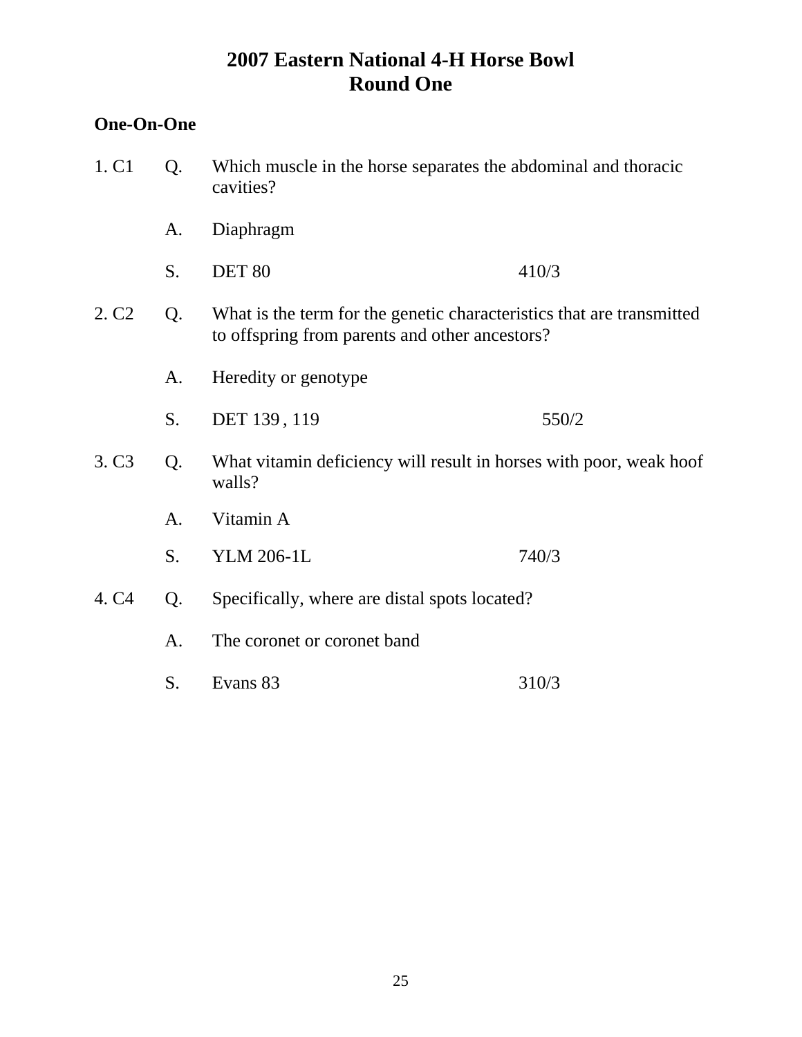# 2007 Eastern National 4-H Horse Bowl
## Round One

**One-On-One**

1. C1 Q. Which muscle in the horse separates the abdominal and thoracic cavities?

   A. Diaphragm

   S. DET 80 410/3

2. C2 Q. What is the term for the genetic characteristics that are transmitted to offspring from parents and other ancestors?

   A. Heredity or genotype

   S. DET 139 , 119 550/2

3. C3 Q. What vitamin deficiency will result in horses with poor, weak hoof walls?

   A. Vitamin A

   S. YLM 206-1L 740/3

4. C4 Q. Specifically, where are distal spots located?

   A. The coronet or coronet band

   S. Evans 83 310/3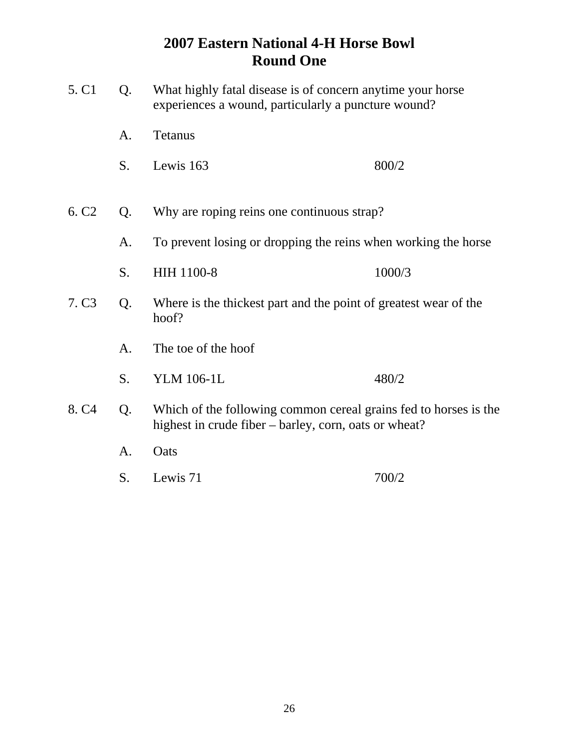# 2007 Eastern National 4-H Horse Bowl
## Round One

5. C1 Q. What highly fatal disease is of concern anytime your horse experiences a wound, particularly a puncture wound?

A. Tetanus

S. Lewis 163 800/2

6. C2 Q. Why are roping reins one continuous strap?

A. To prevent losing or dropping the reins when working the horse

S. HIH 1100-8 1000/3

7. C3 Q. Where is the thickest part and the point of greatest wear of the hoof?

A. The toe of the hoof

S. YLM 106-1L 480/2

8. C4 Q. Which of the following common cereal grains fed to horses is the highest in crude fiber – barley, corn, oats or wheat?

A. Oats

S. Lewis 71 700/2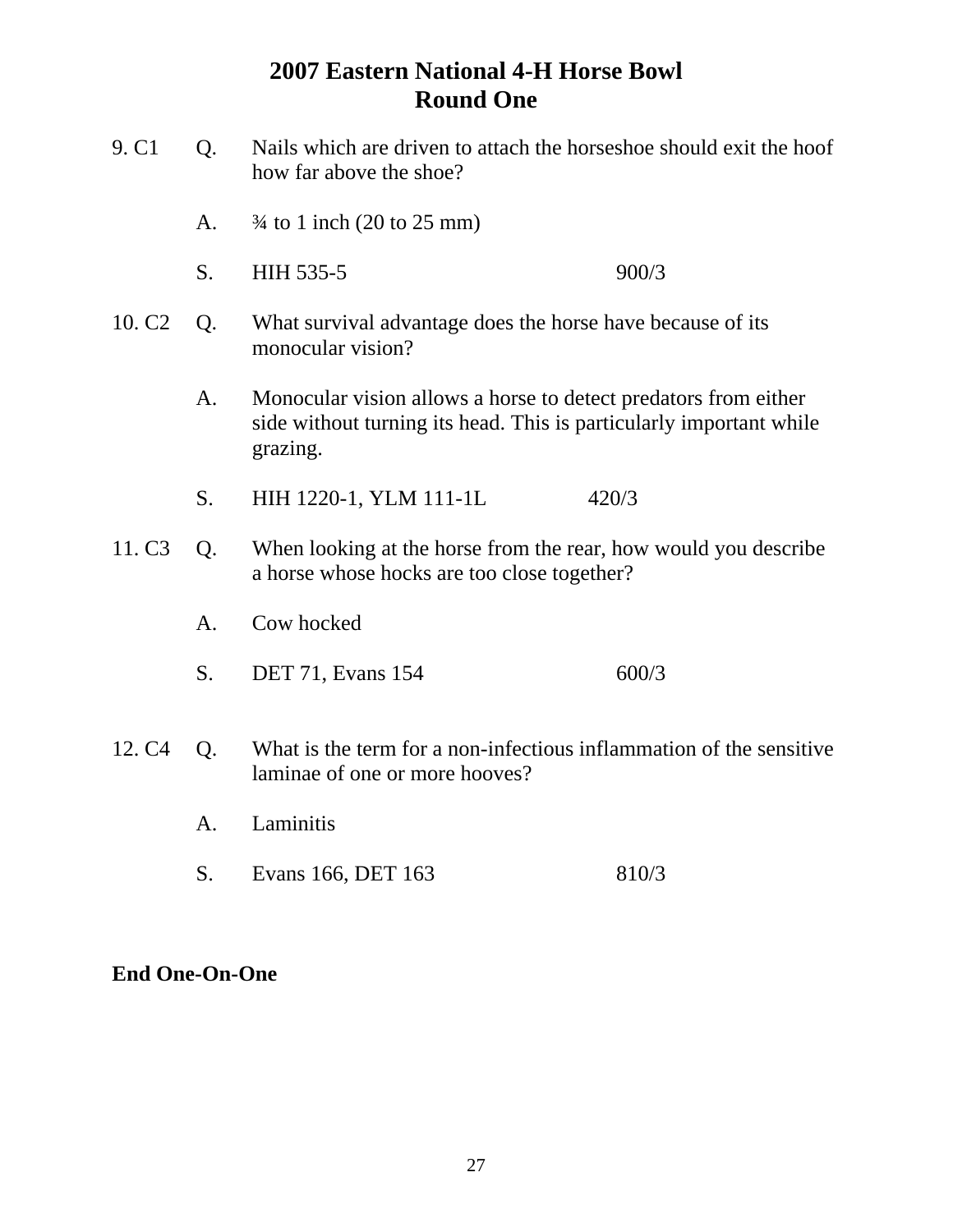# 2007 Eastern National 4-H Horse Bowl
## Round One

9. C1 Q. Nails which are driven to attach the horseshoe should exit the hoof how far above the shoe?

A. ¾ to 1 inch (20 to 25 mm)

S. HIH 535-5 900/3

10. C2 Q. What survival advantage does the horse have because of its monocular vision?

A. Monocular vision allows a horse to detect predators from either side without turning its head. This is particularly important while grazing.

S. HIH 1220-1, YLM 111-1L 420/3

11. C3 Q. When looking at the horse from the rear, how would you describe a horse whose hocks are too close together?

A. Cow hocked

S. DET 71, Evans 154 600/3

12. C4 Q. What is the term for a non-infectious inflammation of the sensitive laminae of one or more hooves?

A. Laminitis

S. Evans 166, DET 163 810/3

**End One-On-One**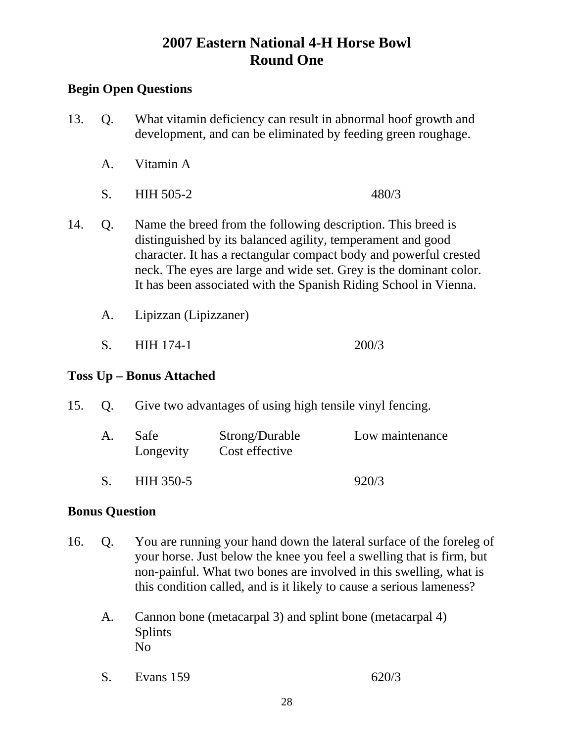# 2007 Eastern National 4-H Horse Bowl
# Round One

**Begin Open Questions**

13. Q. What vitamin deficiency can result in abnormal hoof growth and development, and can be eliminated by feeding green roughage.

    A. Vitamin A

    S. HIH 505-2 480/3

14. Q. Name the breed from the following description. This breed is distinguished by its balanced agility, temperament and good character. It has a rectangular compact body and powerful crested neck. The eyes are large and wide set. Grey is the dominant color. It has been associated with the Spanish Riding School in Vienna.

    A. Lipizzan (Lipizzaner)

    S. HIH 174-1 200/3

**Toss Up – Bonus Attached**

15. Q. Give two advantages of using high tensile vinyl fencing.

    A. Safe, Strong/Durable, Low maintenance, Longevity, Cost effective

    S. HIH 350-5 920/3

**Bonus Question**

16. Q. You are running your hand down the lateral surface of the foreleg of your horse. Just below the knee you feel a swelling that is firm, but non-painful. What two bones are involved in this swelling, what is this condition called, and is it likely to cause a serious lameness?

    A. Cannon bone (metacarpal 3) and splint bone (metacarpal 4)
    Splints
    No

    S. Evans 159 620/3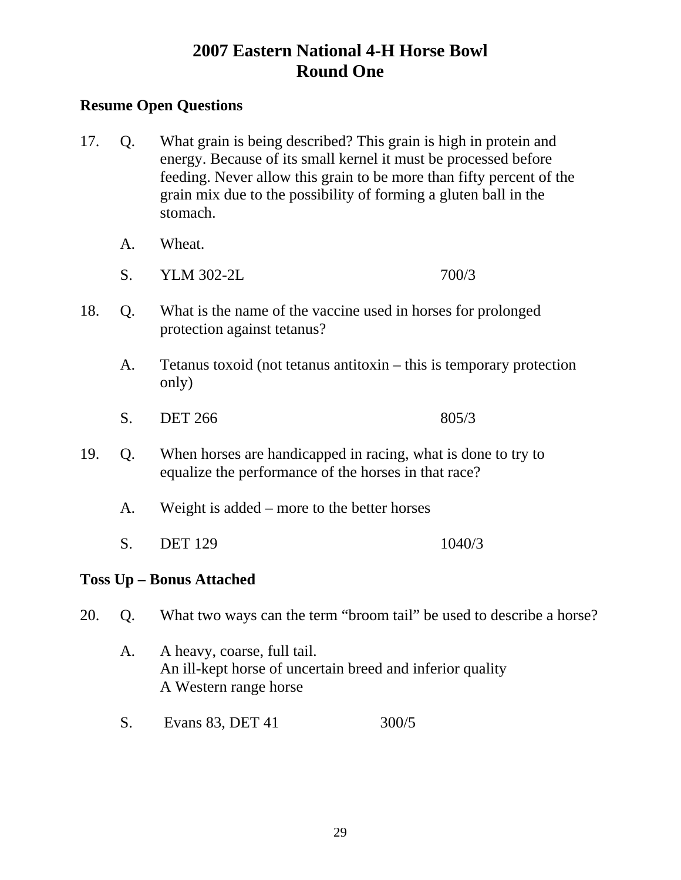# 2007 Eastern National 4-H Horse Bowl
## Round One

**Resume Open Questions**

17. Q. What grain is being described? This grain is high in protein and energy. Because of its small kernel it must be processed before feeding. Never allow this grain to be more than fifty percent of the grain mix due to the possibility of forming a gluten ball in the stomach.

    A. Wheat.

    S. YLM 302-2L 700/3

18. Q. What is the name of the vaccine used in horses for prolonged protection against tetanus?

    A. Tetanus toxoid (not tetanus antitoxin – this is temporary protection only)

    S. DET 266 805/3

19. Q. When horses are handicapped in racing, what is done to try to equalize the performance of the horses in that race?

    A. Weight is added – more to the better horses

    S. DET 129 1040/3

**Toss Up – Bonus Attached**

20. Q. What two ways can the term "broom tail" be used to describe a horse?

    A. A heavy, coarse, full tail.
    An ill-kept horse of uncertain breed and inferior quality
    A Western range horse

    S. Evans 83, DET 41 300/5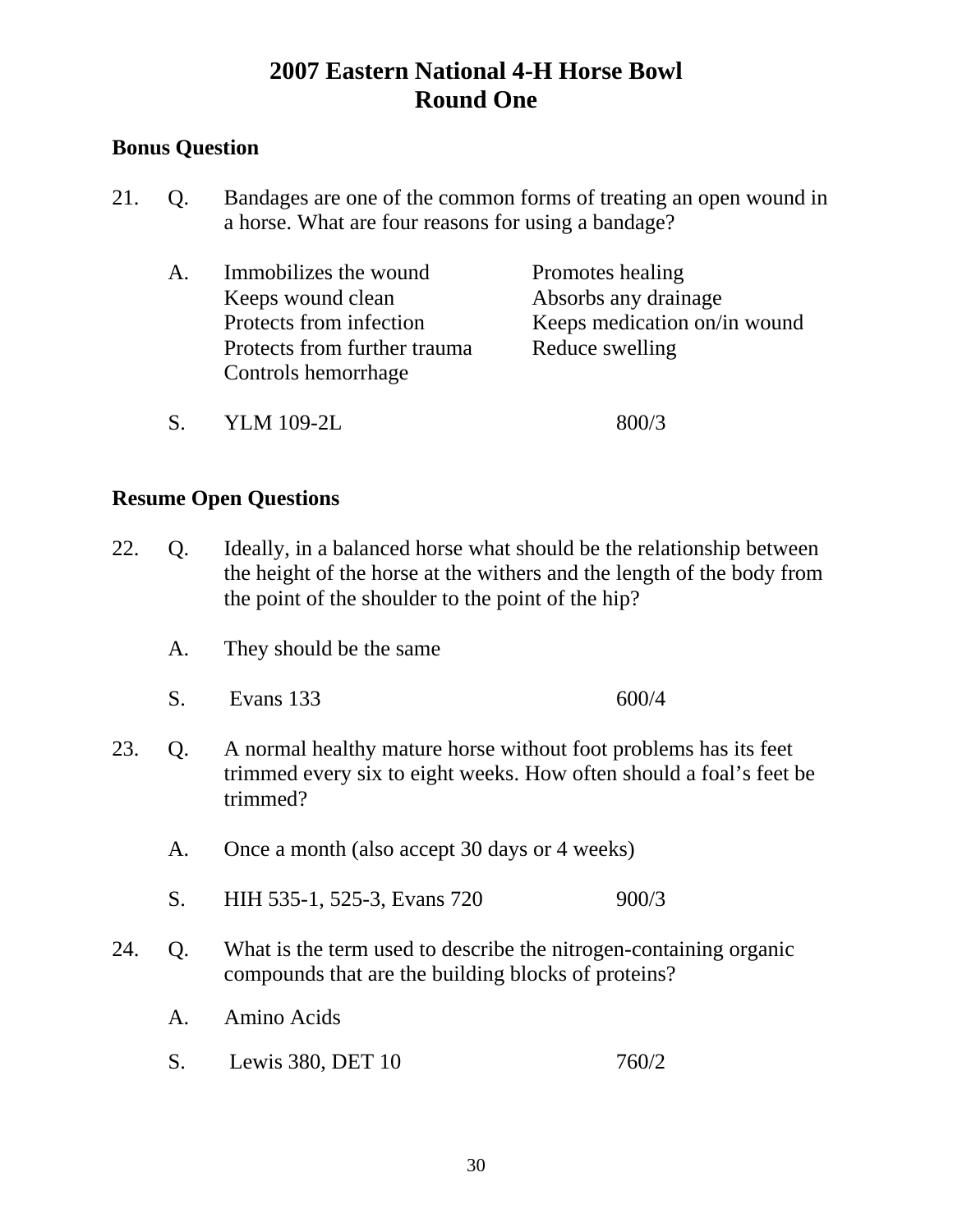# 2007 Eastern National 4-H Horse Bowl
## Round One

**Bonus Question**

21. Q. Bandages are one of the common forms of treating an open wound in a horse. What are four reasons for using a bandage?

    A. Immobilizes the wound
    Keeps wound clean
    Protects from infection
    Protects from further trauma
    Controls hemorrhage
    Promotes healing
    Absorbs any drainage
    Keeps medication on/in wound
    Reduce swelling

    S. YLM 109-2L 800/3

**Resume Open Questions**

22. Q. Ideally, in a balanced horse what should be the relationship between the height of the horse at the withers and the length of the body from the point of the shoulder to the point of the hip?

    A. They should be the same

    S. Evans 133 600/4

23. Q. A normal healthy mature horse without foot problems has its feet trimmed every six to eight weeks. How often should a foal's feet be trimmed?

    A. Once a month (also accept 30 days or 4 weeks)

    S. HIH 535-1, 525-3, Evans 720 900/3

24. Q. What is the term used to describe the nitrogen-containing organic compounds that are the building blocks of proteins?

    A. Amino Acids

    S. Lewis 380, DET 10 760/2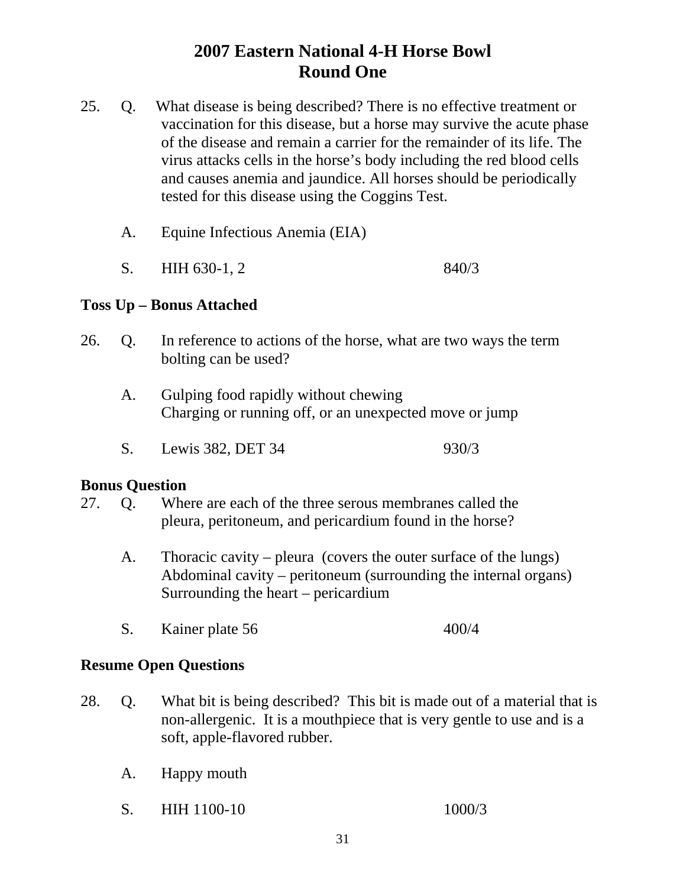# 2007 Eastern National 4-H Horse Bowl
## Round One

25. Q. What disease is being described? There is no effective treatment or vaccination for this disease, but a horse may survive the acute phase of the disease and remain a carrier for the remainder of its life. The virus attacks cells in the horse's body including the red blood cells and causes anemia and jaundice. All horses should be periodically tested for this disease using the Coggins Test.

    A. Equine Infectious Anemia (EIA)

    S. HIH 630-1, 2 840/3

**Toss Up – Bonus Attached**

26. Q. In reference to actions of the horse, what are two ways the term bolting can be used?

    A. Gulping food rapidly without chewing
    Charging or running off, or an unexpected move or jump

    S. Lewis 382, DET 34 930/3

**Bonus Question**

27. Q. Where are each of the three serous membranes called the pleura, peritoneum, and pericardium found in the horse?

    A. Thoracic cavity – pleura (covers the outer surface of the lungs)
    Abdominal cavity – peritoneum (surrounding the internal organs)
    Surrounding the heart – pericardium

    S. Kainer plate 56 400/4

**Resume Open Questions**

28. Q. What bit is being described? This bit is made out of a material that is non-allergenic. It is a mouthpiece that is very gentle to use and is a soft, apple-flavored rubber.

    A. Happy mouth

    S. HIH 1100-10 1000/3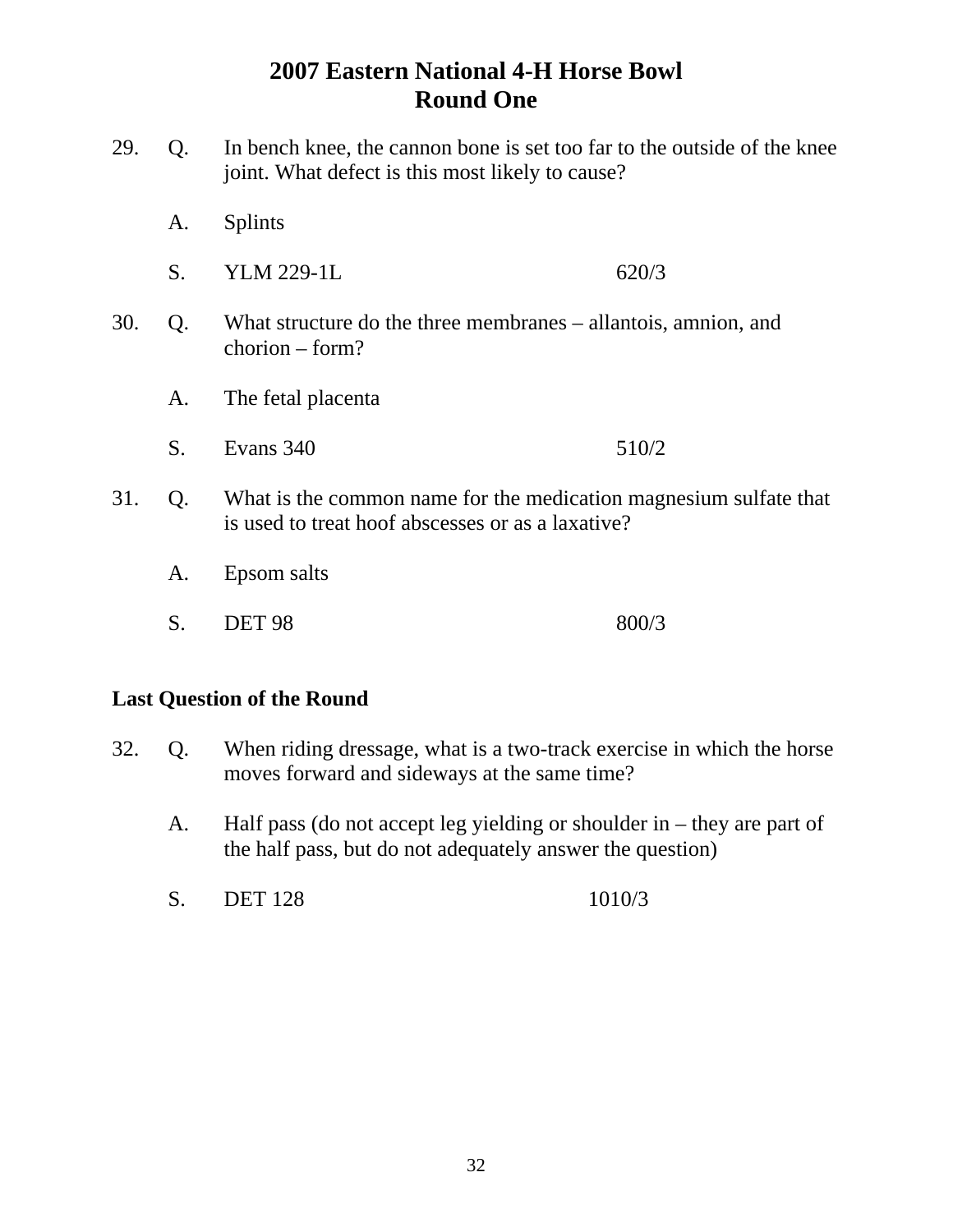# 2007 Eastern National 4-H Horse Bowl
## Round One

29. Q. In bench knee, the cannon bone is set too far to the outside of the knee joint. What defect is this most likely to cause?

    A. Splints

    S. YLM 229-1L 620/3

30. Q. What structure do the three membranes – allantois, amnion, and chorion – form?

    A. The fetal placenta

    S. Evans 340 510/2

31. Q. What is the common name for the medication magnesium sulfate that is used to treat hoof abscesses or as a laxative?

    A. Epsom salts

    S. DET 98 800/3

**Last Question of the Round**

32. Q. When riding dressage, what is a two-track exercise in which the horse moves forward and sideways at the same time?

    A. Half pass (do not accept leg yielding or shoulder in – they are part of the half pass, but do not adequately answer the question)

    S. DET 128 1010/3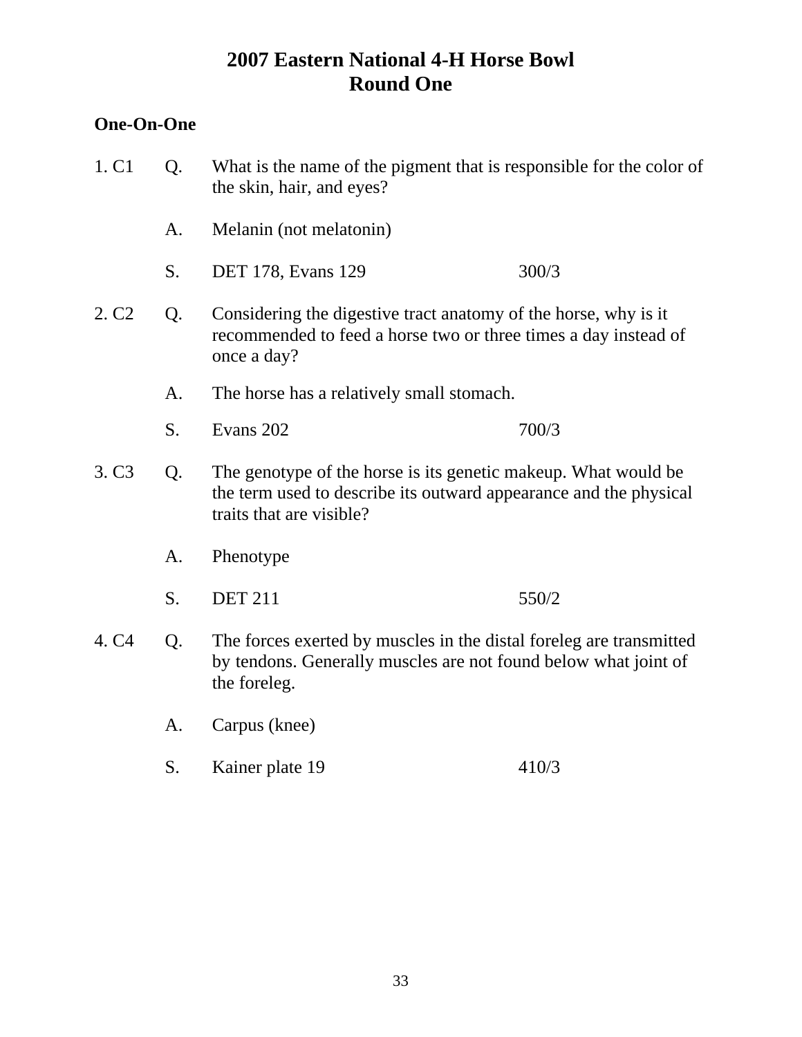# 2007 Eastern National 4-H Horse Bowl
## Round One

**One-On-One**

1. C1 Q. What is the name of the pigment that is responsible for the color of the skin, hair, and eyes?

   A. Melanin (not melatonin)

   S. DET 178, Evans 129 300/3

2. C2 Q. Considering the digestive tract anatomy of the horse, why is it recommended to feed a horse two or three times a day instead of once a day?

   A. The horse has a relatively small stomach.

   S. Evans 202 700/3

3. C3 Q. The genotype of the horse is its genetic makeup. What would be the term used to describe its outward appearance and the physical traits that are visible?

   A. Phenotype

   S. DET 211 550/2

4. C4 Q. The forces exerted by muscles in the distal foreleg are transmitted by tendons. Generally muscles are not found below what joint of the foreleg.

   A. Carpus (knee)

   S. Kainer plate 19 410/3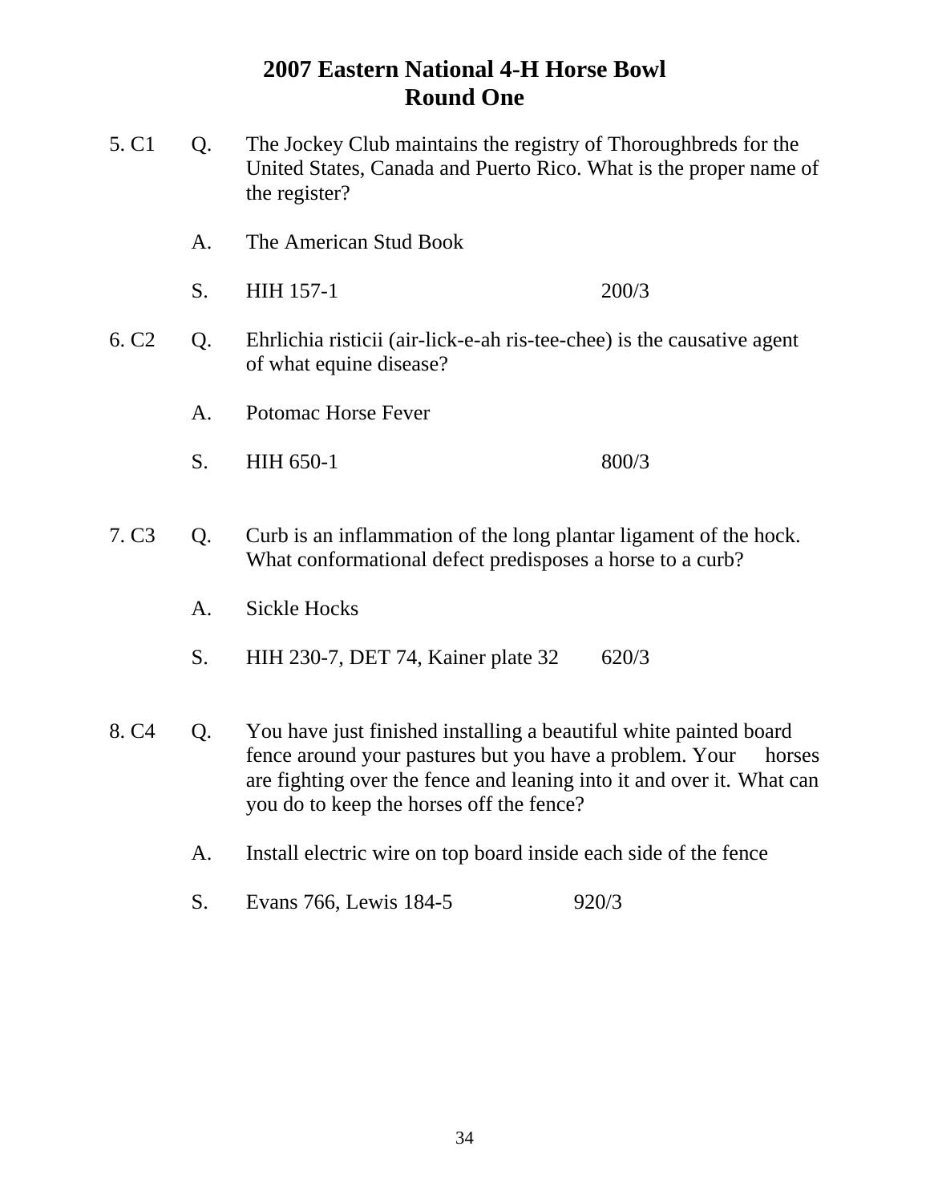# 2007 Eastern National 4-H Horse Bowl
## Round One

5. C1 Q. The Jockey Club maintains the registry of Thoroughbreds for the United States, Canada and Puerto Rico. What is the proper name of the register?

A. The American Stud Book

S. HIH 157-1 200/3

6. C2 Q. Ehrlichia risticii (air-lick-e-ah ris-tee-chee) is the causative agent of what equine disease?

A. Potomac Horse Fever

S. HIH 650-1 800/3

7. C3 Q. Curb is an inflammation of the long plantar ligament of the hock. What conformational defect predisposes a horse to a curb?

A. Sickle Hocks

S. HIH 230-7, DET 74, Kainer plate 32 620/3

8. C4 Q. You have just finished installing a beautiful white painted board fence around your pastures but you have a problem. Your horses are fighting over the fence and leaning into it and over it. What can you do to keep the horses off the fence?

A. Install electric wire on top board inside each side of the fence

S. Evans 766, Lewis 184-5 920/3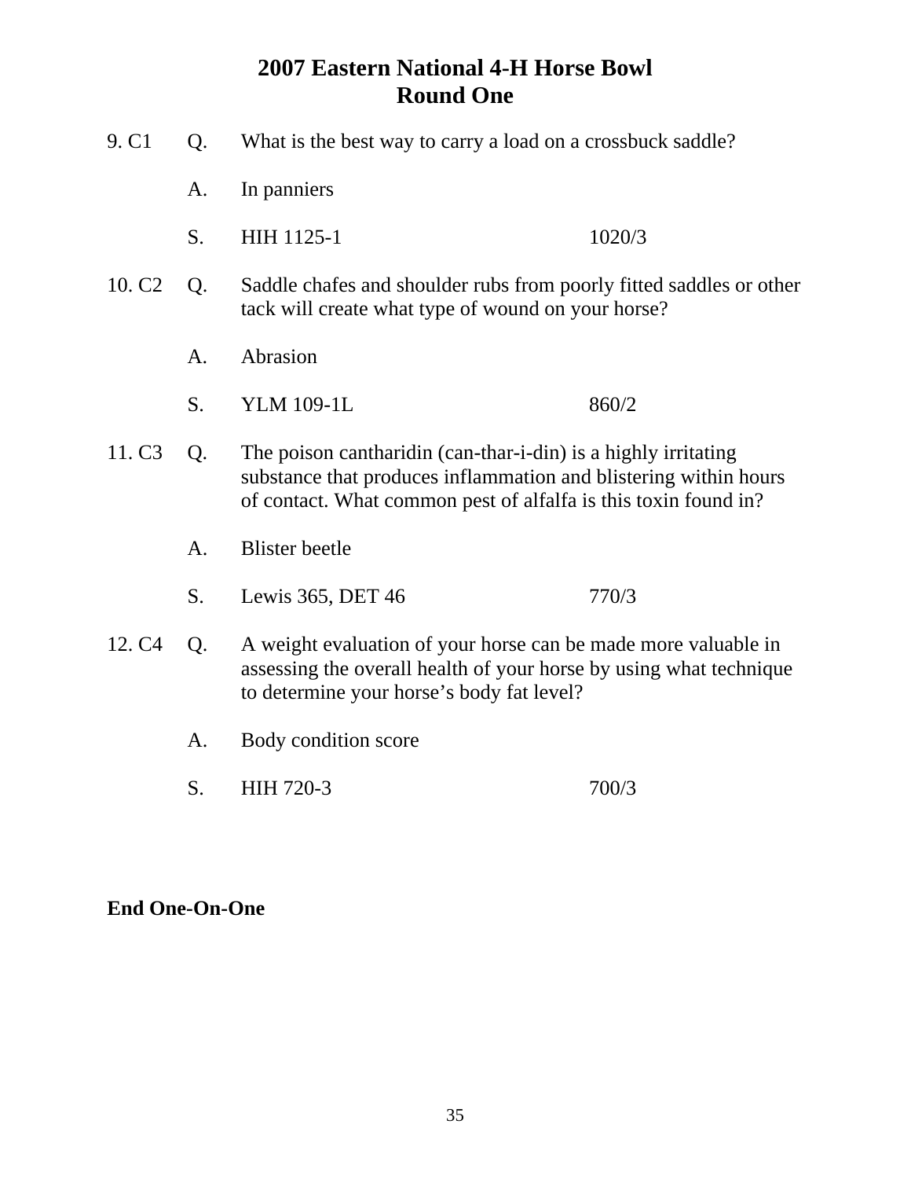# 2007 Eastern National 4-H Horse Bowl
## Round One

9. C1 Q. What is the best way to carry a load on a crossbuck saddle?

A. In panniers

S. HIH 1125-1 1020/3

10. C2 Q. Saddle chafes and shoulder rubs from poorly fitted saddles or other tack will create what type of wound on your horse?

A. Abrasion

S. YLM 109-1L 860/2

11. C3 Q. The poison cantharidin (can-thar-i-din) is a highly irritating substance that produces inflammation and blistering within hours of contact. What common pest of alfalfa is this toxin found in?

A. Blister beetle

S. Lewis 365, DET 46 770/3

12. C4 Q. A weight evaluation of your horse can be made more valuable in assessing the overall health of your horse by using what technique to determine your horse's body fat level?

A. Body condition score

S. HIH 720-3 700/3

**End One-On-One**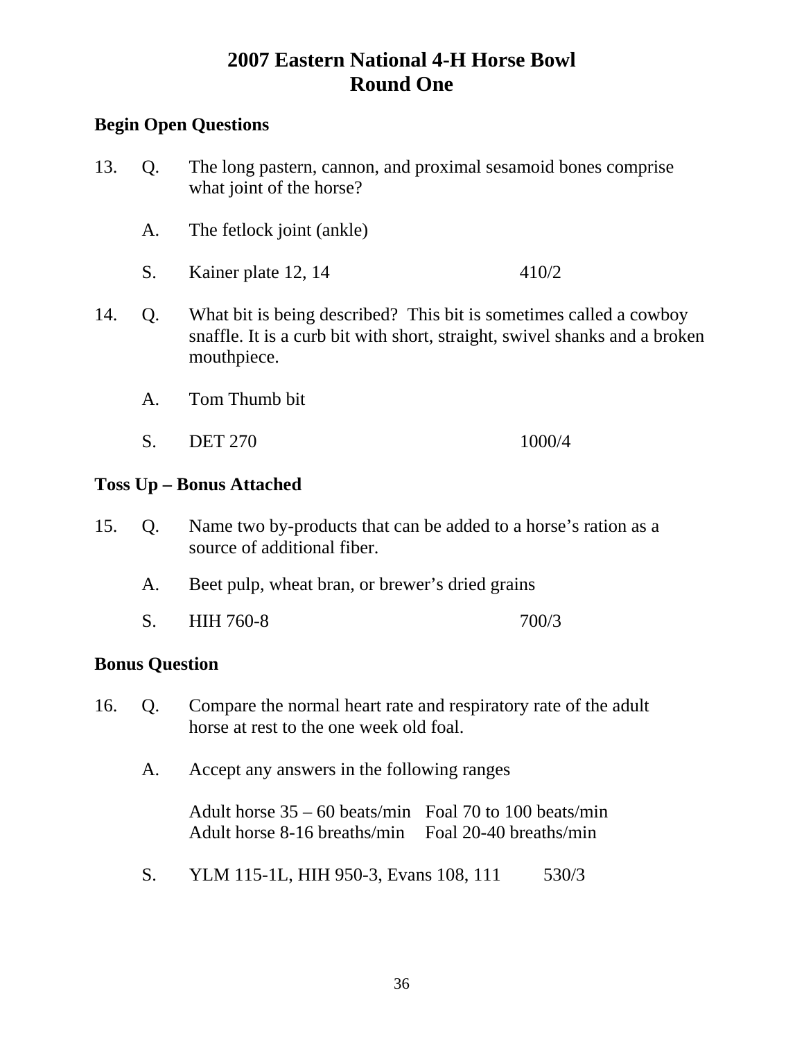# 2007 Eastern National 4-H Horse Bowl
## Round One

**Begin Open Questions**

13. Q. The long pastern, cannon, and proximal sesamoid bones comprise what joint of the horse?

    A. The fetlock joint (ankle)

    S. Kainer plate 12, 14 410/2

14. Q. What bit is being described? This bit is sometimes called a cowboy snaffle. It is a curb bit with short, straight, swivel shanks and a broken mouthpiece.

    A. Tom Thumb bit

    S. DET 270 1000/4

**Toss Up – Bonus Attached**

15. Q. Name two by-products that can be added to a horse's ration as a source of additional fiber.

    A. Beet pulp, wheat bran, or brewer's dried grains

    S. HIH 760-8 700/3

**Bonus Question**

16. Q. Compare the normal heart rate and respiratory rate of the adult horse at rest to the one week old foal.

    A. Accept any answers in the following ranges

    Adult horse 35 – 60 beats/min Foal 70 to 100 beats/min
    Adult horse 8-16 breaths/min Foal 20-40 breaths/min

    S. YLM 115-1L, HIH 950-3, Evans 108, 111 530/3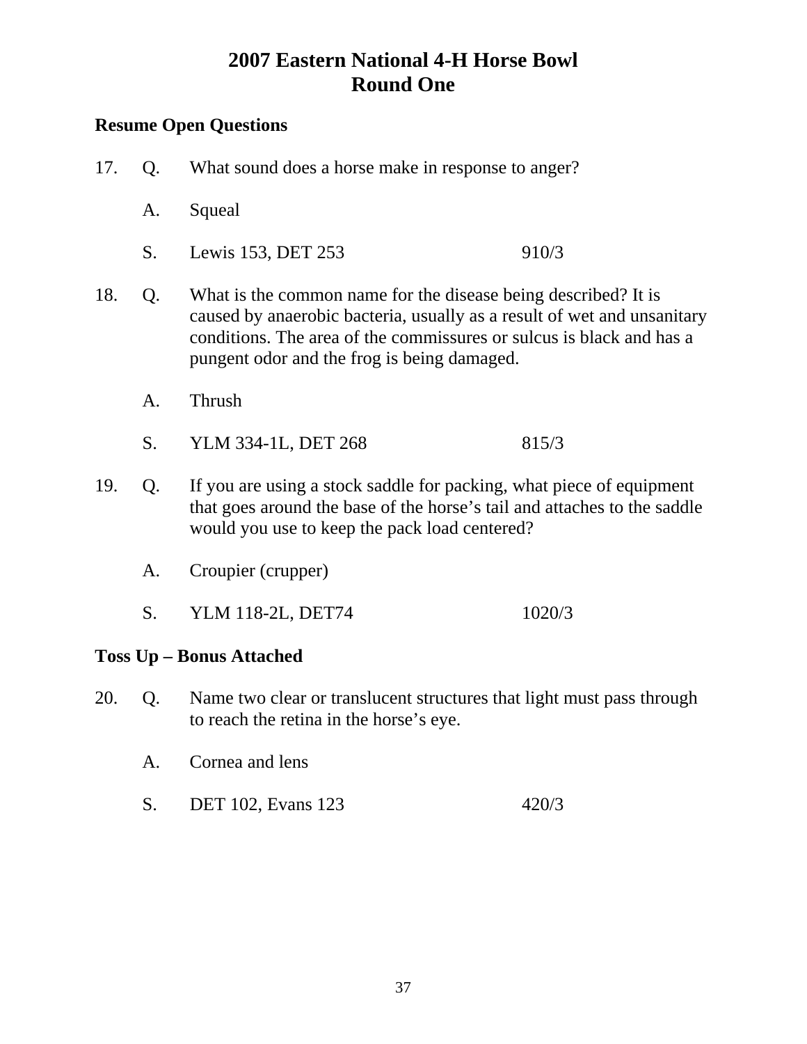# 2007 Eastern National 4-H Horse Bowl
# Round One

**Resume Open Questions**

17. Q. What sound does a horse make in response to anger?

    A. Squeal

    S. Lewis 153, DET 253 910/3

18. Q. What is the common name for the disease being described? It is caused by anaerobic bacteria, usually as a result of wet and unsanitary conditions. The area of the commissures or sulcus is black and has a pungent odor and the frog is being damaged.

    A. Thrush

    S. YLM 334-1L, DET 268 815/3

19. Q. If you are using a stock saddle for packing, what piece of equipment that goes around the base of the horse's tail and attaches to the saddle would you use to keep the pack load centered?

    A. Croupier (crupper)

    S. YLM 118-2L, DET74 1020/3

**Toss Up – Bonus Attached**

20. Q. Name two clear or translucent structures that light must pass through to reach the retina in the horse's eye.

    A. Cornea and lens

    S. DET 102, Evans 123 420/3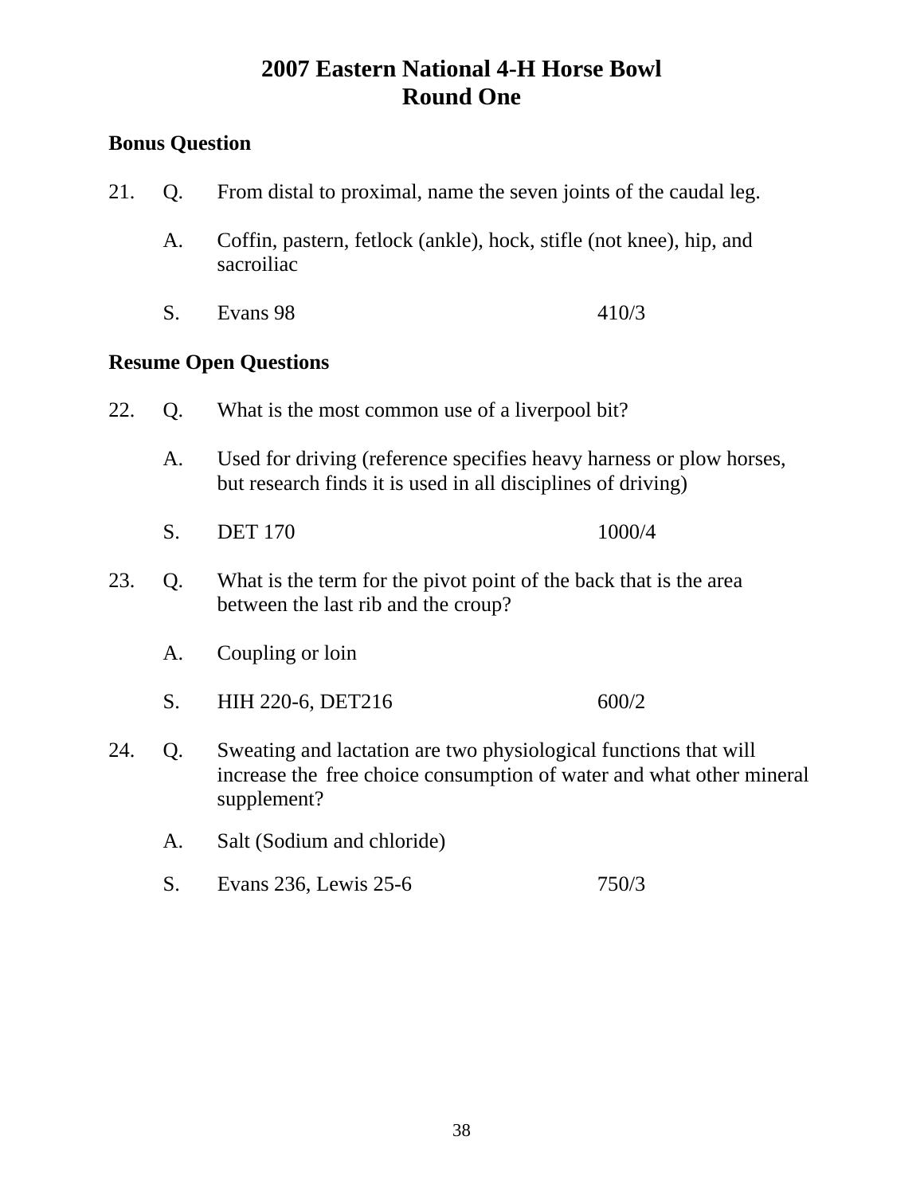# 2007 Eastern National 4-H Horse Bowl
## Round One

**Bonus Question**

21. Q. From distal to proximal, name the seven joints of the caudal leg.

    A. Coffin, pastern, fetlock (ankle), hock, stifle (not knee), hip, and sacroiliac

    S. Evans 98 410/3

**Resume Open Questions**

22. Q. What is the most common use of a liverpool bit?

    A. Used for driving (reference specifies heavy harness or plow horses, but research finds it is used in all disciplines of driving)

    S. DET 170 1000/4

23. Q. What is the term for the pivot point of the back that is the area between the last rib and the croup?

    A. Coupling or loin

    S. HIH 220-6, DET216 600/2

24. Q. Sweating and lactation are two physiological functions that will increase the free choice consumption of water and what other mineral supplement?

    A. Salt (Sodium and chloride)

    S. Evans 236, Lewis 25-6 750/3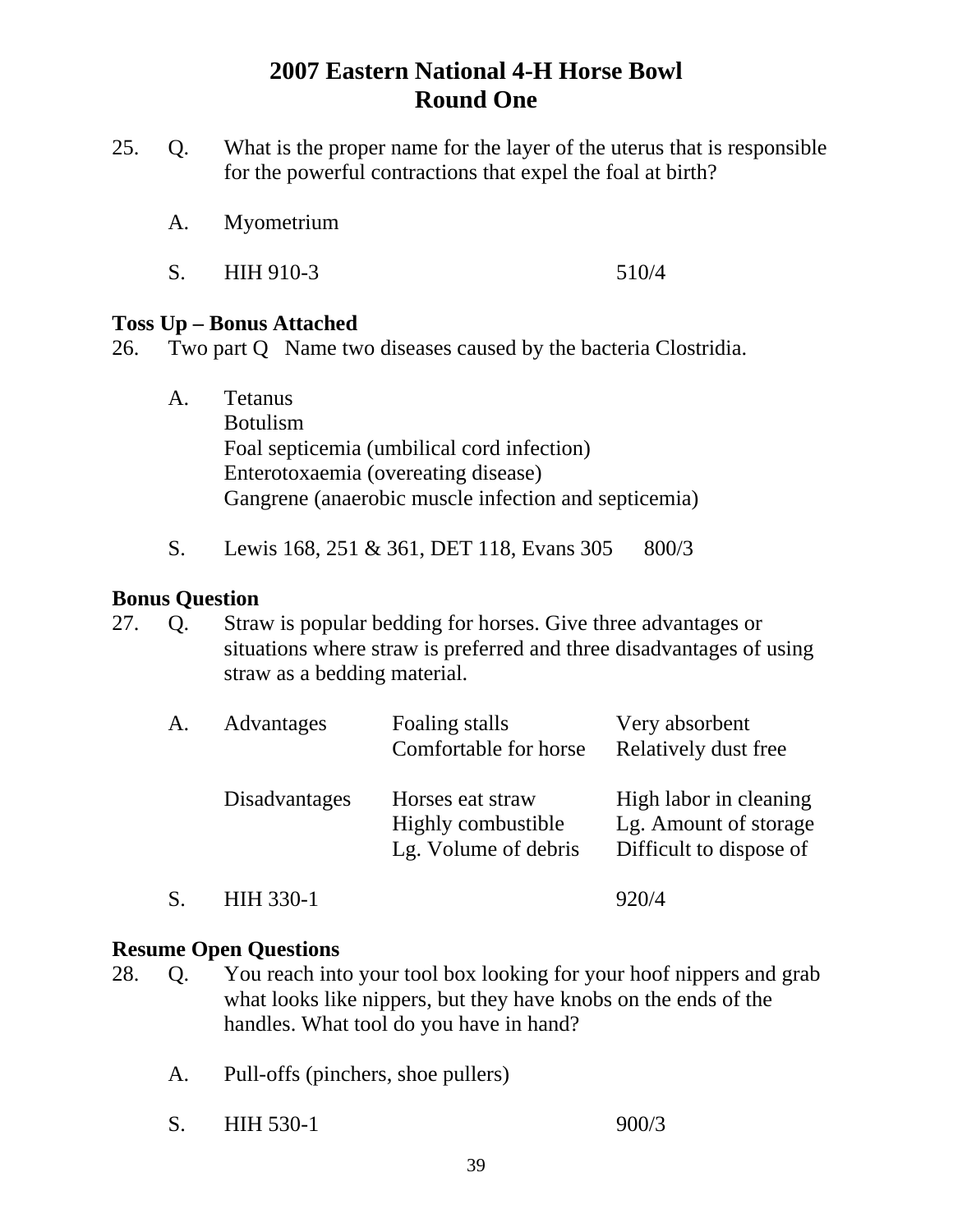# 2007 Eastern National 4-H Horse Bowl
## Round One

25. Q. What is the proper name for the layer of the uterus that is responsible for the powerful contractions that expel the foal at birth?

    A. Myometrium

    S. HIH 910-3 510/4

**Toss Up – Bonus Attached**

26. Two part Q Name two diseases caused by the bacteria Clostridia.

    A. Tetanus
    Botulism
    Foal septicemia (umbilical cord infection)
    Enterotoxaemia (overeating disease)
    Gangrene (anaerobic muscle infection and septicemia)

    S. Lewis 168, 251 & 361, DET 118, Evans 305 800/3

**Bonus Question**

27. Q. Straw is popular bedding for horses. Give three advantages or situations where straw is preferred and three disadvantages of using straw as a bedding material.

    A.

| | | |
|---|---|---|
| Advantages | Foaling stalls | Very absorbent |
| | Comfortable for horse | Relatively dust free |
| Disadvantages | Horses eat straw | High labor in cleaning |
| | Highly combustible | Lg. Amount of storage |
| | Lg. Volume of debris | Difficult to dispose of |

    S. HIH 330-1 920/4

**Resume Open Questions**

28. Q. You reach into your tool box looking for your hoof nippers and grab what looks like nippers, but they have knobs on the ends of the handles. What tool do you have in hand?

    A. Pull-offs (pinchers, shoe pullers)

    S. HIH 530-1 900/3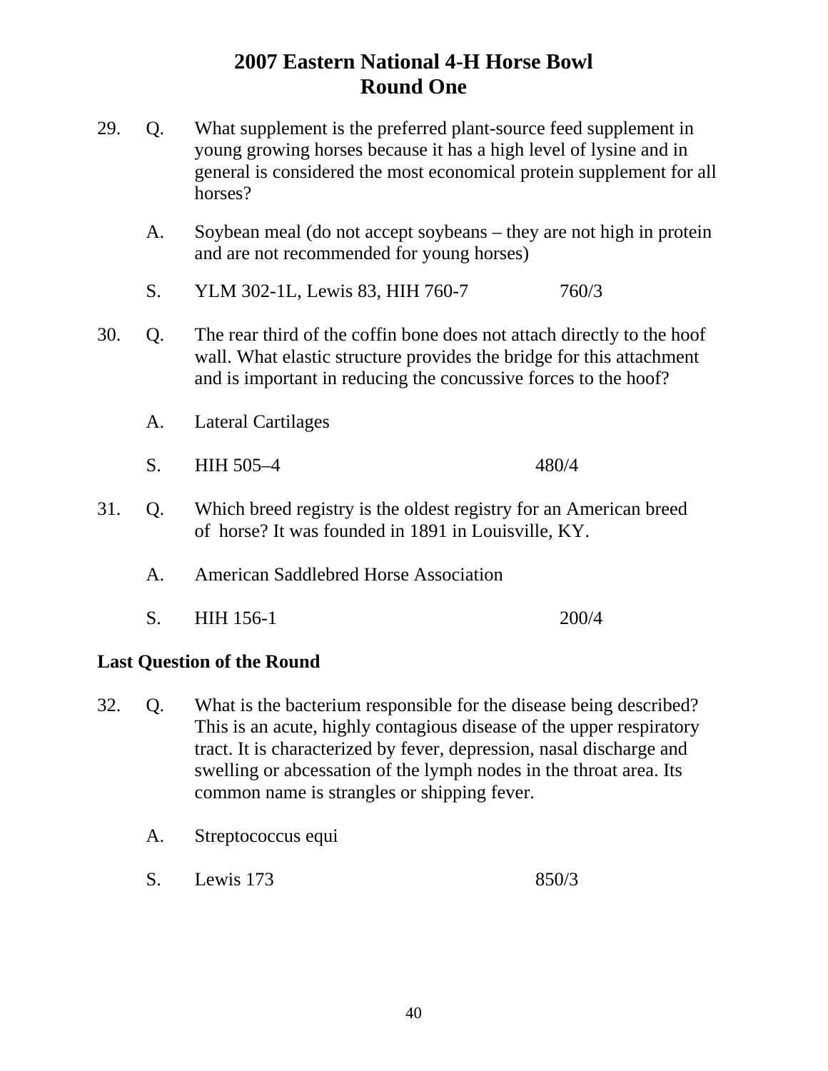# 2007 Eastern National 4-H Horse Bowl
## Round One

29. Q. What supplement is the preferred plant-source feed supplement in young growing horses because it has a high level of lysine and in general is considered the most economical protein supplement for all horses?

    A. Soybean meal (do not accept soybeans – they are not high in protein and are not recommended for young horses)

    S. YLM 302-1L, Lewis 83, HIH 760-7 760/3

30. Q. The rear third of the coffin bone does not attach directly to the hoof wall. What elastic structure provides the bridge for this attachment and is important in reducing the concussive forces to the hoof?

    A. Lateral Cartilages

    S. HIH 505–4 480/4

31. Q. Which breed registry is the oldest registry for an American breed of horse? It was founded in 1891 in Louisville, KY.

    A. American Saddlebred Horse Association

    S. HIH 156-1 200/4

**Last Question of the Round**

32. Q. What is the bacterium responsible for the disease being described? This is an acute, highly contagious disease of the upper respiratory tract. It is characterized by fever, depression, nasal discharge and swelling or abcessation of the lymph nodes in the throat area. Its common name is strangles or shipping fever.

    A. Streptococcus equi

    S. Lewis 173 850/3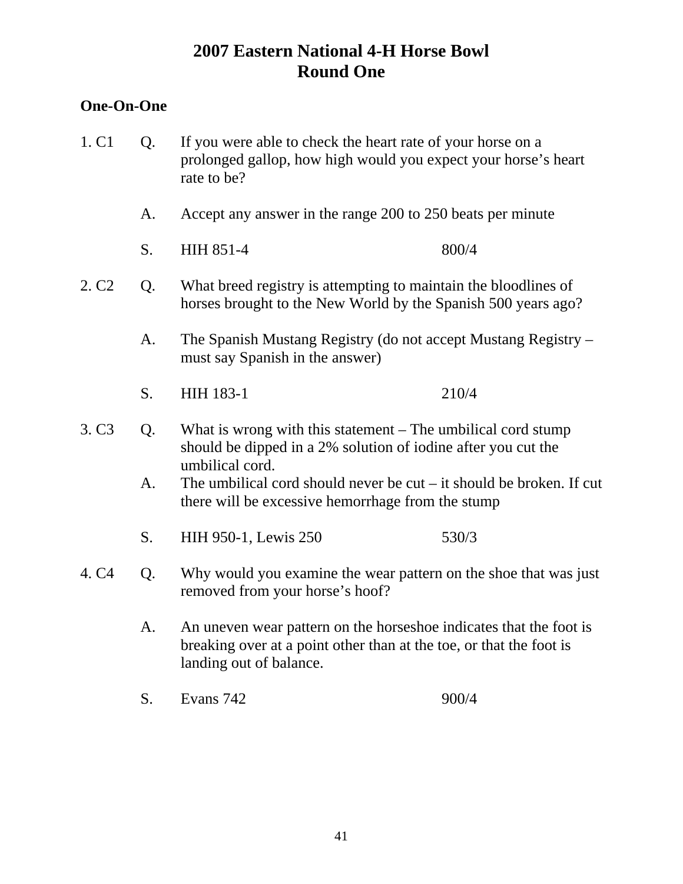# 2007 Eastern National 4-H Horse Bowl
## Round One

**One-On-One**

1. C1

Q. If you were able to check the heart rate of your horse on a prolonged gallop, how high would you expect your horse's heart rate to be?

A. Accept any answer in the range 200 to 250 beats per minute

S. HIH 851-4 800/4

2. C2

Q. What breed registry is attempting to maintain the bloodlines of horses brought to the New World by the Spanish 500 years ago?

A. The Spanish Mustang Registry (do not accept Mustang Registry – must say Spanish in the answer)

S. HIH 183-1 210/4

3. C3

Q. What is wrong with this statement – The umbilical cord stump should be dipped in a 2% solution of iodine after you cut the umbilical cord.

A. The umbilical cord should never be cut – it should be broken. If cut there will be excessive hemorrhage from the stump

S. HIH 950-1, Lewis 250 530/3

4. C4

Q. Why would you examine the wear pattern on the shoe that was just removed from your horse's hoof?

A. An uneven wear pattern on the horseshoe indicates that the foot is breaking over at a point other than at the toe, or that the foot is landing out of balance.

S. Evans 742 900/4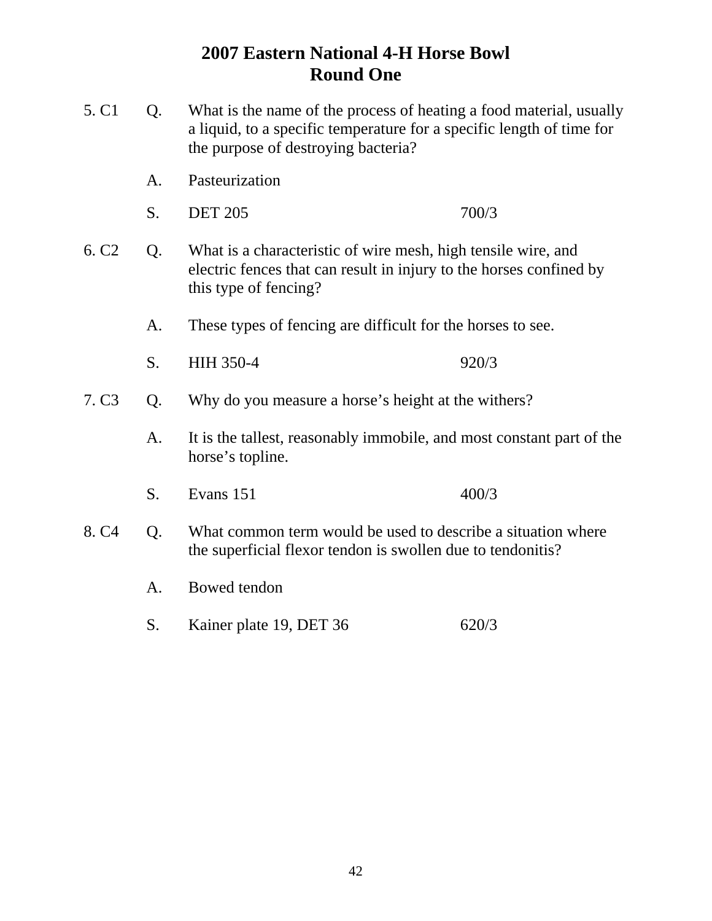# 2007 Eastern National 4-H Horse Bowl
## Round One

5. C1 Q. What is the name of the process of heating a food material, usually a liquid, to a specific temperature for a specific length of time for the purpose of destroying bacteria?

A. Pasteurization

S. DET 205 700/3

6. C2 Q. What is a characteristic of wire mesh, high tensile wire, and electric fences that can result in injury to the horses confined by this type of fencing?

A. These types of fencing are difficult for the horses to see.

S. HIH 350-4 920/3

7. C3 Q. Why do you measure a horse's height at the withers?

A. It is the tallest, reasonably immobile, and most constant part of the horse's topline.

S. Evans 151 400/3

8. C4 Q. What common term would be used to describe a situation where the superficial flexor tendon is swollen due to tendonitis?

A. Bowed tendon

S. Kainer plate 19, DET 36 620/3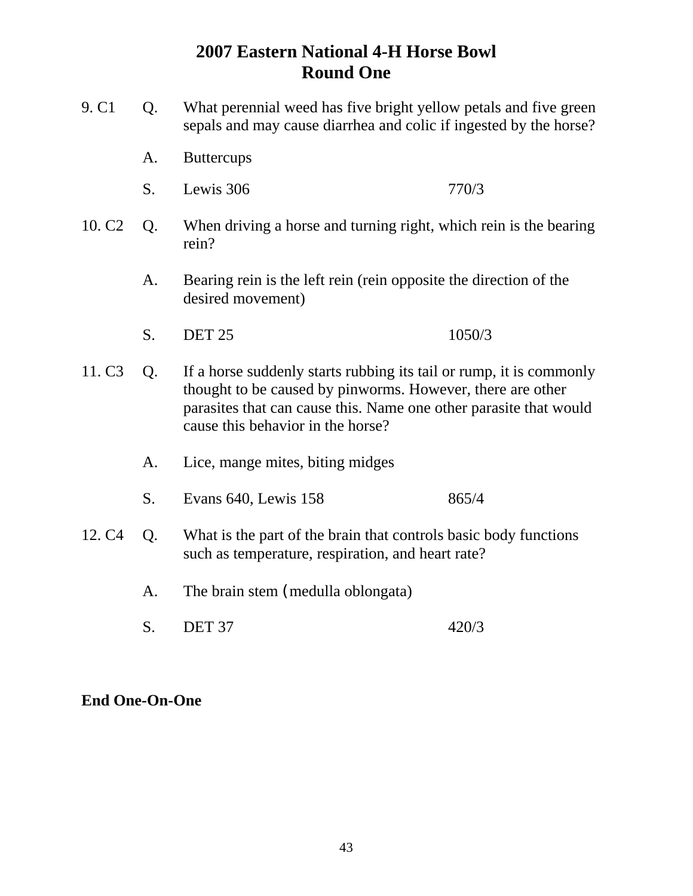# 2007 Eastern National 4-H Horse Bowl
## Round One

9. C1 Q. What perennial weed has five bright yellow petals and five green sepals and may cause diarrhea and colic if ingested by the horse?

A. Buttercups

S. Lewis 306 770/3

10. C2 Q. When driving a horse and turning right, which rein is the bearing rein?

A. Bearing rein is the left rein (rein opposite the direction of the desired movement)

S. DET 25 1050/3

11. C3 Q. If a horse suddenly starts rubbing its tail or rump, it is commonly thought to be caused by pinworms. However, there are other parasites that can cause this. Name one other parasite that would cause this behavior in the horse?

A. Lice, mange mites, biting midges

S. Evans 640, Lewis 158 865/4

12. C4 Q. What is the part of the brain that controls basic body functions such as temperature, respiration, and heart rate?

A. The brain stem (medulla oblongata)

S. DET 37 420/3

**End One-On-One**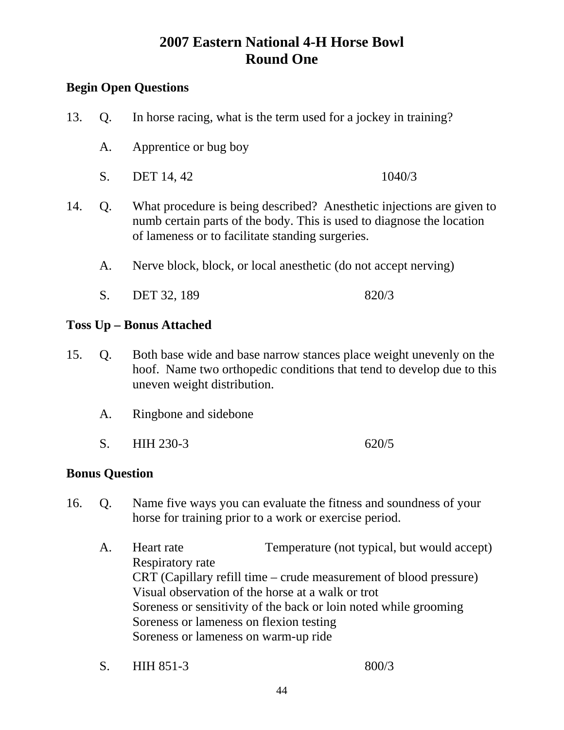# 2007 Eastern National 4-H Horse Bowl
## Round One

**Begin Open Questions**

13. Q. In horse racing, what is the term used for a jockey in training?

    A. Apprentice or bug boy

    S. DET 14, 42 1040/3

14. Q. What procedure is being described? Anesthetic injections are given to numb certain parts of the body. This is used to diagnose the location of lameness or to facilitate standing surgeries.

    A. Nerve block, block, or local anesthetic (do not accept nerving)

    S. DET 32, 189 820/3

**Toss Up – Bonus Attached**

15. Q. Both base wide and base narrow stances place weight unevenly on the hoof. Name two orthopedic conditions that tend to develop due to this uneven weight distribution.

    A. Ringbone and sidebone

    S. HIH 230-3 620/5

**Bonus Question**

16. Q. Name five ways you can evaluate the fitness and soundness of your horse for training prior to a work or exercise period.

    A. Heart rate Temperature (not typical, but would accept)
    Respiratory rate
    CRT (Capillary refill time – crude measurement of blood pressure)
    Visual observation of the horse at a walk or trot
    Soreness or sensitivity of the back or loin noted while grooming
    Soreness or lameness on flexion testing
    Soreness or lameness on warm-up ride

    S. HIH 851-3 800/3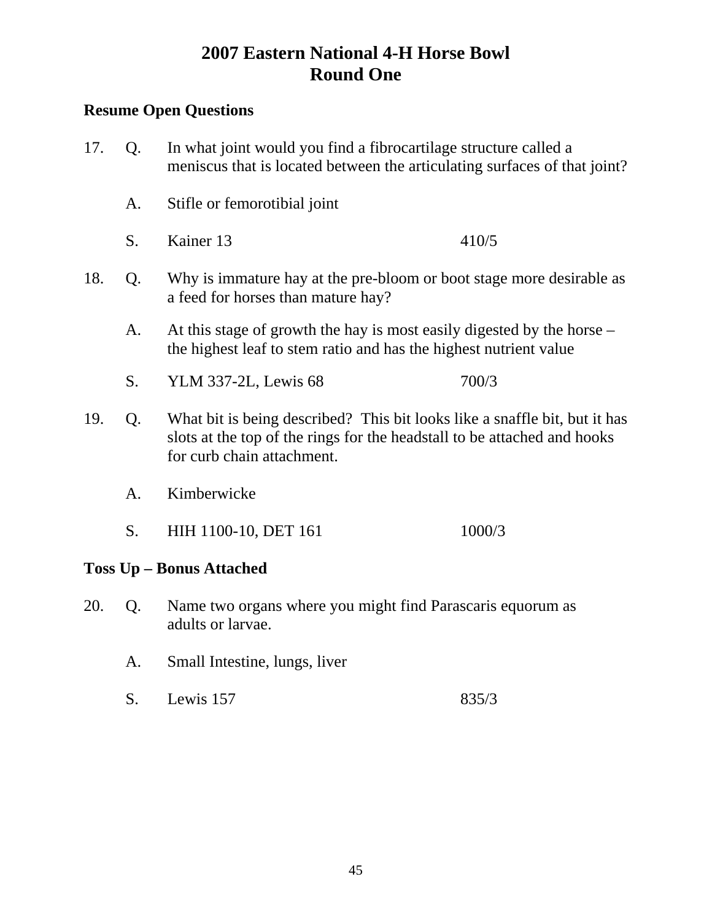# 2007 Eastern National 4-H Horse Bowl
# Round One

**Resume Open Questions**

17. Q. In what joint would you find a fibrocartilage structure called a meniscus that is located between the articulating surfaces of that joint?

    A. Stifle or femorotibial joint

    S. Kainer 13 — 410/5

18. Q. Why is immature hay at the pre-bloom or boot stage more desirable as a feed for horses than mature hay?

    A. At this stage of growth the hay is most easily digested by the horse – the highest leaf to stem ratio and has the highest nutrient value

    S. YLM 337-2L, Lewis 68 — 700/3

19. Q. What bit is being described? This bit looks like a snaffle bit, but it has slots at the top of the rings for the headstall to be attached and hooks for curb chain attachment.

    A. Kimberwicke

    S. HIH 1100-10, DET 161 — 1000/3

**Toss Up – Bonus Attached**

20. Q. Name two organs where you might find Parascaris equorum as adults or larvae.

    A. Small Intestine, lungs, liver

    S. Lewis 157 — 835/3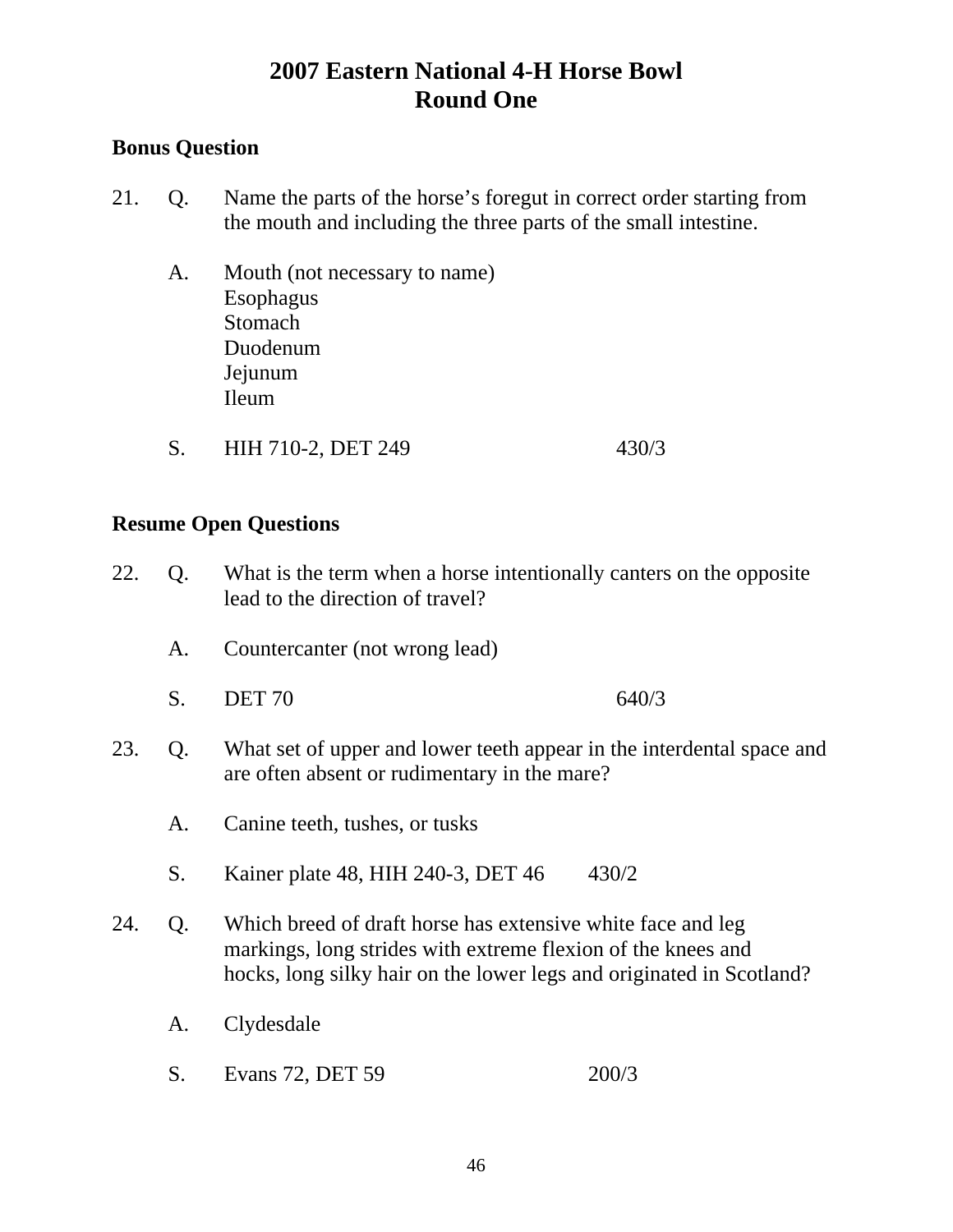# 2007 Eastern National 4-H Horse Bowl
## Round One

**Bonus Question**

21. Q. Name the parts of the horse's foregut in correct order starting from the mouth and including the three parts of the small intestine.

    A. Mouth (not necessary to name)
    Esophagus
    Stomach
    Duodenum
    Jejunum
    Ileum

    S. HIH 710-2, DET 249 430/3

**Resume Open Questions**

22. Q. What is the term when a horse intentionally canters on the opposite lead to the direction of travel?

    A. Countercanter (not wrong lead)

    S. DET 70 640/3

23. Q. What set of upper and lower teeth appear in the interdental space and are often absent or rudimentary in the mare?

    A. Canine teeth, tushes, or tusks

    S. Kainer plate 48, HIH 240-3, DET 46 430/2

24. Q. Which breed of draft horse has extensive white face and leg markings, long strides with extreme flexion of the knees and hocks, long silky hair on the lower legs and originated in Scotland?

    A. Clydesdale

    S. Evans 72, DET 59 200/3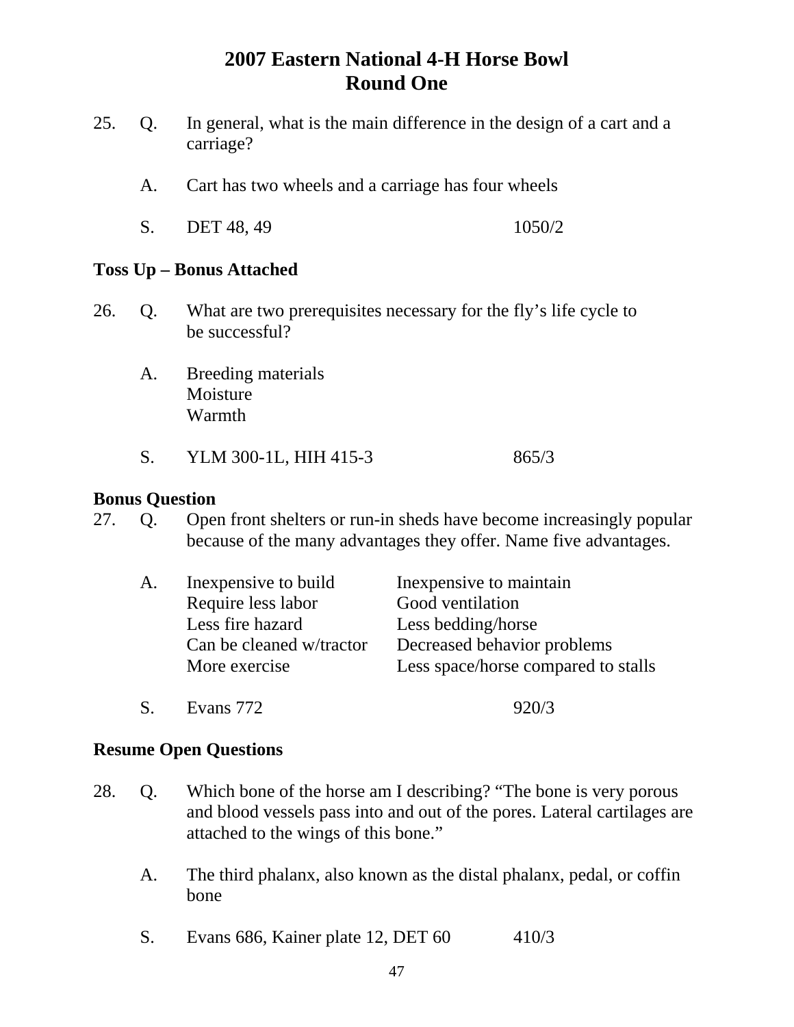# 2007 Eastern National 4-H Horse Bowl
## Round One

25. Q. In general, what is the main difference in the design of a cart and a carriage?

    A. Cart has two wheels and a carriage has four wheels

    S. DET 48, 49 1050/2

**Toss Up – Bonus Attached**

26. Q. What are two prerequisites necessary for the fly's life cycle to be successful?

    A. Breeding materials
    Moisture
    Warmth

    S. YLM 300-1L, HIH 415-3 865/3

**Bonus Question**

27. Q. Open front shelters or run-in sheds have become increasingly popular because of the many advantages they offer. Name five advantages.

    A.

| | |
|---|---|
| Inexpensive to build | Inexpensive to maintain |
| Require less labor | Good ventilation |
| Less fire hazard | Less bedding/horse |
| Can be cleaned w/tractor | Decreased behavior problems |
| More exercise | Less space/horse compared to stalls |

    S. Evans 772 920/3

**Resume Open Questions**

28. Q. Which bone of the horse am I describing? "The bone is very porous and blood vessels pass into and out of the pores. Lateral cartilages are attached to the wings of this bone."

    A. The third phalanx, also known as the distal phalanx, pedal, or coffin bone

    S. Evans 686, Kainer plate 12, DET 60 410/3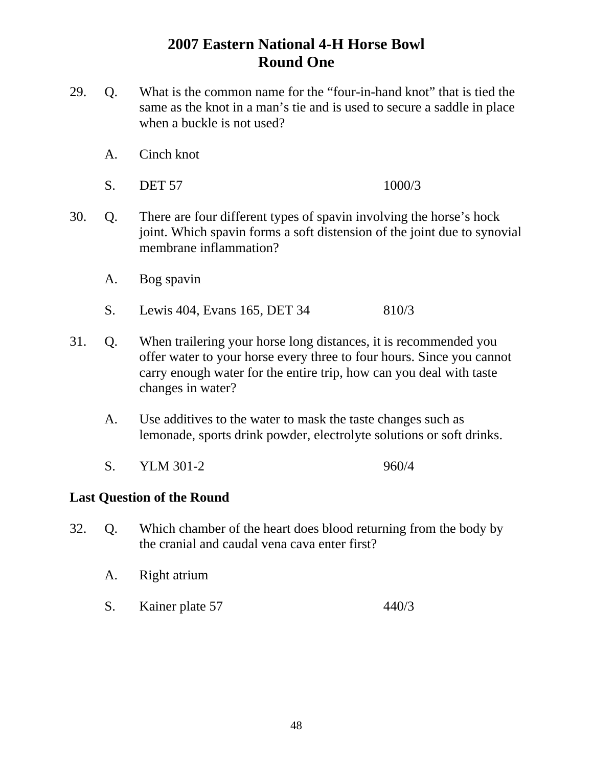# 2007 Eastern National 4-H Horse Bowl
## Round One

29. Q. What is the common name for the “four-in-hand knot” that is tied the same as the knot in a man’s tie and is used to secure a saddle in place when a buckle is not used?

    A. Cinch knot

    S. DET 57 1000/3

30. Q. There are four different types of spavin involving the horse’s hock joint. Which spavin forms a soft distension of the joint due to synovial membrane inflammation?

    A. Bog spavin

    S. Lewis 404, Evans 165, DET 34 810/3

31. Q. When trailering your horse long distances, it is recommended you offer water to your horse every three to four hours. Since you cannot carry enough water for the entire trip, how can you deal with taste changes in water?

    A. Use additives to the water to mask the taste changes such as lemonade, sports drink powder, electrolyte solutions or soft drinks.

    S. YLM 301-2 960/4

**Last Question of the Round**

32. Q. Which chamber of the heart does blood returning from the body by the cranial and caudal vena cava enter first?

    A. Right atrium

    S. Kainer plate 57 440/3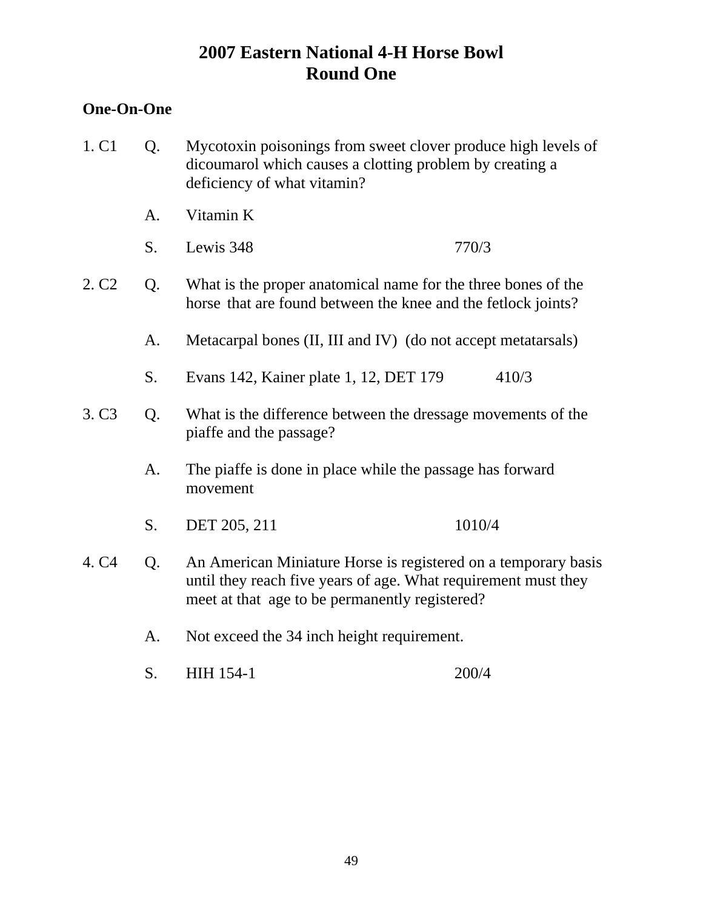# 2007 Eastern National 4-H Horse Bowl
## Round One

**One-On-One**

1. C1

Q. Mycotoxin poisonings from sweet clover produce high levels of dicoumarol which causes a clotting problem by creating a deficiency of what vitamin?

A. Vitamin K

S. Lewis 348 770/3

2. C2

Q. What is the proper anatomical name for the three bones of the horse that are found between the knee and the fetlock joints?

A. Metacarpal bones (II, III and IV) (do not accept metatarsals)

S. Evans 142, Kainer plate 1, 12, DET 179 410/3

3. C3

Q. What is the difference between the dressage movements of the piaffe and the passage?

A. The piaffe is done in place while the passage has forward movement

S. DET 205, 211 1010/4

4. C4

Q. An American Miniature Horse is registered on a temporary basis until they reach five years of age. What requirement must they meet at that age to be permanently registered?

A. Not exceed the 34 inch height requirement.

S. HIH 154-1 200/4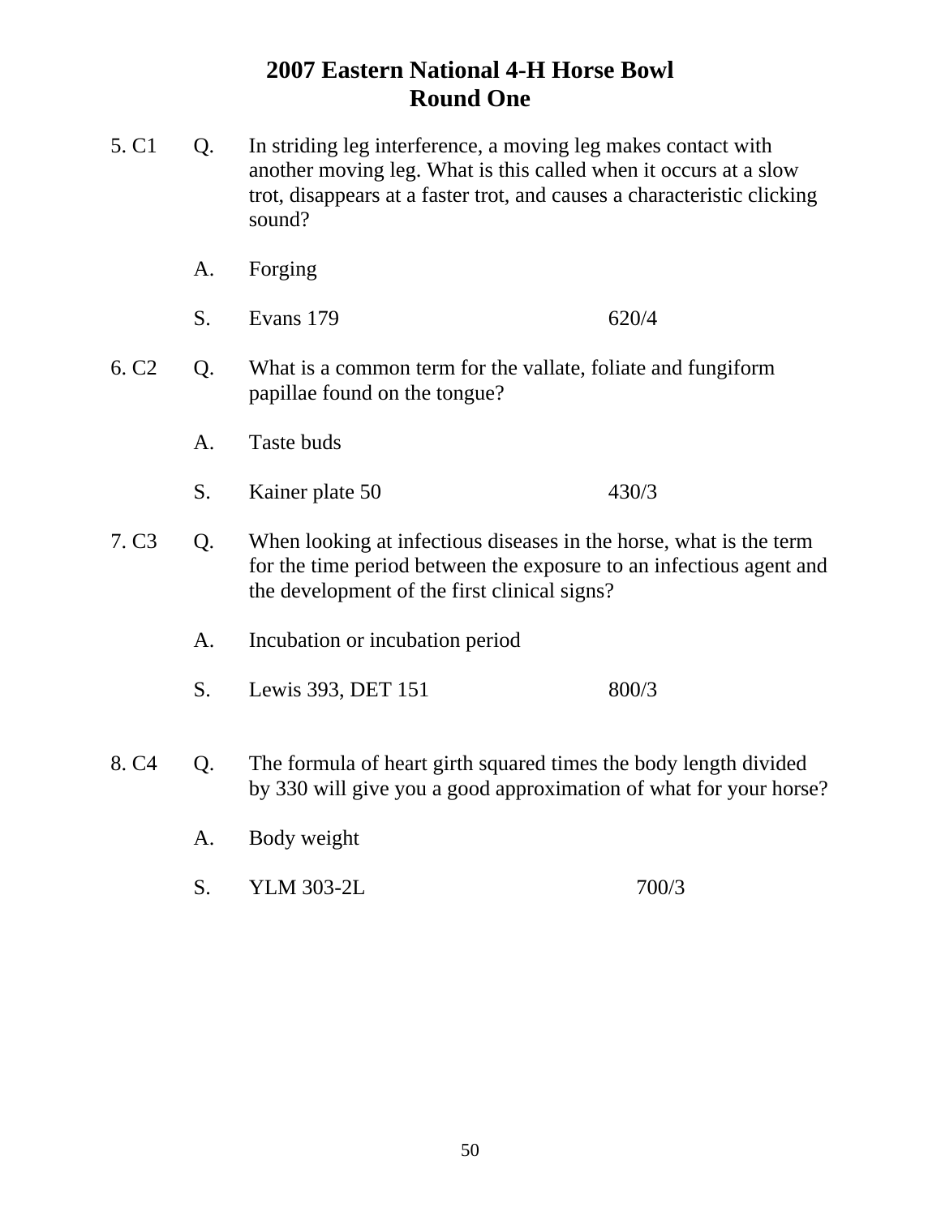# 2007 Eastern National 4-H Horse Bowl
## Round One

5. C1 Q. In striding leg interference, a moving leg makes contact with another moving leg. What is this called when it occurs at a slow trot, disappears at a faster trot, and causes a characteristic clicking sound?

A. Forging

S. Evans 179 620/4

6. C2 Q. What is a common term for the vallate, foliate and fungiform papillae found on the tongue?

A. Taste buds

S. Kainer plate 50 430/3

7. C3 Q. When looking at infectious diseases in the horse, what is the term for the time period between the exposure to an infectious agent and the development of the first clinical signs?

A. Incubation or incubation period

S. Lewis 393, DET 151 800/3

8. C4 Q. The formula of heart girth squared times the body length divided by 330 will give you a good approximation of what for your horse?

A. Body weight

S. YLM 303-2L 700/3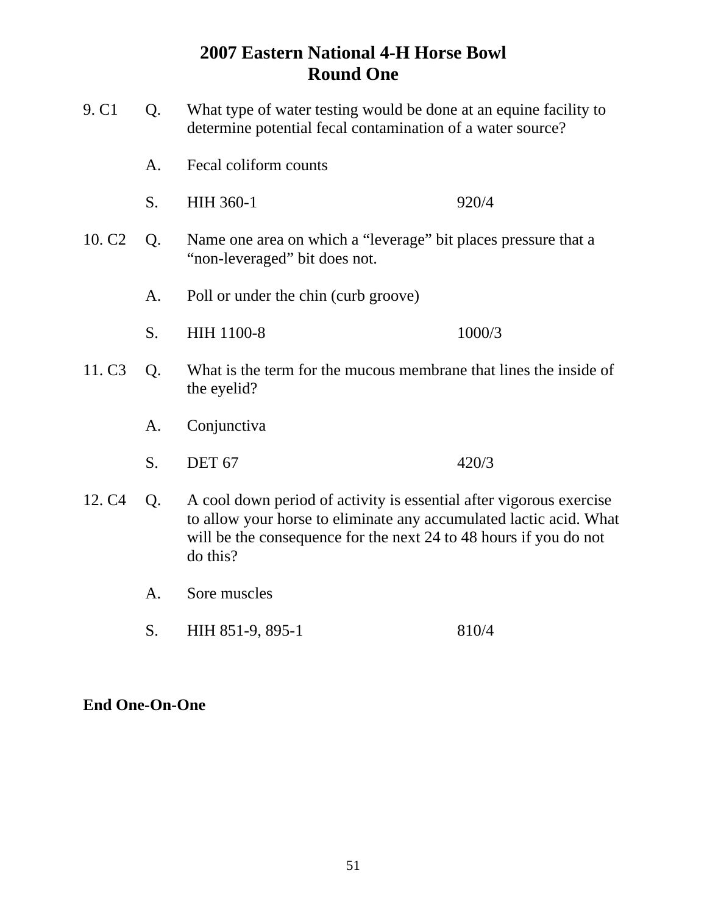# 2007 Eastern National 4-H Horse Bowl
## Round One

9. C1 Q. What type of water testing would be done at an equine facility to determine potential fecal contamination of a water source?

A. Fecal coliform counts

S. HIH 360-1 920/4

10. C2 Q. Name one area on which a "leverage" bit places pressure that a "non-leveraged" bit does not.

A. Poll or under the chin (curb groove)

S. HIH 1100-8 1000/3

11. C3 Q. What is the term for the mucous membrane that lines the inside of the eyelid?

A. Conjunctiva

S. DET 67 420/3

12. C4 Q. A cool down period of activity is essential after vigorous exercise to allow your horse to eliminate any accumulated lactic acid. What will be the consequence for the next 24 to 48 hours if you do not do this?

A. Sore muscles

S. HIH 851-9, 895-1 810/4

**End One-On-One**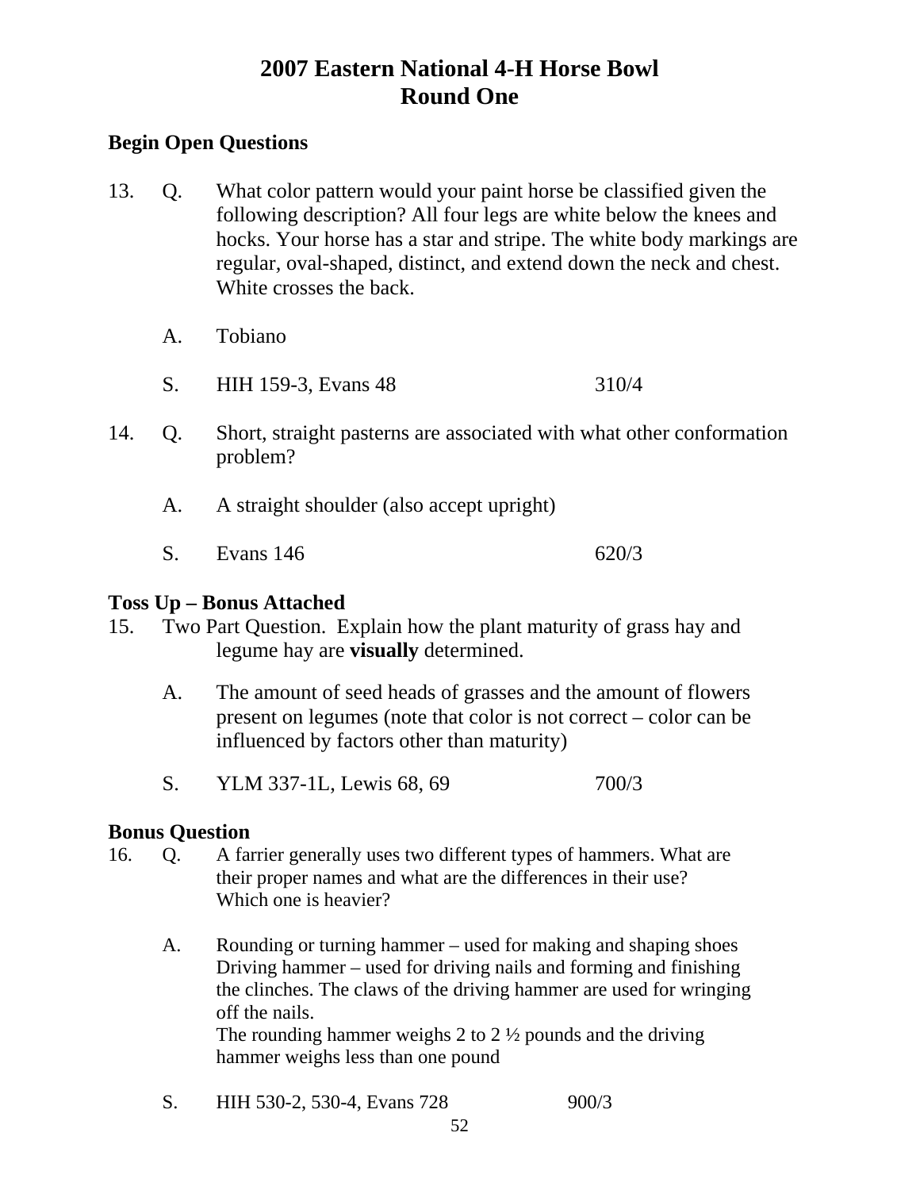# 2007 Eastern National 4-H Horse Bowl
# Round One

## Begin Open Questions

13. Q. What color pattern would your paint horse be classified given the following description? All four legs are white below the knees and hocks. Your horse has a star and stripe. The white body markings are regular, oval-shaped, distinct, and extend down the neck and chest. White crosses the back.

    A. Tobiano

    S. HIH 159-3, Evans 48 310/4

14. Q. Short, straight pasterns are associated with what other conformation problem?

    A. A straight shoulder (also accept upright)

    S. Evans 146 620/3

## Toss Up – Bonus Attached

15. Two Part Question. Explain how the plant maturity of grass hay and legume hay are **visually** determined.

    A. The amount of seed heads of grasses and the amount of flowers present on legumes (note that color is not correct – color can be influenced by factors other than maturity)

    S. YLM 337-1L, Lewis 68, 69 700/3

## Bonus Question

16. Q. A farrier generally uses two different types of hammers. What are their proper names and what are the differences in their use? Which one is heavier?

    A. Rounding or turning hammer – used for making and shaping shoes
    Driving hammer – used for driving nails and forming and finishing the clinches. The claws of the driving hammer are used for wringing off the nails.
    The rounding hammer weighs 2 to 2 ½ pounds and the driving hammer weighs less than one pound

    S. HIH 530-2, 530-4, Evans 728 900/3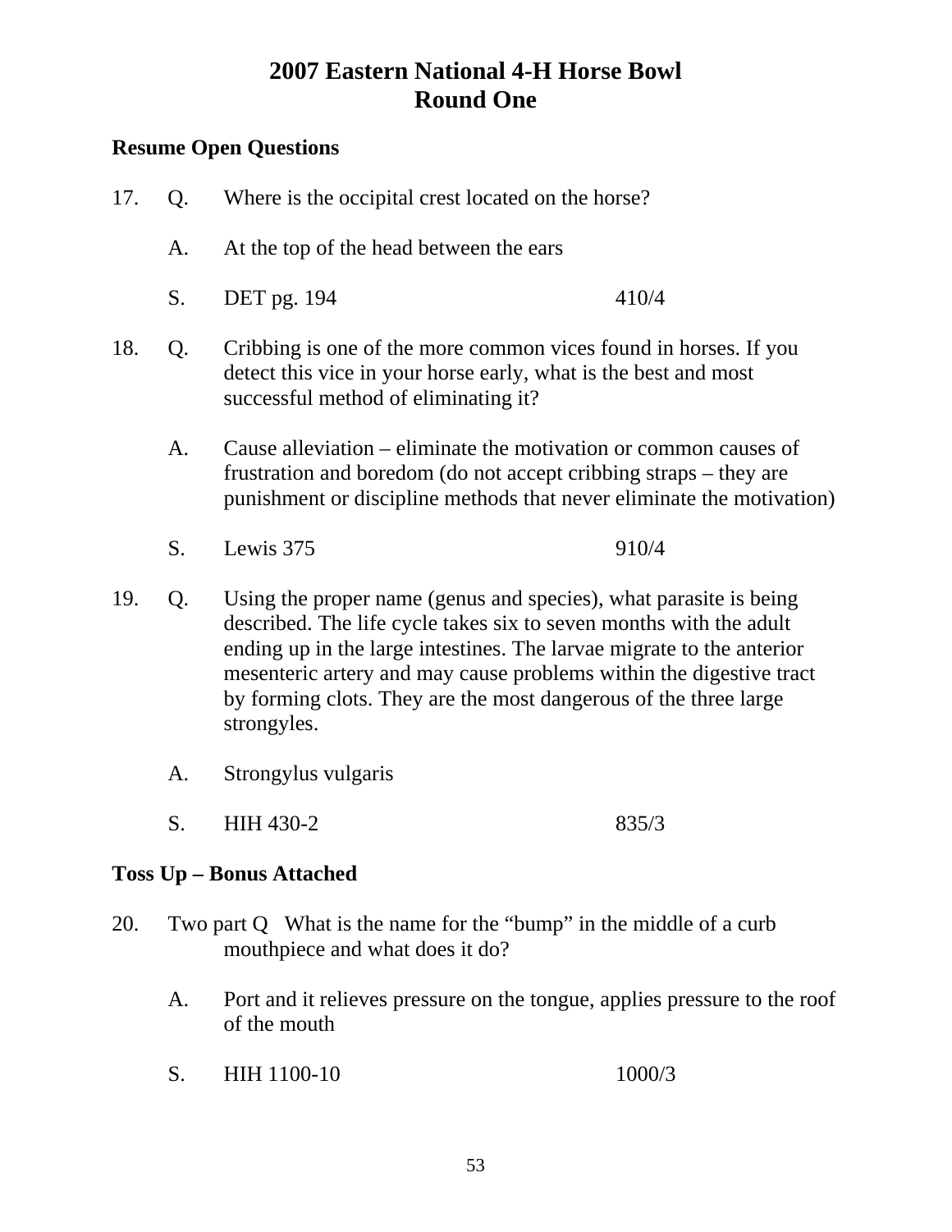# 2007 Eastern National 4-H Horse Bowl
# Round One

**Resume Open Questions**

17. Q. Where is the occipital crest located on the horse?

    A. At the top of the head between the ears

    S. DET pg. 194 410/4

18. Q. Cribbing is one of the more common vices found in horses. If you detect this vice in your horse early, what is the best and most successful method of eliminating it?

    A. Cause alleviation – eliminate the motivation or common causes of frustration and boredom (do not accept cribbing straps – they are punishment or discipline methods that never eliminate the motivation)

    S. Lewis 375 910/4

19. Q. Using the proper name (genus and species), what parasite is being described. The life cycle takes six to seven months with the adult ending up in the large intestines. The larvae migrate to the anterior mesenteric artery and may cause problems within the digestive tract by forming clots. They are the most dangerous of the three large strongyles.

    A. Strongylus vulgaris

    S. HIH 430-2 835/3

**Toss Up – Bonus Attached**

20. Two part Q What is the name for the "bump" in the middle of a curb mouthpiece and what does it do?

    A. Port and it relieves pressure on the tongue, applies pressure to the roof of the mouth

    S. HIH 1100-10 1000/3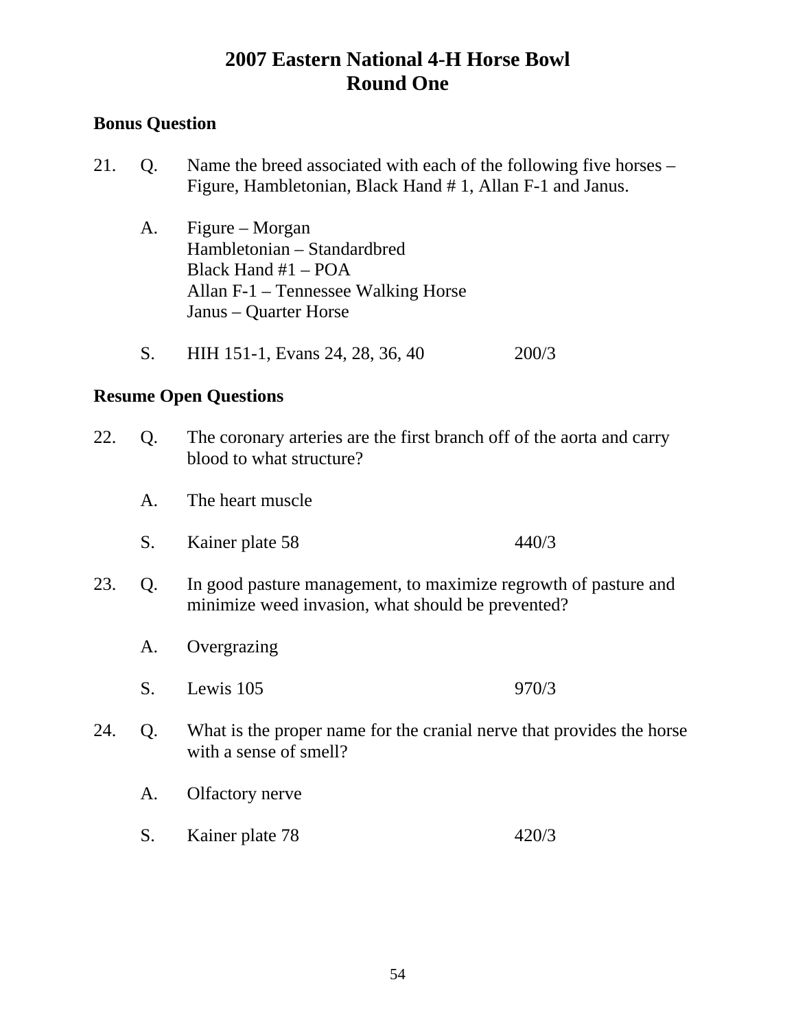# 2007 Eastern National 4-H Horse Bowl
## Round One

**Bonus Question**

21. Q. Name the breed associated with each of the following five horses – Figure, Hambletonian, Black Hand # 1, Allan F-1 and Janus.

    A. Figure – Morgan
    Hambletonian – Standardbred
    Black Hand #1 – POA
    Allan F-1 – Tennessee Walking Horse
    Janus – Quarter Horse

    S. HIH 151-1, Evans 24, 28, 36, 40 200/3

**Resume Open Questions**

22. Q. The coronary arteries are the first branch off of the aorta and carry blood to what structure?

    A. The heart muscle

    S. Kainer plate 58 440/3

23. Q. In good pasture management, to maximize regrowth of pasture and minimize weed invasion, what should be prevented?

    A. Overgrazing

    S. Lewis 105 970/3

24. Q. What is the proper name for the cranial nerve that provides the horse with a sense of smell?

    A. Olfactory nerve

    S. Kainer plate 78 420/3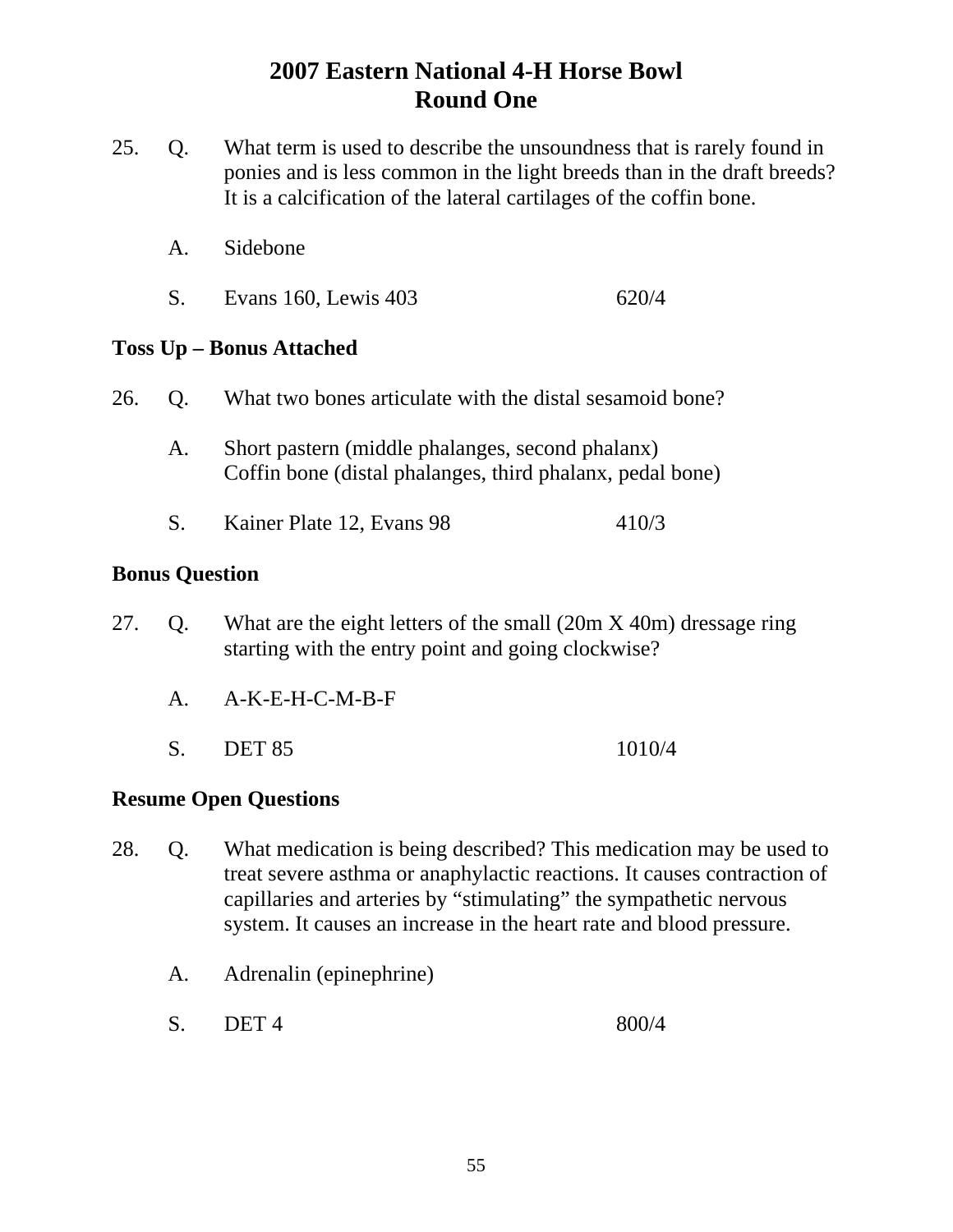# 2007 Eastern National 4-H Horse Bowl
## Round One

25. Q. What term is used to describe the unsoundness that is rarely found in ponies and is less common in the light breeds than in the draft breeds? It is a calcification of the lateral cartilages of the coffin bone.

    A. Sidebone

    S. Evans 160, Lewis 403 620/4

**Toss Up – Bonus Attached**

26. Q. What two bones articulate with the distal sesamoid bone?

    A. Short pastern (middle phalanges, second phalanx)
    Coffin bone (distal phalanges, third phalanx, pedal bone)

    S. Kainer Plate 12, Evans 98 410/3

**Bonus Question**

27. Q. What are the eight letters of the small (20m X 40m) dressage ring starting with the entry point and going clockwise?

    A. A-K-E-H-C-M-B-F

    S. DET 85 1010/4

**Resume Open Questions**

28. Q. What medication is being described? This medication may be used to treat severe asthma or anaphylactic reactions. It causes contraction of capillaries and arteries by "stimulating" the sympathetic nervous system. It causes an increase in the heart rate and blood pressure.

    A. Adrenalin (epinephrine)

    S. DET 4 800/4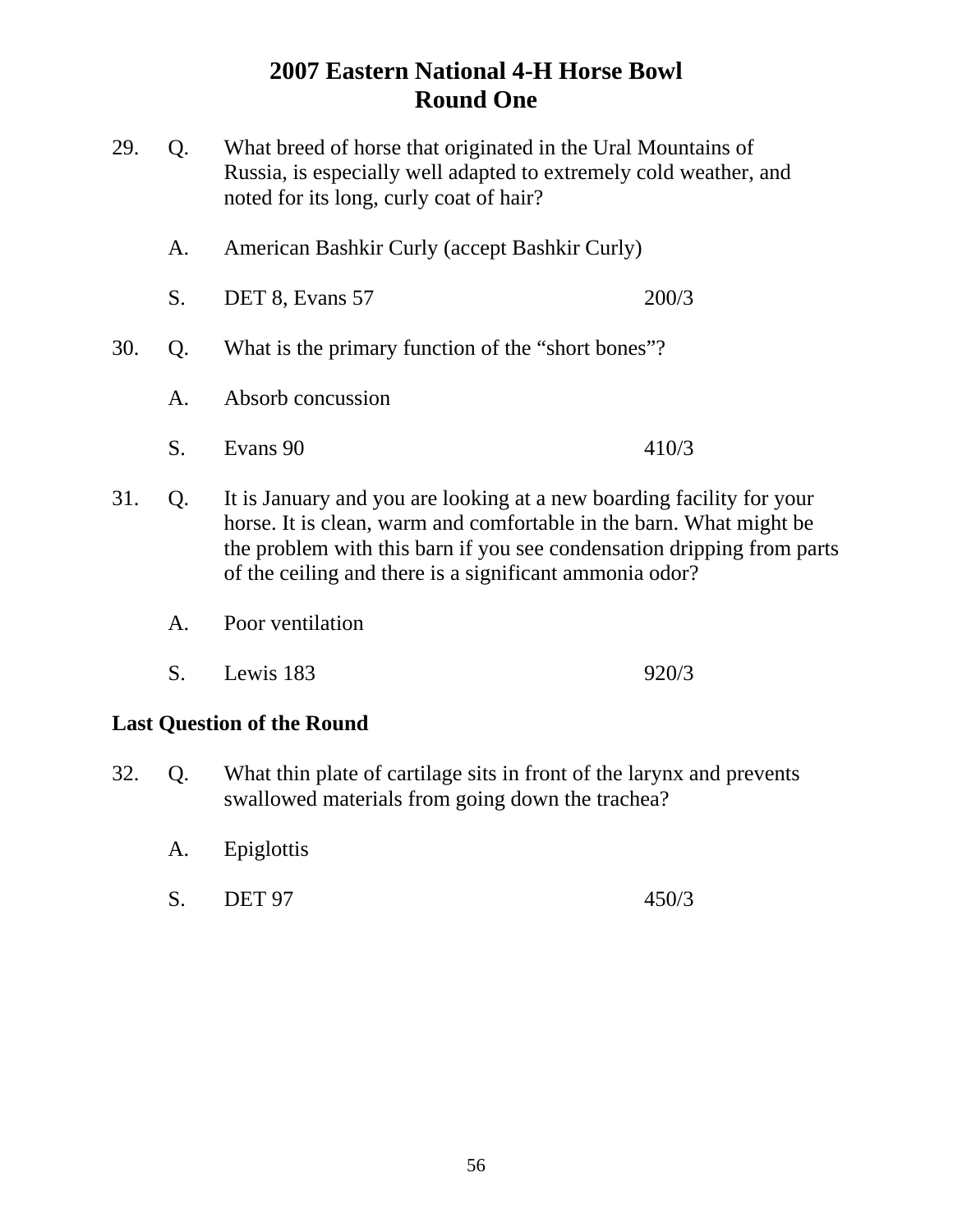# 2007 Eastern National 4-H Horse Bowl
## Round One

29. Q. What breed of horse that originated in the Ural Mountains of Russia, is especially well adapted to extremely cold weather, and noted for its long, curly coat of hair?

    A. American Bashkir Curly (accept Bashkir Curly)

    S. DET 8, Evans 57 200/3

30. Q. What is the primary function of the "short bones"?

    A. Absorb concussion

    S. Evans 90 410/3

31. Q. It is January and you are looking at a new boarding facility for your horse. It is clean, warm and comfortable in the barn. What might be the problem with this barn if you see condensation dripping from parts of the ceiling and there is a significant ammonia odor?

    A. Poor ventilation

    S. Lewis 183 920/3

**Last Question of the Round**

32. Q. What thin plate of cartilage sits in front of the larynx and prevents swallowed materials from going down the trachea?

    A. Epiglottis

    S. DET 97 450/3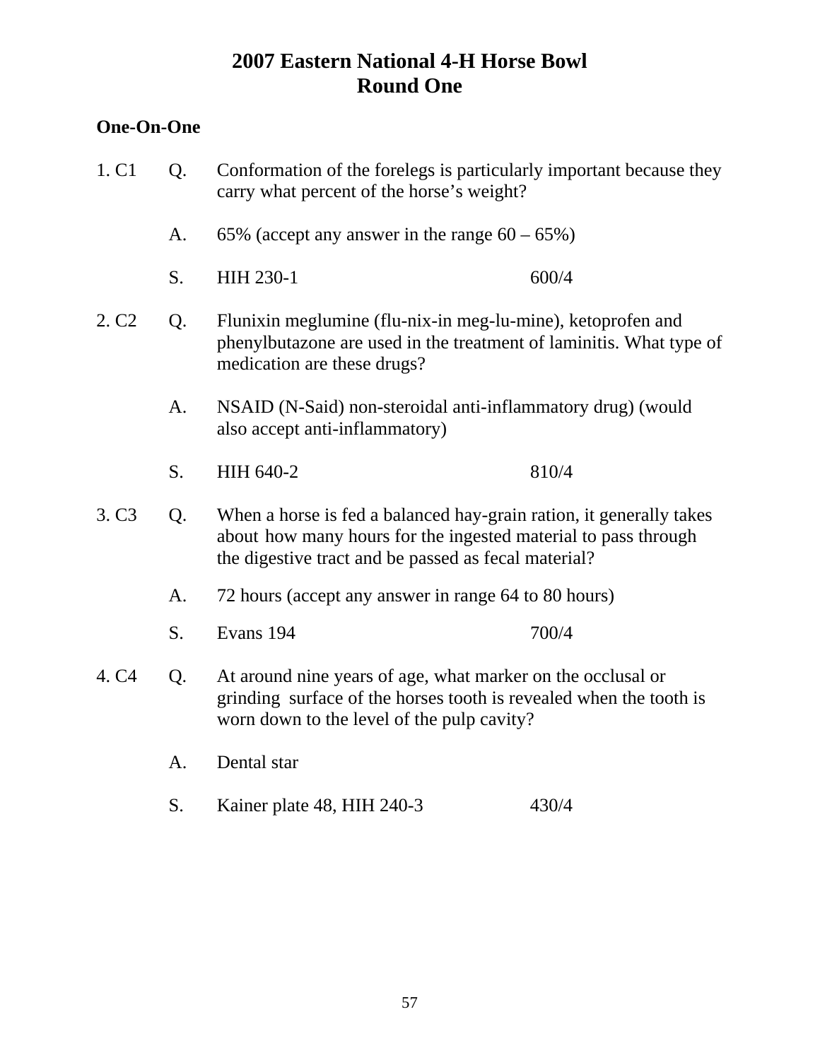# 2007 Eastern National 4-H Horse Bowl
## Round One

**One-On-One**

1. C1 Q. Conformation of the forelegs is particularly important because they carry what percent of the horse's weight?

   A. 65% (accept any answer in the range 60 – 65%)

   S. HIH 230-1 600/4

2. C2 Q. Flunixin meglumine (flu-nix-in meg-lu-mine), ketoprofen and phenylbutazone are used in the treatment of laminitis. What type of medication are these drugs?

   A. NSAID (N-Said) non-steroidal anti-inflammatory drug) (would also accept anti-inflammatory)

   S. HIH 640-2 810/4

3. C3 Q. When a horse is fed a balanced hay-grain ration, it generally takes about how many hours for the ingested material to pass through the digestive tract and be passed as fecal material?

   A. 72 hours (accept any answer in range 64 to 80 hours)

   S. Evans 194 700/4

4. C4 Q. At around nine years of age, what marker on the occlusal or grinding surface of the horses tooth is revealed when the tooth is worn down to the level of the pulp cavity?

   A. Dental star

   S. Kainer plate 48, HIH 240-3 430/4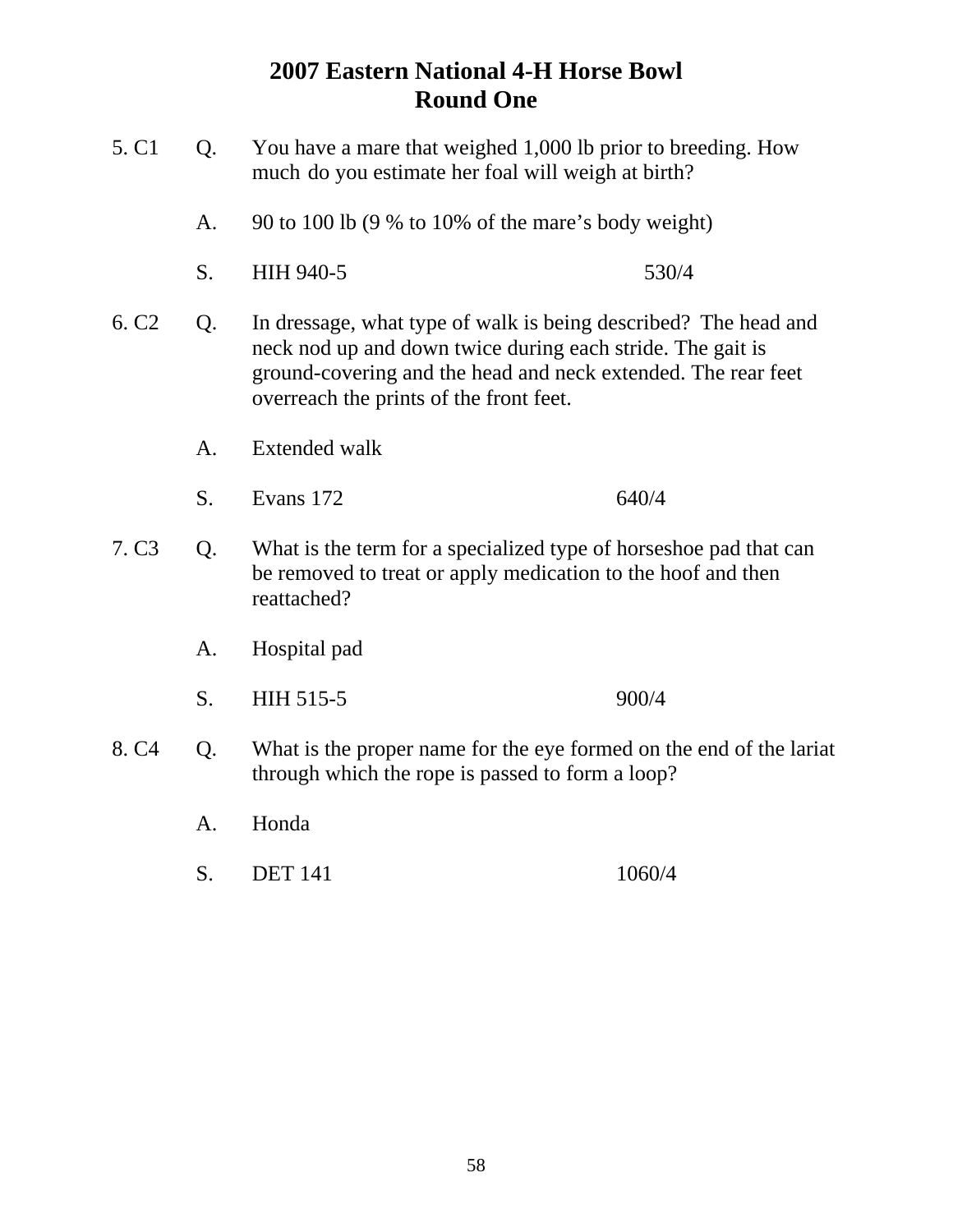# 2007 Eastern National 4-H Horse Bowl
## Round One

5. C1 Q. You have a mare that weighed 1,000 lb prior to breeding. How much do you estimate her foal will weigh at birth?

A. 90 to 100 lb (9 % to 10% of the mare's body weight)

S. HIH 940-5 530/4

6. C2 Q. In dressage, what type of walk is being described? The head and neck nod up and down twice during each stride. The gait is ground-covering and the head and neck extended. The rear feet overreach the prints of the front feet.

A. Extended walk

S. Evans 172 640/4

7. C3 Q. What is the term for a specialized type of horseshoe pad that can be removed to treat or apply medication to the hoof and then reattached?

A. Hospital pad

S. HIH 515-5 900/4

8. C4 Q. What is the proper name for the eye formed on the end of the lariat through which the rope is passed to form a loop?

A. Honda

S. DET 141 1060/4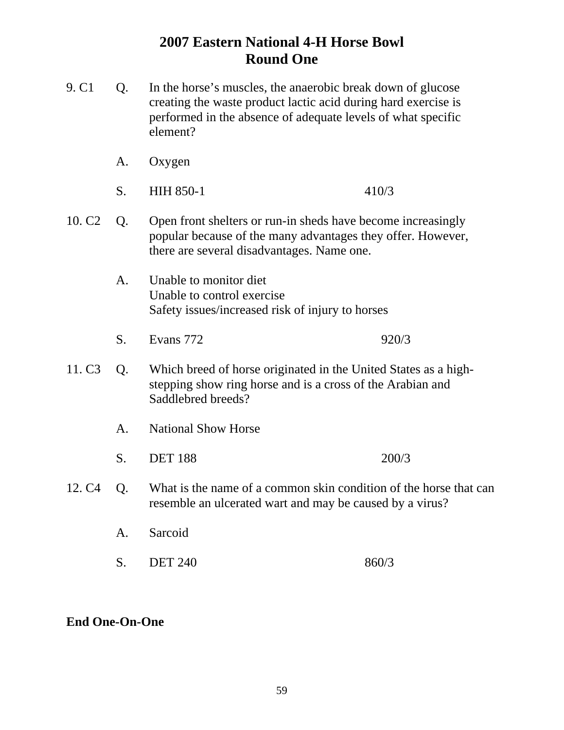# 2007 Eastern National 4-H Horse Bowl
## Round One

9. C1 Q. In the horse's muscles, the anaerobic break down of glucose creating the waste product lactic acid during hard exercise is performed in the absence of adequate levels of what specific element?

A. Oxygen

S. HIH 850-1 410/3

10. C2 Q. Open front shelters or run-in sheds have become increasingly popular because of the many advantages they offer. However, there are several disadvantages. Name one.

A. Unable to monitor diet
Unable to control exercise
Safety issues/increased risk of injury to horses

S. Evans 772 920/3

11. C3 Q. Which breed of horse originated in the United States as a high-stepping show ring horse and is a cross of the Arabian and Saddlebred breeds?

A. National Show Horse

S. DET 188 200/3

12. C4 Q. What is the name of a common skin condition of the horse that can resemble an ulcerated wart and may be caused by a virus?

A. Sarcoid

S. DET 240 860/3

**End One-On-One**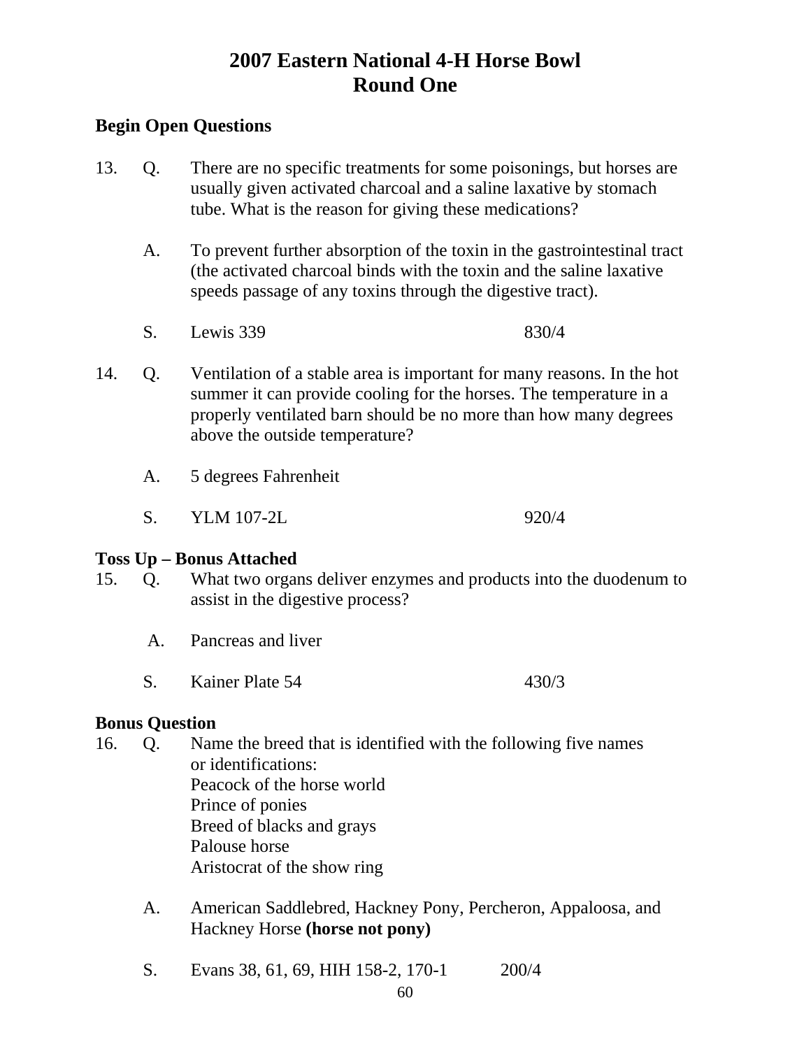# 2007 Eastern National 4-H Horse Bowl
# Round One

**Begin Open Questions**

13. Q. There are no specific treatments for some poisonings, but horses are usually given activated charcoal and a saline laxative by stomach tube. What is the reason for giving these medications?

    A. To prevent further absorption of the toxin in the gastrointestinal tract (the activated charcoal binds with the toxin and the saline laxative speeds passage of any toxins through the digestive tract).

    S. Lewis 339 830/4

14. Q. Ventilation of a stable area is important for many reasons. In the hot summer it can provide cooling for the horses. The temperature in a properly ventilated barn should be no more than how many degrees above the outside temperature?

    A. 5 degrees Fahrenheit

    S. YLM 107-2L 920/4

**Toss Up – Bonus Attached**

15. Q. What two organs deliver enzymes and products into the duodenum to assist in the digestive process?

    A. Pancreas and liver

    S. Kainer Plate 54 430/3

**Bonus Question**

16. Q. Name the breed that is identified with the following five names or identifications:
    Peacock of the horse world
    Prince of ponies
    Breed of blacks and grays
    Palouse horse
    Aristocrat of the show ring

    A. American Saddlebred, Hackney Pony, Percheron, Appaloosa, and Hackney Horse **(horse not pony)**

    S. Evans 38, 61, 69, HIH 158-2, 170-1 200/4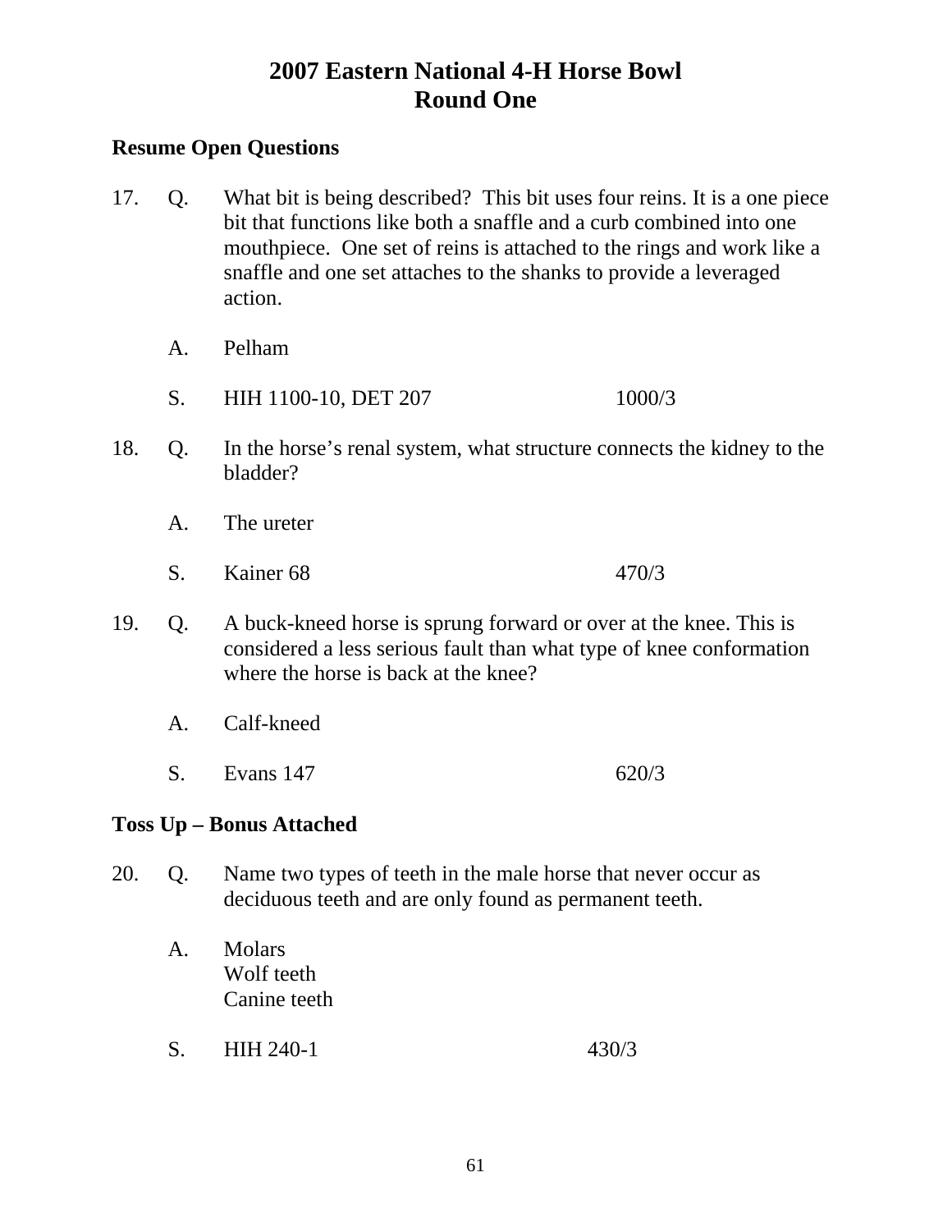# 2007 Eastern National 4-H Horse Bowl
# Round One

**Resume Open Questions**

17. Q. What bit is being described? This bit uses four reins. It is a one piece bit that functions like both a snaffle and a curb combined into one mouthpiece. One set of reins is attached to the rings and work like a snaffle and one set attaches to the shanks to provide a leveraged action.

    A. Pelham

    S. HIH 1100-10, DET 207 1000/3

18. Q. In the horse's renal system, what structure connects the kidney to the bladder?

    A. The ureter

    S. Kainer 68 470/3

19. Q. A buck-kneed horse is sprung forward or over at the knee. This is considered a less serious fault than what type of knee conformation where the horse is back at the knee?

    A. Calf-kneed

    S. Evans 147 620/3

**Toss Up – Bonus Attached**

20. Q. Name two types of teeth in the male horse that never occur as deciduous teeth and are only found as permanent teeth.

    A. Molars
    Wolf teeth
    Canine teeth

    S. HIH 240-1 430/3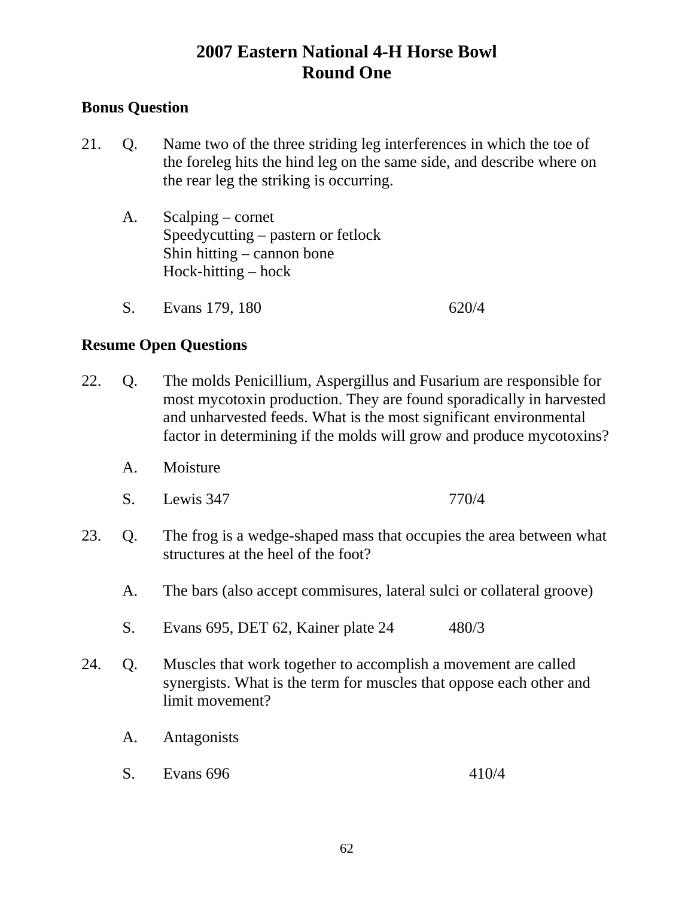# 2007 Eastern National 4-H Horse Bowl
## Round One

**Bonus Question**

21. Q. Name two of the three striding leg interferences in which the toe of the foreleg hits the hind leg on the same side, and describe where on the rear leg the striking is occurring.

    A. Scalping – cornet
    Speedycutting – pastern or fetlock
    Shin hitting – cannon bone
    Hock-hitting – hock

    S. Evans 179, 180 620/4

**Resume Open Questions**

22. Q. The molds Penicillium, Aspergillus and Fusarium are responsible for most mycotoxin production. They are found sporadically in harvested and unharvested feeds. What is the most significant environmental factor in determining if the molds will grow and produce mycotoxins?

    A. Moisture

    S. Lewis 347 770/4

23. Q. The frog is a wedge-shaped mass that occupies the area between what structures at the heel of the foot?

    A. The bars (also accept commisures, lateral sulci or collateral groove)

    S. Evans 695, DET 62, Kainer plate 24 480/3

24. Q. Muscles that work together to accomplish a movement are called synergists. What is the term for muscles that oppose each other and limit movement?

    A. Antagonists

    S. Evans 696 410/4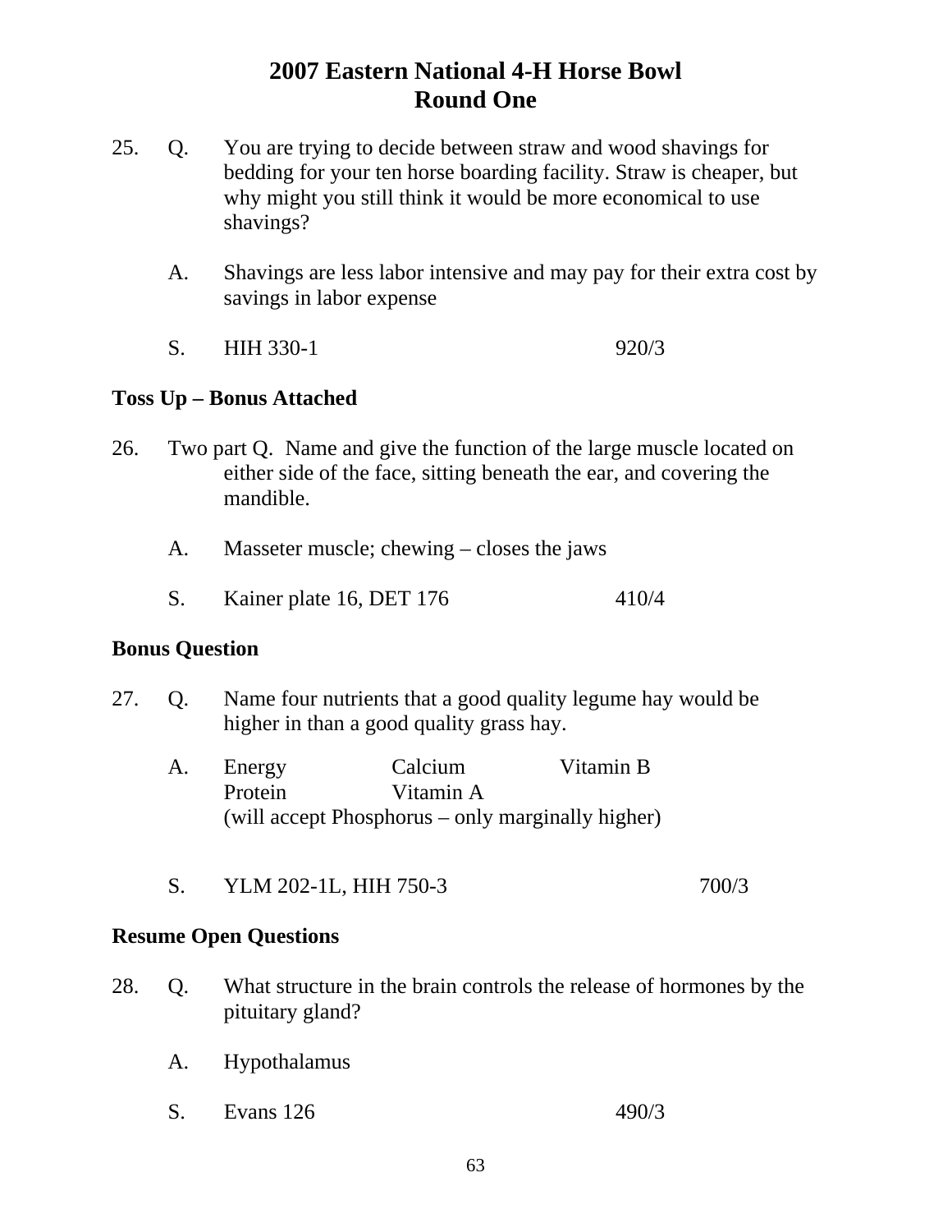# 2007 Eastern National 4-H Horse Bowl
## Round One

25. Q. You are trying to decide between straw and wood shavings for bedding for your ten horse boarding facility. Straw is cheaper, but why might you still think it would be more economical to use shavings?

    A. Shavings are less labor intensive and may pay for their extra cost by savings in labor expense

    S. HIH 330-1 920/3

**Toss Up – Bonus Attached**

26. Two part Q. Name and give the function of the large muscle located on either side of the face, sitting beneath the ear, and covering the mandible.

    A. Masseter muscle; chewing – closes the jaws

    S. Kainer plate 16, DET 176 410/4

**Bonus Question**

27. Q. Name four nutrients that a good quality legume hay would be higher in than a good quality grass hay.

    A. Energy, Protein, Calcium, Vitamin A, Vitamin B
    (will accept Phosphorus – only marginally higher)

    S. YLM 202-1L, HIH 750-3 700/3

**Resume Open Questions**

28. Q. What structure in the brain controls the release of hormones by the pituitary gland?

    A. Hypothalamus

    S. Evans 126 490/3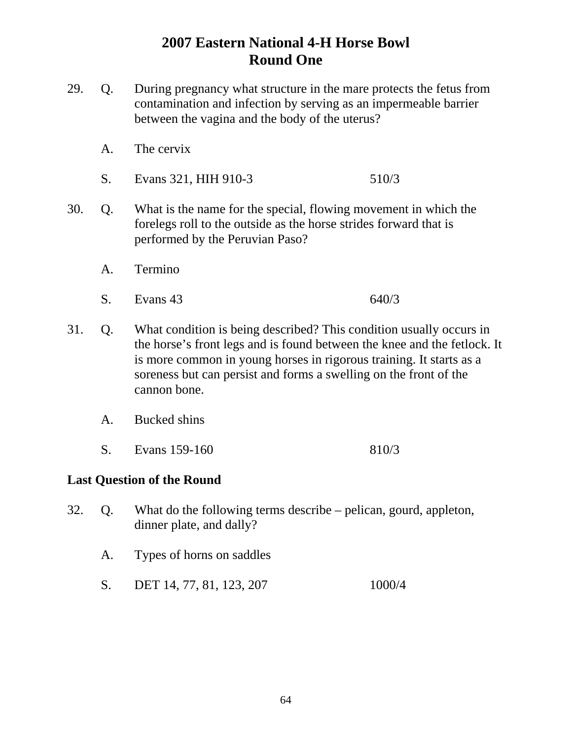# 2007 Eastern National 4-H Horse Bowl
## Round One

29. Q. During pregnancy what structure in the mare protects the fetus from contamination and infection by serving as an impermeable barrier between the vagina and the body of the uterus?

    A. The cervix

    S. Evans 321, HIH 910-3 510/3

30. Q. What is the name for the special, flowing movement in which the forelegs roll to the outside as the horse strides forward that is performed by the Peruvian Paso?

    A. Termino

    S. Evans 43 640/3

31. Q. What condition is being described? This condition usually occurs in the horse's front legs and is found between the knee and the fetlock. It is more common in young horses in rigorous training. It starts as a soreness but can persist and forms a swelling on the front of the cannon bone.

    A. Bucked shins

    S. Evans 159-160 810/3

**Last Question of the Round**

32. Q. What do the following terms describe – pelican, gourd, appleton, dinner plate, and dally?

    A. Types of horns on saddles

    S. DET 14, 77, 81, 123, 207 1000/4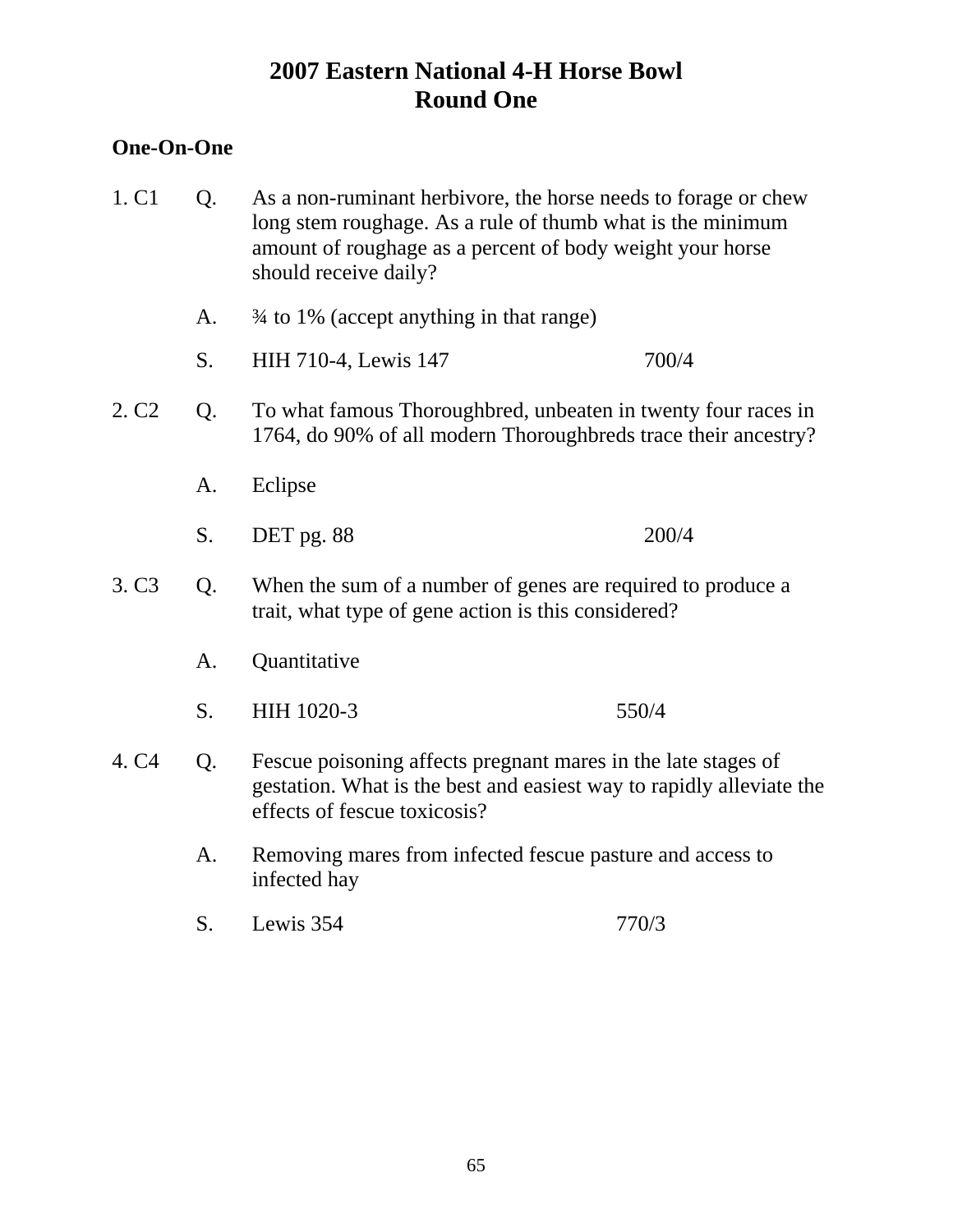# 2007 Eastern National 4-H Horse Bowl
## Round One

**One-On-One**

1. C1 Q. As a non-ruminant herbivore, the horse needs to forage or chew long stem roughage. As a rule of thumb what is the minimum amount of roughage as a percent of body weight your horse should receive daily?

   A. ¾ to 1% (accept anything in that range)

   S. HIH 710-4, Lewis 147 700/4

2. C2 Q. To what famous Thoroughbred, unbeaten in twenty four races in 1764, do 90% of all modern Thoroughbreds trace their ancestry?

   A. Eclipse

   S. DET pg. 88 200/4

3. C3 Q. When the sum of a number of genes are required to produce a trait, what type of gene action is this considered?

   A. Quantitative

   S. HIH 1020-3 550/4

4. C4 Q. Fescue poisoning affects pregnant mares in the late stages of gestation. What is the best and easiest way to rapidly alleviate the effects of fescue toxicosis?

   A. Removing mares from infected fescue pasture and access to infected hay

   S. Lewis 354 770/3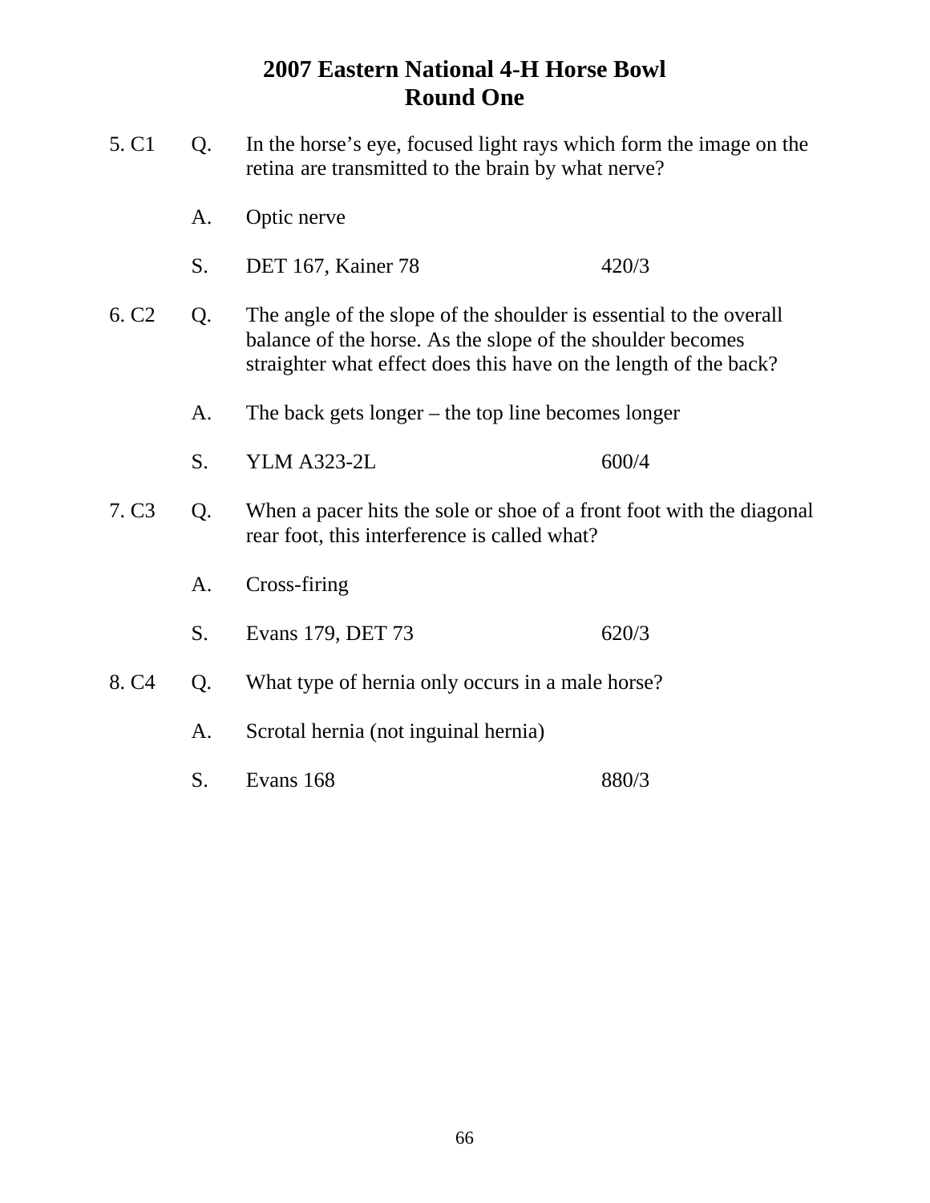# 2007 Eastern National 4-H Horse Bowl
## Round One

5. C1 Q. In the horse's eye, focused light rays which form the image on the retina are transmitted to the brain by what nerve?

A. Optic nerve

S. DET 167, Kainer 78 420/3

6. C2 Q. The angle of the slope of the shoulder is essential to the overall balance of the horse. As the slope of the shoulder becomes straighter what effect does this have on the length of the back?

A. The back gets longer – the top line becomes longer

S. YLM A323-2L 600/4

7. C3 Q. When a pacer hits the sole or shoe of a front foot with the diagonal rear foot, this interference is called what?

A. Cross-firing

S. Evans 179, DET 73 620/3

8. C4 Q. What type of hernia only occurs in a male horse?

A. Scrotal hernia (not inguinal hernia)

S. Evans 168 880/3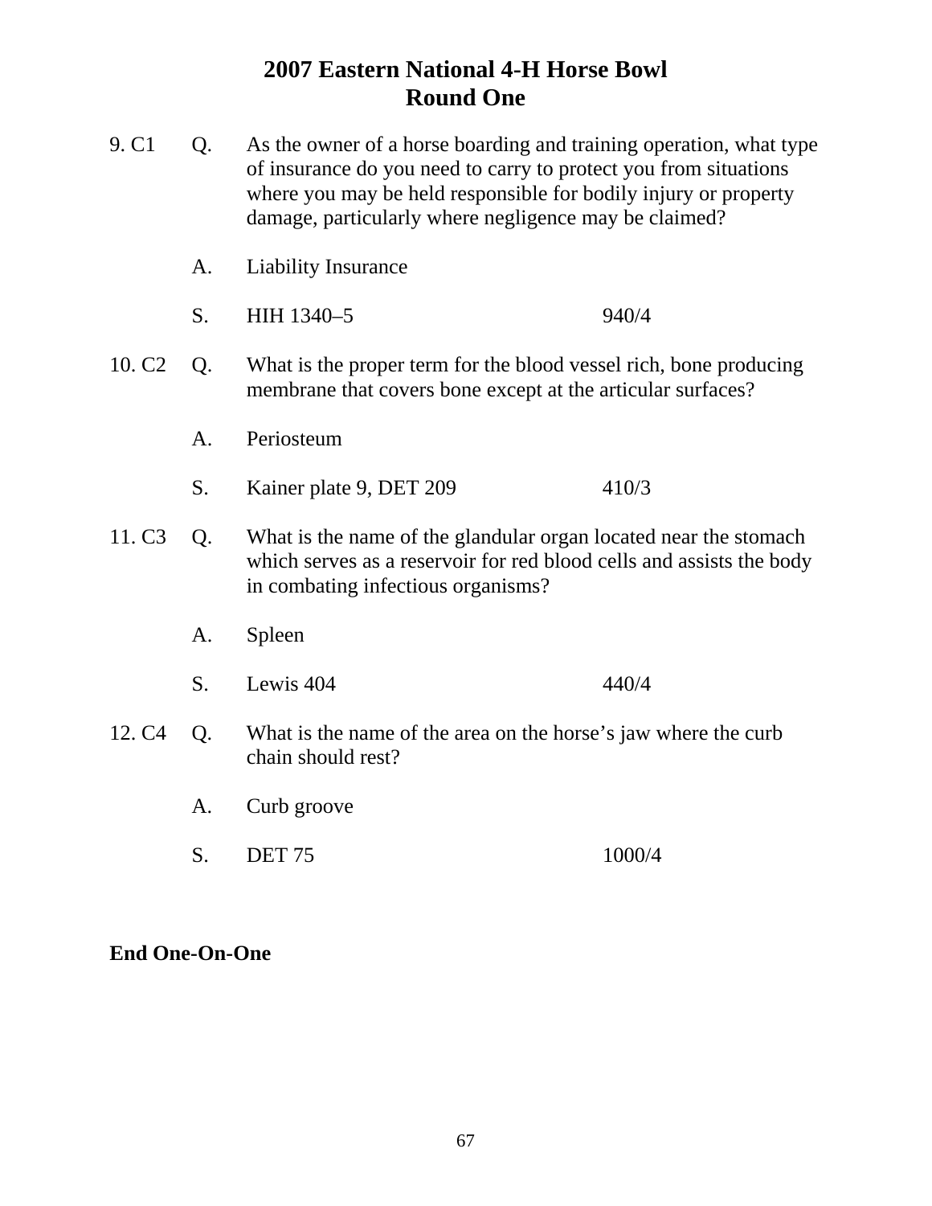# 2007 Eastern National 4-H Horse Bowl
## Round One

9. C1 Q. As the owner of a horse boarding and training operation, what type of insurance do you need to carry to protect you from situations where you may be held responsible for bodily injury or property damage, particularly where negligence may be claimed?

A. Liability Insurance

S. HIH 1340–5 940/4

10. C2 Q. What is the proper term for the blood vessel rich, bone producing membrane that covers bone except at the articular surfaces?

A. Periosteum

S. Kainer plate 9, DET 209 410/3

11. C3 Q. What is the name of the glandular organ located near the stomach which serves as a reservoir for red blood cells and assists the body in combating infectious organisms?

A. Spleen

S. Lewis 404 440/4

12. C4 Q. What is the name of the area on the horse's jaw where the curb chain should rest?

A. Curb groove

S. DET 75 1000/4

**End One-On-One**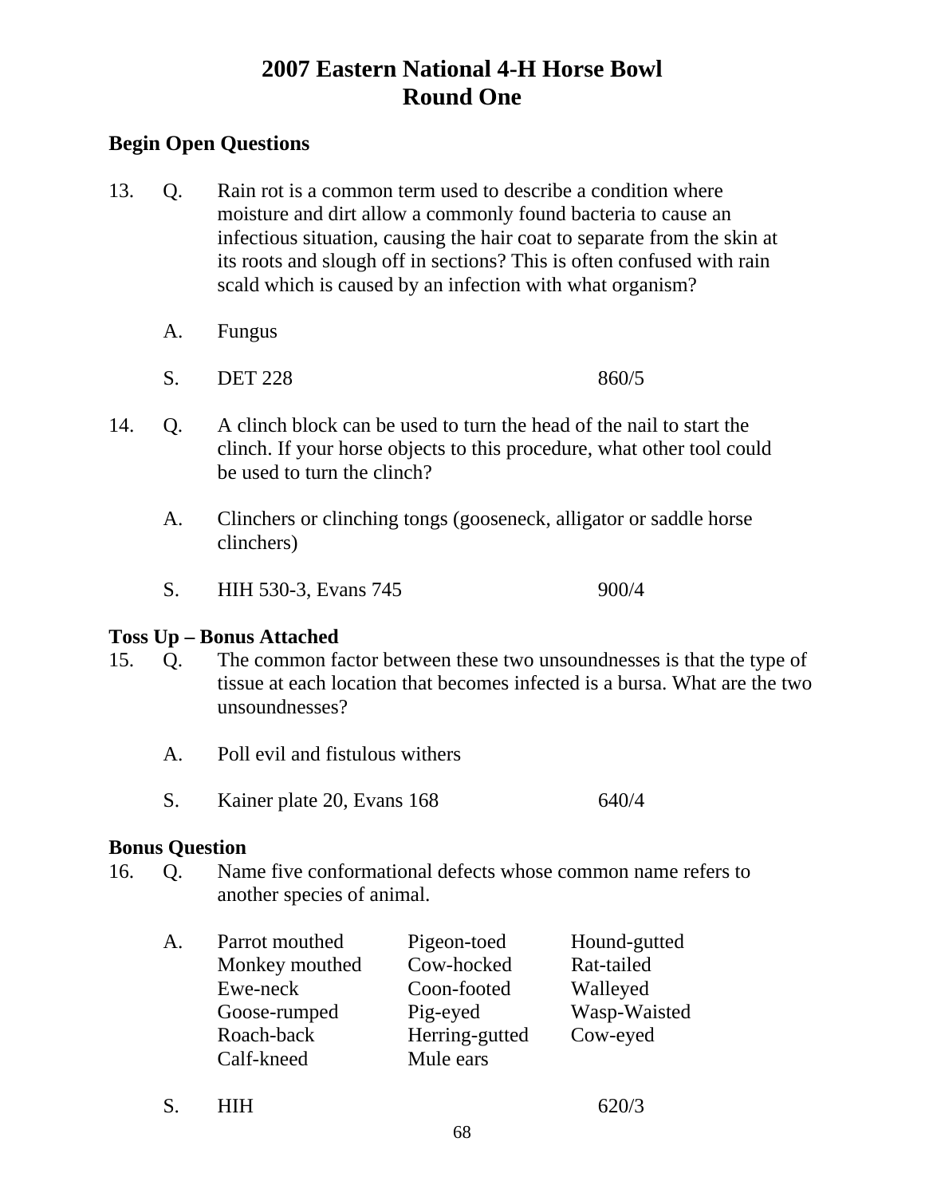# 2007 Eastern National 4-H Horse Bowl
# Round One

**Begin Open Questions**

13. Q. Rain rot is a common term used to describe a condition where moisture and dirt allow a commonly found bacteria to cause an infectious situation, causing the hair coat to separate from the skin at its roots and slough off in sections? This is often confused with rain scald which is caused by an infection with what organism?

    A. Fungus

    S. DET 228 860/5

14. Q. A clinch block can be used to turn the head of the nail to start the clinch. If your horse objects to this procedure, what other tool could be used to turn the clinch?

    A. Clinchers or clinching tongs (gooseneck, alligator or saddle horse clinchers)

    S. HIH 530-3, Evans 745 900/4

**Toss Up – Bonus Attached**

15. Q. The common factor between these two unsoundnesses is that the type of tissue at each location that becomes infected is a bursa. What are the two unsoundnesses?

    A. Poll evil and fistulous withers

    S. Kainer plate 20, Evans 168 640/4

**Bonus Question**

16. Q. Name five conformational defects whose common name refers to another species of animal.

    A.

| | | |
|---|---|---|
| Parrot mouthed | Pigeon-toed | Hound-gutted |
| Monkey mouthed | Cow-hocked | Rat-tailed |
| Ewe-neck | Coon-footed | Walleyed |
| Goose-rumped | Pig-eyed | Wasp-Waisted |
| Roach-back | Herring-gutted | Cow-eyed |
| Calf-kneed | Mule ears | |

    S. HIH 620/3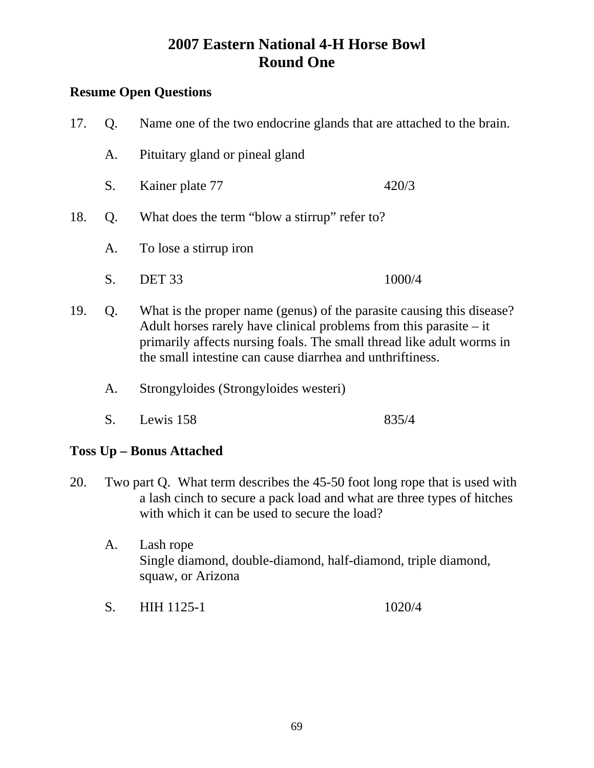# 2007 Eastern National 4-H Horse Bowl
# Round One

**Resume Open Questions**

17. Q. Name one of the two endocrine glands that are attached to the brain.

    A. Pituitary gland or pineal gland

    S. Kainer plate 77 420/3

18. Q. What does the term "blow a stirrup" refer to?

    A. To lose a stirrup iron

    S. DET 33 1000/4

19. Q. What is the proper name (genus) of the parasite causing this disease? Adult horses rarely have clinical problems from this parasite – it primarily affects nursing foals. The small thread like adult worms in the small intestine can cause diarrhea and unthriftiness.

    A. Strongyloides (Strongyloides westeri)

    S. Lewis 158 835/4

**Toss Up – Bonus Attached**

20. Two part Q. What term describes the 45-50 foot long rope that is used with a lash cinch to secure a pack load and what are three types of hitches with which it can be used to secure the load?

    A. Lash rope
    Single diamond, double-diamond, half-diamond, triple diamond, squaw, or Arizona

    S. HIH 1125-1 1020/4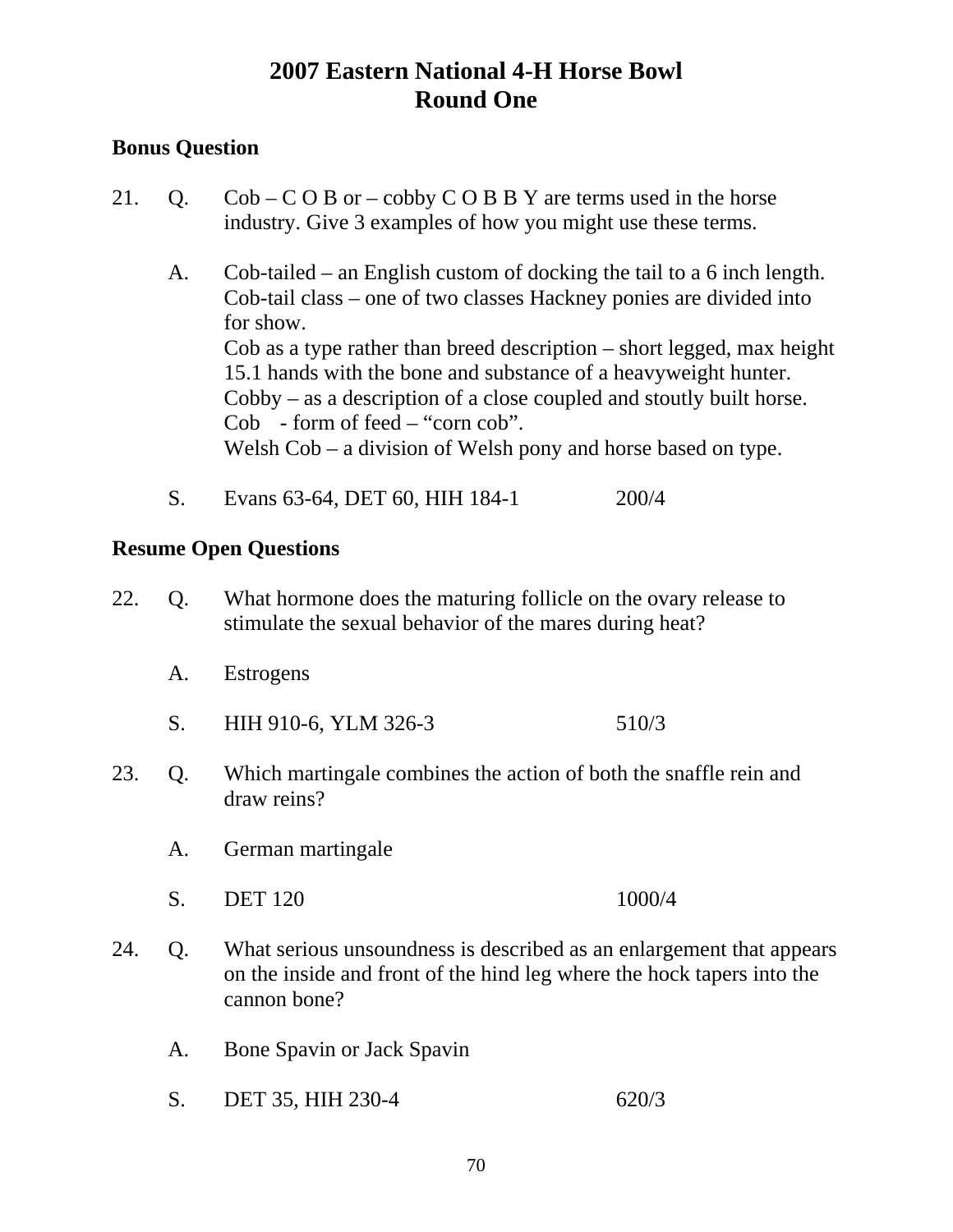# 2007 Eastern National 4-H Horse Bowl
## Round One

**Bonus Question**

21. Q. Cob – C O B or – cobby C O B B Y are terms used in the horse industry. Give 3 examples of how you might use these terms.

    A. Cob-tailed – an English custom of docking the tail to a 6 inch length.
    Cob-tail class – one of two classes Hackney ponies are divided into for show.
    Cob as a type rather than breed description – short legged, max height 15.1 hands with the bone and substance of a heavyweight hunter.
    Cobby – as a description of a close coupled and stoutly built horse.
    Cob - form of feed – "corn cob".
    Welsh Cob – a division of Welsh pony and horse based on type.

    S. Evans 63-64, DET 60, HIH 184-1 200/4

**Resume Open Questions**

22. Q. What hormone does the maturing follicle on the ovary release to stimulate the sexual behavior of the mares during heat?

    A. Estrogens

    S. HIH 910-6, YLM 326-3 510/3

23. Q. Which martingale combines the action of both the snaffle rein and draw reins?

    A. German martingale

    S. DET 120 1000/4

24. Q. What serious unsoundness is described as an enlargement that appears on the inside and front of the hind leg where the hock tapers into the cannon bone?

    A. Bone Spavin or Jack Spavin

    S. DET 35, HIH 230-4 620/3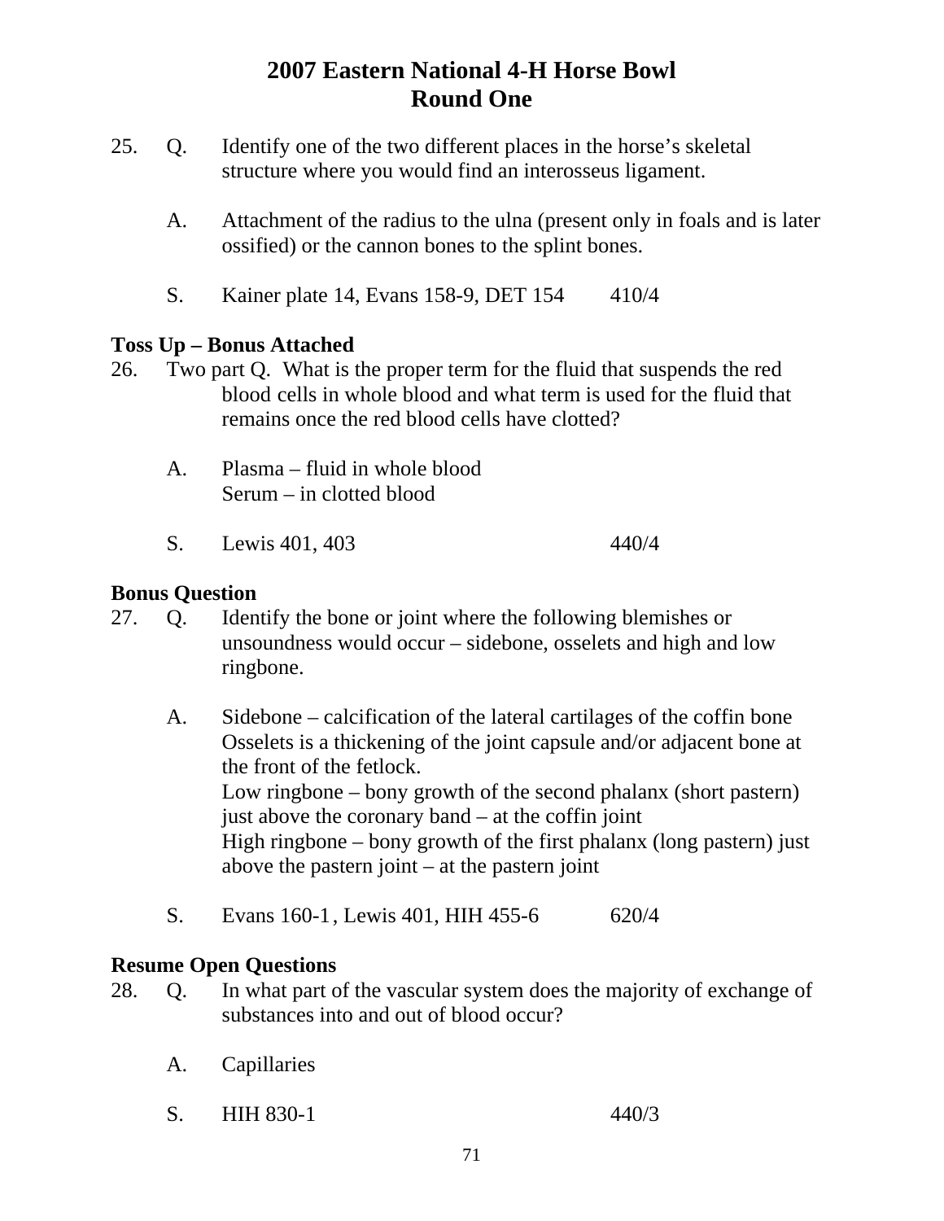# 2007 Eastern National 4-H Horse Bowl
## Round One

25. Q. Identify one of the two different places in the horse's skeletal structure where you would find an interosseus ligament.

    A. Attachment of the radius to the ulna (present only in foals and is later ossified) or the cannon bones to the splint bones.

    S. Kainer plate 14, Evans 158-9, DET 154 410/4

**Toss Up – Bonus Attached**

26. Two part Q. What is the proper term for the fluid that suspends the red blood cells in whole blood and what term is used for the fluid that remains once the red blood cells have clotted?

    A. Plasma – fluid in whole blood
    Serum – in clotted blood

    S. Lewis 401, 403 440/4

**Bonus Question**

27. Q. Identify the bone or joint where the following blemishes or unsoundness would occur – sidebone, osselets and high and low ringbone.

    A. Sidebone – calcification of the lateral cartilages of the coffin bone
    Osselets is a thickening of the joint capsule and/or adjacent bone at the front of the fetlock.
    Low ringbone – bony growth of the second phalanx (short pastern) just above the coronary band – at the coffin joint
    High ringbone – bony growth of the first phalanx (long pastern) just above the pastern joint – at the pastern joint

    S. Evans 160-1, Lewis 401, HIH 455-6 620/4

**Resume Open Questions**

28. Q. In what part of the vascular system does the majority of exchange of substances into and out of blood occur?

    A. Capillaries

    S. HIH 830-1 440/3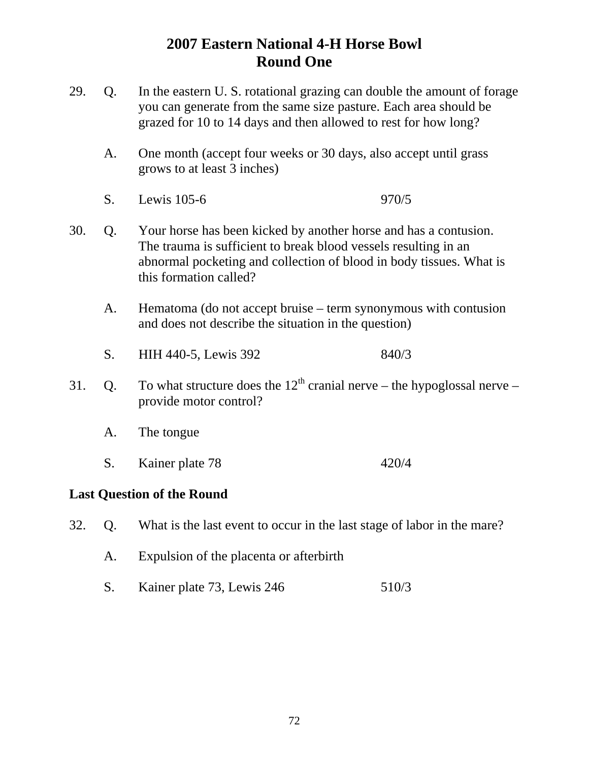# 2007 Eastern National 4-H Horse Bowl
## Round One

29. Q. In the eastern U. S. rotational grazing can double the amount of forage you can generate from the same size pasture. Each area should be grazed for 10 to 14 days and then allowed to rest for how long?

    A. One month (accept four weeks or 30 days, also accept until grass grows to at least 3 inches)

    S. Lewis 105-6 970/5

30. Q. Your horse has been kicked by another horse and has a contusion. The trauma is sufficient to break blood vessels resulting in an abnormal pocketing and collection of blood in body tissues. What is this formation called?

    A. Hematoma (do not accept bruise – term synonymous with contusion and does not describe the situation in the question)

    S. HIH 440-5, Lewis 392 840/3

31. Q. To what structure does the 12th cranial nerve – the hypoglossal nerve – provide motor control?

    A. The tongue

    S. Kainer plate 78 420/4

**Last Question of the Round**

32. Q. What is the last event to occur in the last stage of labor in the mare?

    A. Expulsion of the placenta or afterbirth

    S. Kainer plate 73, Lewis 246 510/3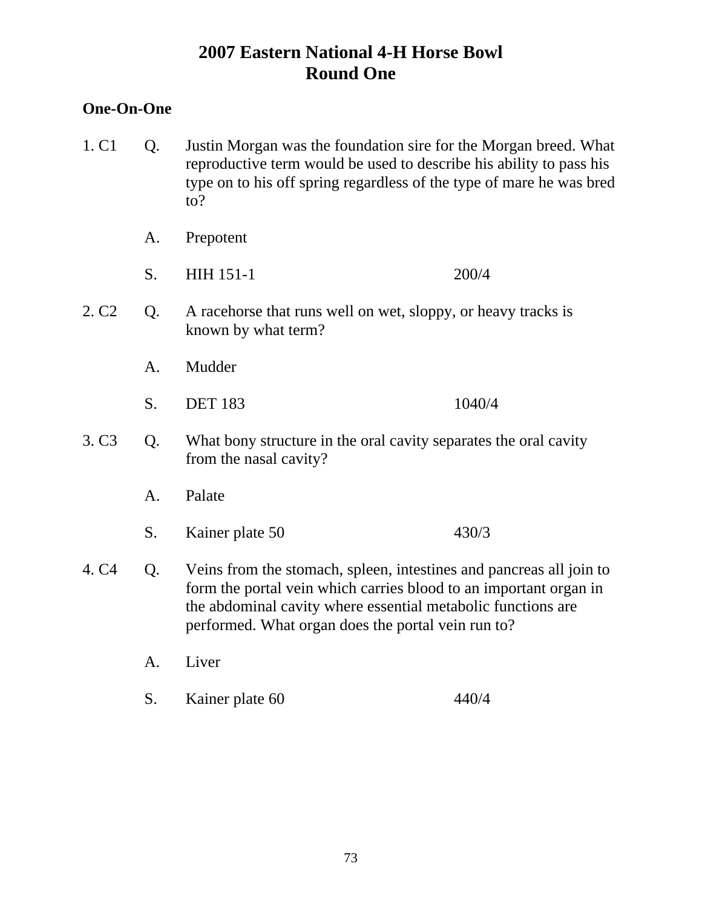# 2007 Eastern National 4-H Horse Bowl
## Round One

**One-On-One**

1. C1 Q. Justin Morgan was the foundation sire for the Morgan breed. What reproductive term would be used to describe his ability to pass his type on to his off spring regardless of the type of mare he was bred to?

   A. Prepotent

   S. HIH 151-1 200/4

2. C2 Q. A racehorse that runs well on wet, sloppy, or heavy tracks is known by what term?

   A. Mudder

   S. DET 183 1040/4

3. C3 Q. What bony structure in the oral cavity separates the oral cavity from the nasal cavity?

   A. Palate

   S. Kainer plate 50 430/3

4. C4 Q. Veins from the stomach, spleen, intestines and pancreas all join to form the portal vein which carries blood to an important organ in the abdominal cavity where essential metabolic functions are performed. What organ does the portal vein run to?

   A. Liver

   S. Kainer plate 60 440/4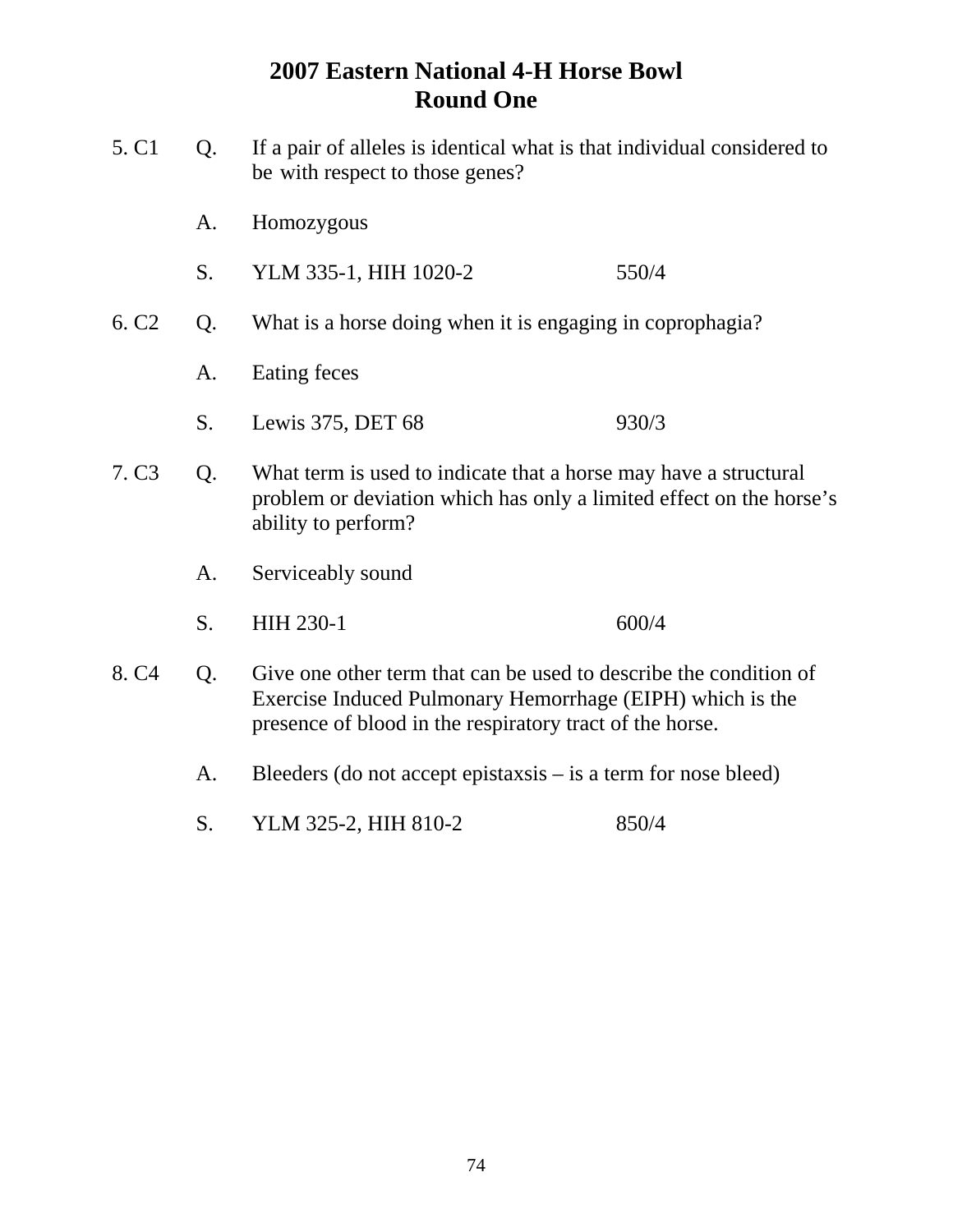# 2007 Eastern National 4-H Horse Bowl
## Round One

5. C1 Q. If a pair of alleles is identical what is that individual considered to be with respect to those genes?

A. Homozygous

S. YLM 335-1, HIH 1020-2 550/4

6. C2 Q. What is a horse doing when it is engaging in coprophagia?

A. Eating feces

S. Lewis 375, DET 68 930/3

7. C3 Q. What term is used to indicate that a horse may have a structural problem or deviation which has only a limited effect on the horse's ability to perform?

A. Serviceably sound

S. HIH 230-1 600/4

8. C4 Q. Give one other term that can be used to describe the condition of Exercise Induced Pulmonary Hemorrhage (EIPH) which is the presence of blood in the respiratory tract of the horse.

A. Bleeders (do not accept epistaxsis – is a term for nose bleed)

S. YLM 325-2, HIH 810-2 850/4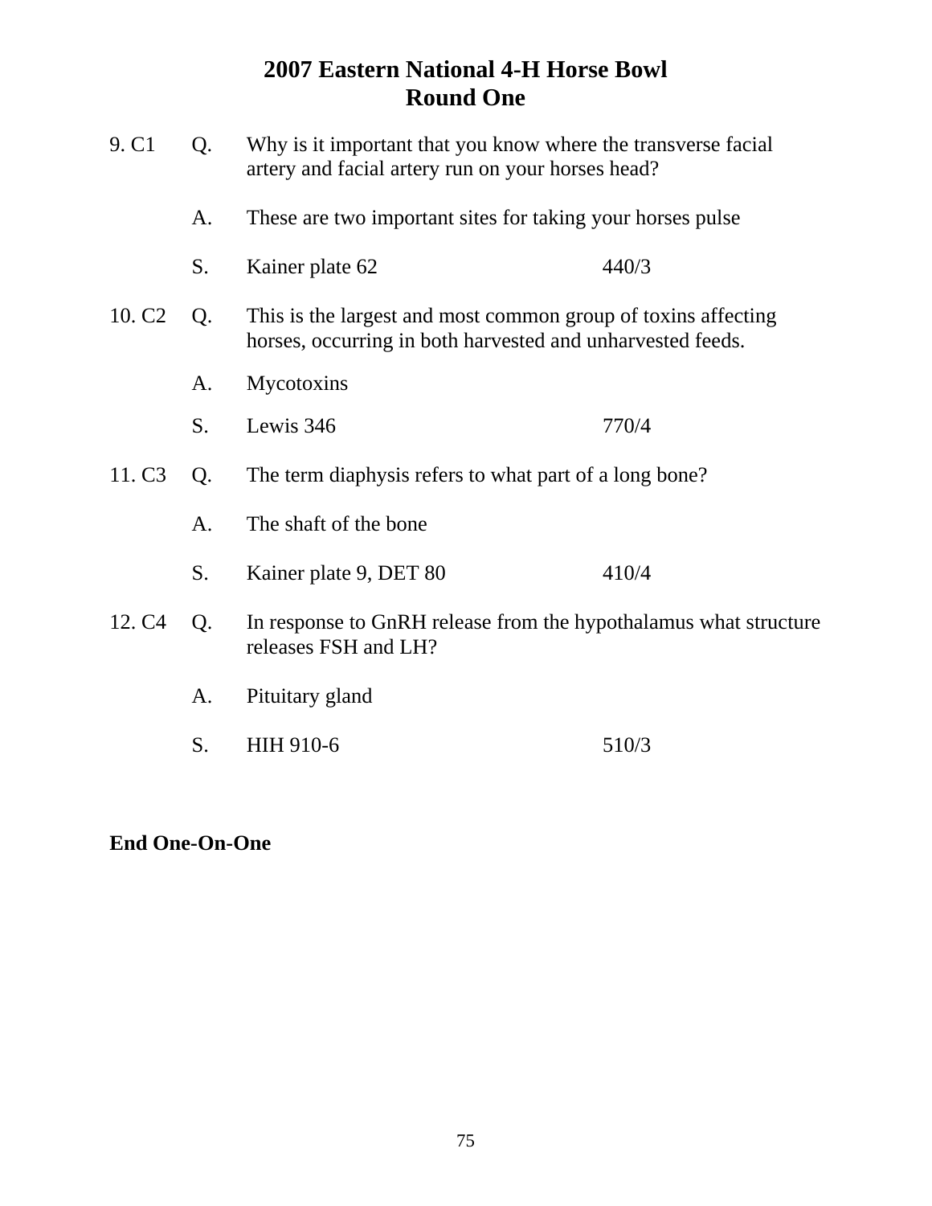# 2007 Eastern National 4-H Horse Bowl
## Round One

9. C1 Q. Why is it important that you know where the transverse facial artery and facial artery run on your horses head?

A. These are two important sites for taking your horses pulse

S. Kainer plate 62 440/3

10. C2 Q. This is the largest and most common group of toxins affecting horses, occurring in both harvested and unharvested feeds.

A. Mycotoxins

S. Lewis 346 770/4

11. C3 Q. The term diaphysis refers to what part of a long bone?

A. The shaft of the bone

S. Kainer plate 9, DET 80 410/4

12. C4 Q. In response to GnRH release from the hypothalamus what structure releases FSH and LH?

A. Pituitary gland

S. HIH 910-6 510/3

**End One-On-One**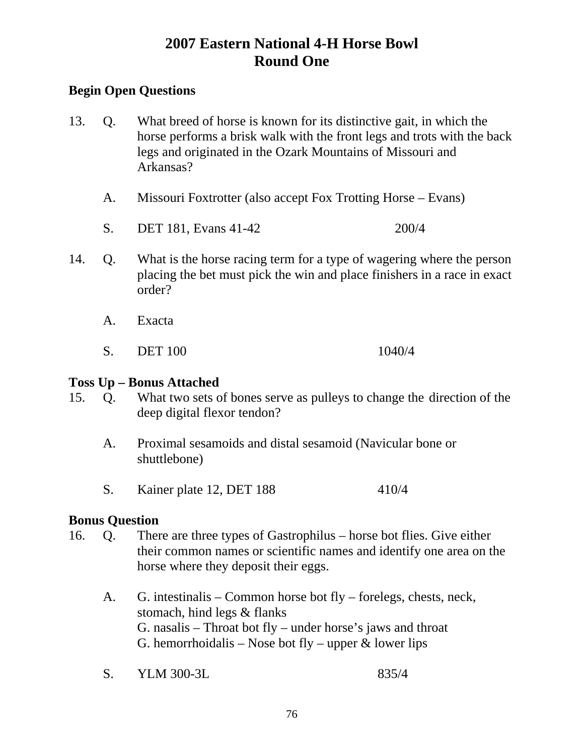# 2007 Eastern National 4-H Horse Bowl
## Round One

**Begin Open Questions**

13. Q. What breed of horse is known for its distinctive gait, in which the horse performs a brisk walk with the front legs and trots with the back legs and originated in the Ozark Mountains of Missouri and Arkansas?

    A. Missouri Foxtrotter (also accept Fox Trotting Horse – Evans)

    S. DET 181, Evans 41-42 200/4

14. Q. What is the horse racing term for a type of wagering where the person placing the bet must pick the win and place finishers in a race in exact order?

    A. Exacta

    S. DET 100 1040/4

**Toss Up – Bonus Attached**

15. Q. What two sets of bones serve as pulleys to change the direction of the deep digital flexor tendon?

    A. Proximal sesamoids and distal sesamoid (Navicular bone or shuttlebone)

    S. Kainer plate 12, DET 188 410/4

**Bonus Question**

16. Q. There are three types of Gastrophilus – horse bot flies. Give either their common names or scientific names and identify one area on the horse where they deposit their eggs.

    A. G. intestinalis – Common horse bot fly – forelegs, chests, neck, stomach, hind legs & flanks
    G. nasalis – Throat bot fly – under horse's jaws and throat
    G. hemorrhoidalis – Nose bot fly – upper & lower lips

    S. YLM 300-3L 835/4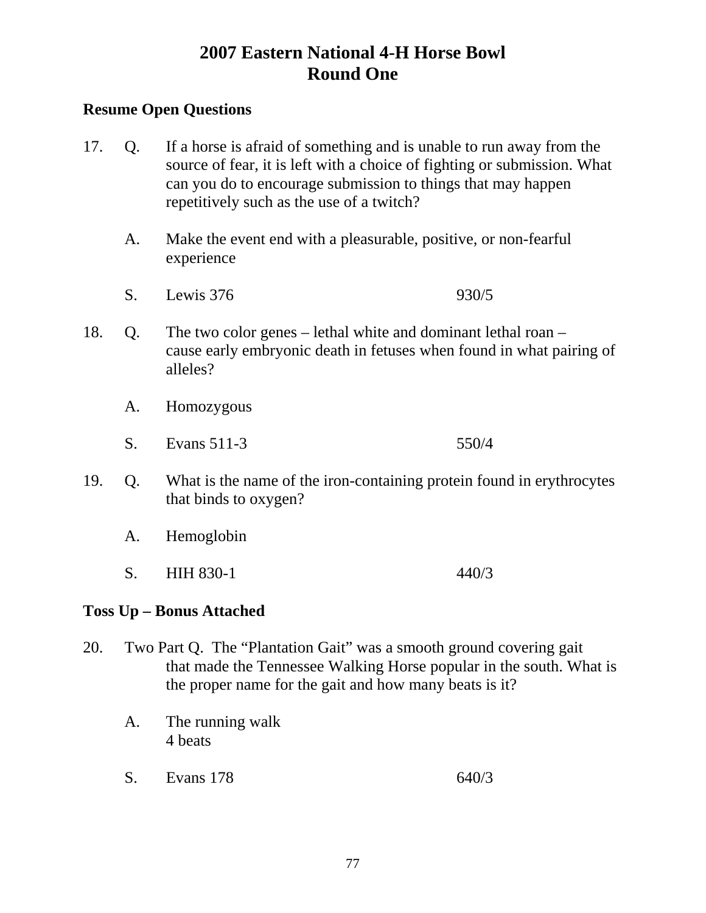# 2007 Eastern National 4-H Horse Bowl
# Round One

## Resume Open Questions

17. Q. If a horse is afraid of something and is unable to run away from the source of fear, it is left with a choice of fighting or submission. What can you do to encourage submission to things that may happen repetitively such as the use of a twitch?

    A. Make the event end with a pleasurable, positive, or non-fearful experience

    S. Lewis 376 930/5

18. Q. The two color genes – lethal white and dominant lethal roan – cause early embryonic death in fetuses when found in what pairing of alleles?

    A. Homozygous

    S. Evans 511-3 550/4

19. Q. What is the name of the iron-containing protein found in erythrocytes that binds to oxygen?

    A. Hemoglobin

    S. HIH 830-1 440/3

## Toss Up – Bonus Attached

20. Two Part Q. The "Plantation Gait" was a smooth ground covering gait that made the Tennessee Walking Horse popular in the south. What is the proper name for the gait and how many beats is it?

    A. The running walk
    4 beats

    S. Evans 178 640/3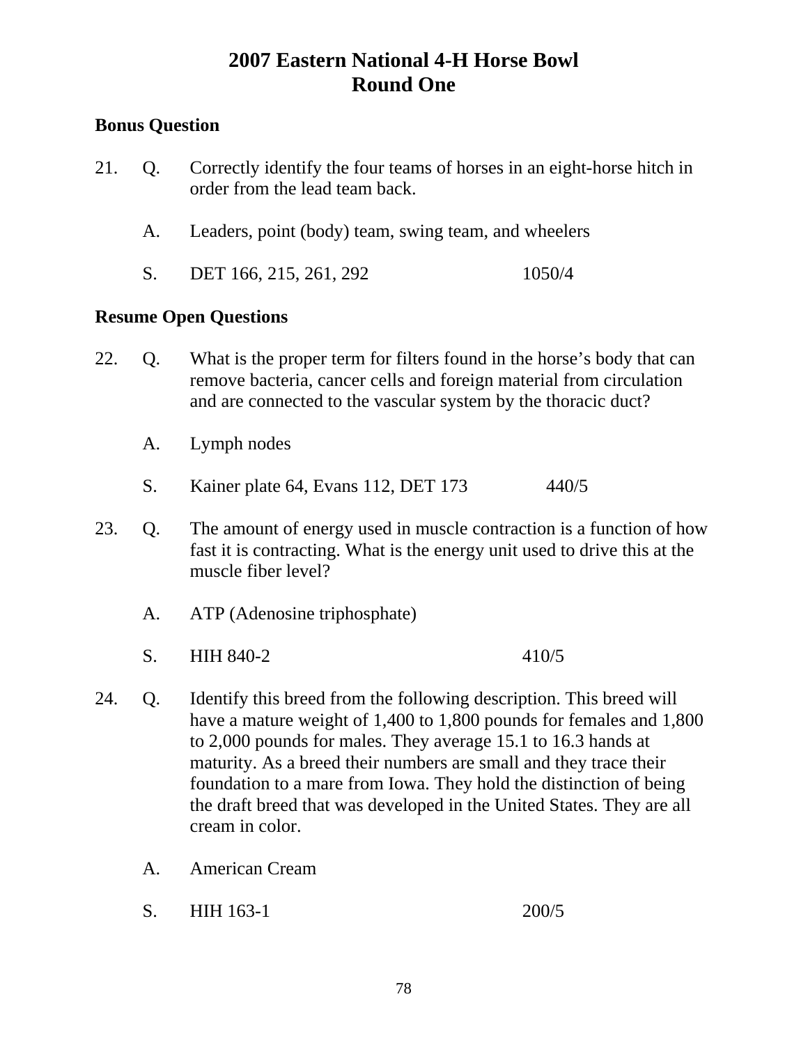# 2007 Eastern National 4-H Horse Bowl
## Round One

**Bonus Question**

21. Q. Correctly identify the four teams of horses in an eight-horse hitch in order from the lead team back.

    A. Leaders, point (body) team, swing team, and wheelers

    S. DET 166, 215, 261, 292 1050/4

**Resume Open Questions**

22. Q. What is the proper term for filters found in the horse's body that can remove bacteria, cancer cells and foreign material from circulation and are connected to the vascular system by the thoracic duct?

    A. Lymph nodes

    S. Kainer plate 64, Evans 112, DET 173 440/5

23. Q. The amount of energy used in muscle contraction is a function of how fast it is contracting. What is the energy unit used to drive this at the muscle fiber level?

    A. ATP (Adenosine triphosphate)

    S. HIH 840-2 410/5

24. Q. Identify this breed from the following description. This breed will have a mature weight of 1,400 to 1,800 pounds for females and 1,800 to 2,000 pounds for males. They average 15.1 to 16.3 hands at maturity. As a breed their numbers are small and they trace their foundation to a mare from Iowa. They hold the distinction of being the draft breed that was developed in the United States. They are all cream in color.

    A. American Cream

    S. HIH 163-1 200/5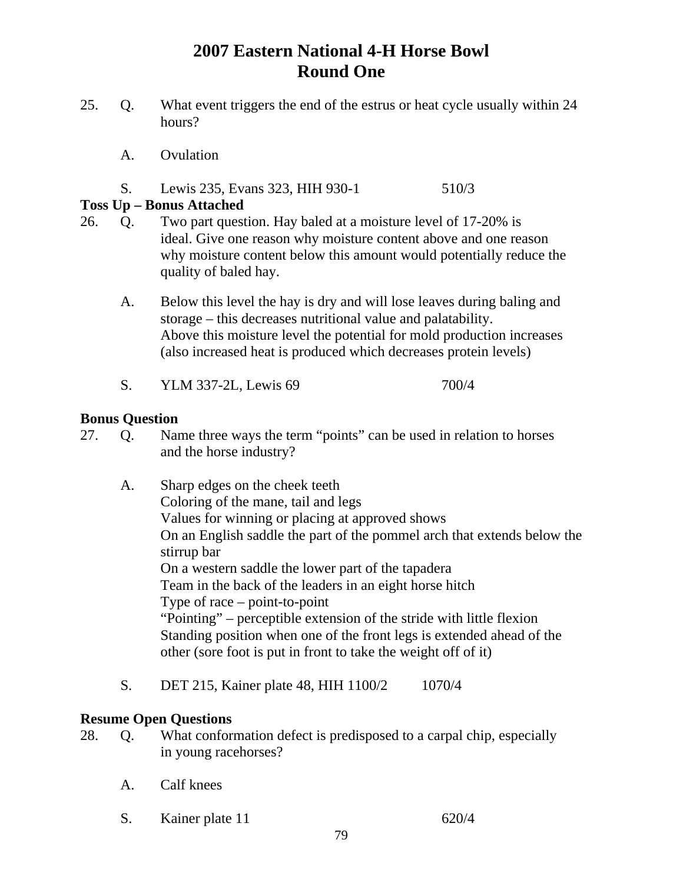# 2007 Eastern National 4-H Horse Bowl
## Round One

25. Q. What event triggers the end of the estrus or heat cycle usually within 24 hours?

    A. Ovulation

    S. Lewis 235, Evans 323, HIH 930-1 510/3

**Toss Up – Bonus Attached**

26. Q. Two part question. Hay baled at a moisture level of 17-20% is ideal. Give one reason why moisture content above and one reason why moisture content below this amount would potentially reduce the quality of baled hay.

    A. Below this level the hay is dry and will lose leaves during baling and storage – this decreases nutritional value and palatability.
    Above this moisture level the potential for mold production increases (also increased heat is produced which decreases protein levels)

    S. YLM 337-2L, Lewis 69 700/4

**Bonus Question**

27. Q. Name three ways the term "points" can be used in relation to horses and the horse industry?

    A. Sharp edges on the cheek teeth
    Coloring of the mane, tail and legs
    Values for winning or placing at approved shows
    On an English saddle the part of the pommel arch that extends below the stirrup bar
    On a western saddle the lower part of the tapadera
    Team in the back of the leaders in an eight horse hitch
    Type of race – point-to-point
    "Pointing" – perceptible extension of the stride with little flexion
    Standing position when one of the front legs is extended ahead of the other (sore foot is put in front to take the weight off of it)

    S. DET 215, Kainer plate 48, HIH 1100/2 1070/4

**Resume Open Questions**

28. Q. What conformation defect is predisposed to a carpal chip, especially in young racehorses?

    A. Calf knees

    S. Kainer plate 11 620/4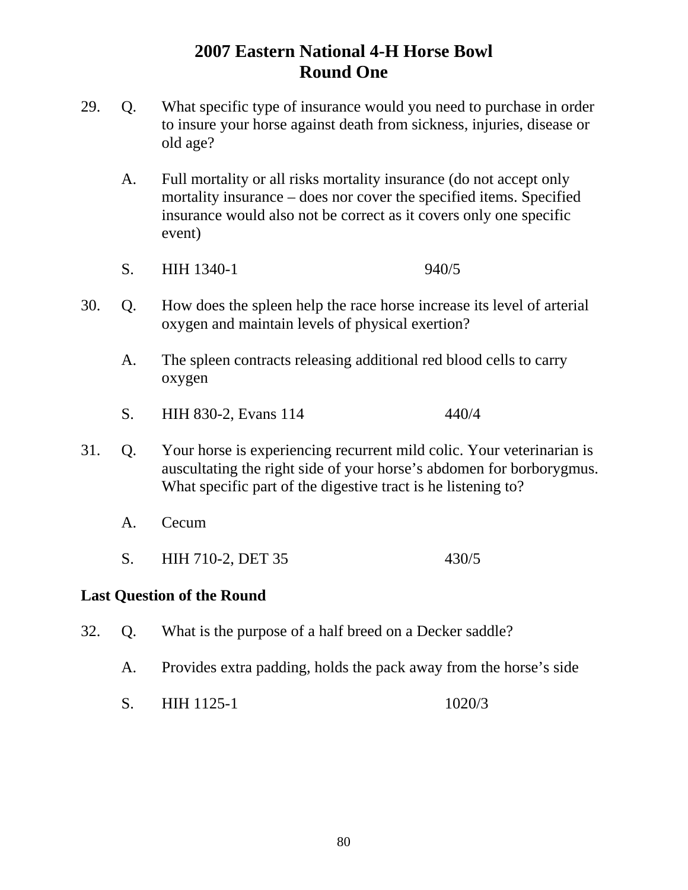# 2007 Eastern National 4-H Horse Bowl
## Round One

29. Q. What specific type of insurance would you need to purchase in order to insure your horse against death from sickness, injuries, disease or old age?

    A. Full mortality or all risks mortality insurance (do not accept only mortality insurance – does nor cover the specified items. Specified insurance would also not be correct as it covers only one specific event)

    S. HIH 1340-1 940/5

30. Q. How does the spleen help the race horse increase its level of arterial oxygen and maintain levels of physical exertion?

    A. The spleen contracts releasing additional red blood cells to carry oxygen

    S. HIH 830-2, Evans 114 440/4

31. Q. Your horse is experiencing recurrent mild colic. Your veterinarian is auscultating the right side of your horse's abdomen for borborygmus. What specific part of the digestive tract is he listening to?

    A. Cecum

    S. HIH 710-2, DET 35 430/5

**Last Question of the Round**

32. Q. What is the purpose of a half breed on a Decker saddle?

    A. Provides extra padding, holds the pack away from the horse's side

    S. HIH 1125-1 1020/3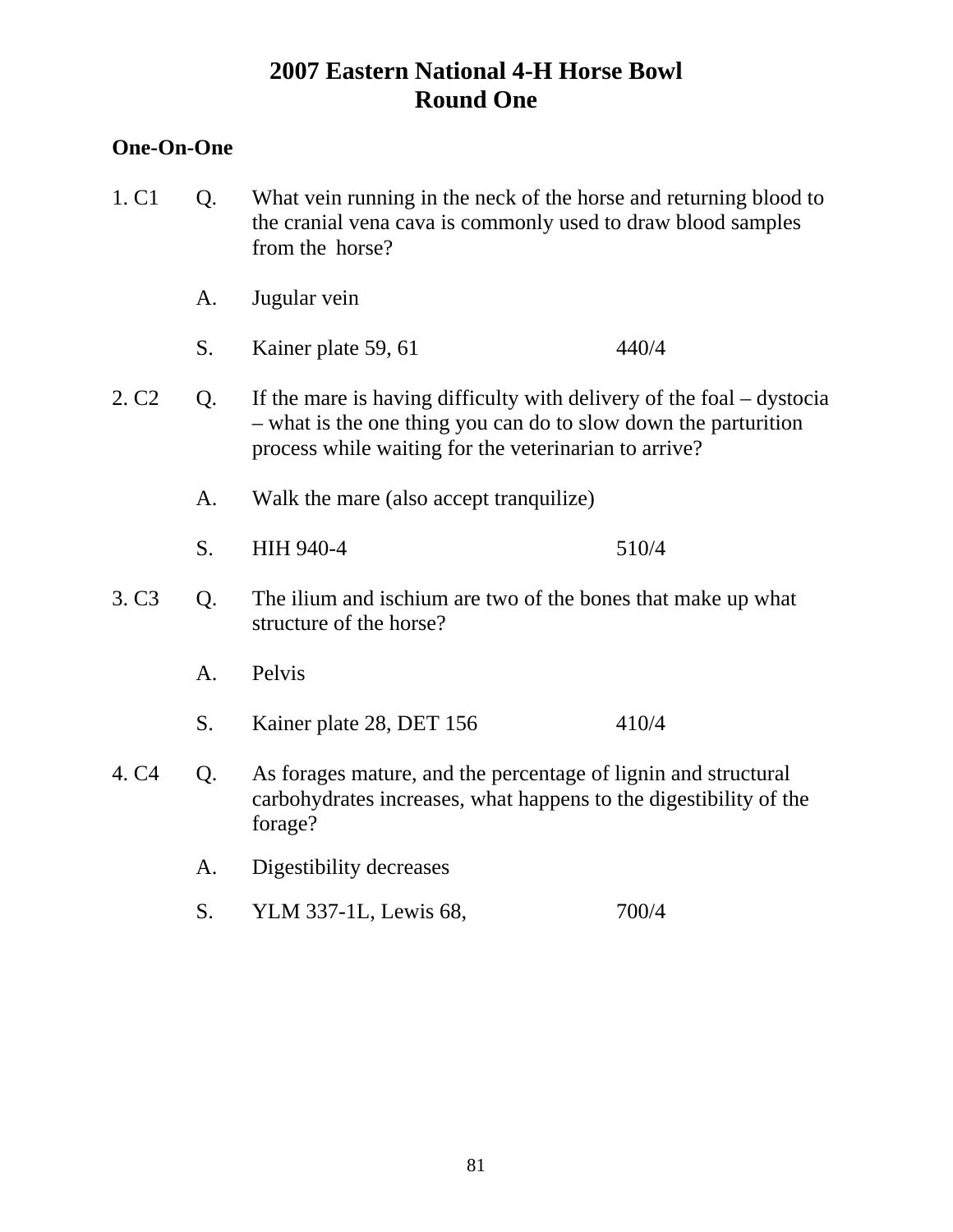# 2007 Eastern National 4-H Horse Bowl
## Round One

**One-On-One**

1. C1 Q. What vein running in the neck of the horse and returning blood to the cranial vena cava is commonly used to draw blood samples from the horse?

   A. Jugular vein

   S. Kainer plate 59, 61 440/4

2. C2 Q. If the mare is having difficulty with delivery of the foal – dystocia – what is the one thing you can do to slow down the parturition process while waiting for the veterinarian to arrive?

   A. Walk the mare (also accept tranquilize)

   S. HIH 940-4 510/4

3. C3 Q. The ilium and ischium are two of the bones that make up what structure of the horse?

   A. Pelvis

   S. Kainer plate 28, DET 156 410/4

4. C4 Q. As forages mature, and the percentage of lignin and structural carbohydrates increases, what happens to the digestibility of the forage?

   A. Digestibility decreases

   S. YLM 337-1L, Lewis 68, 700/4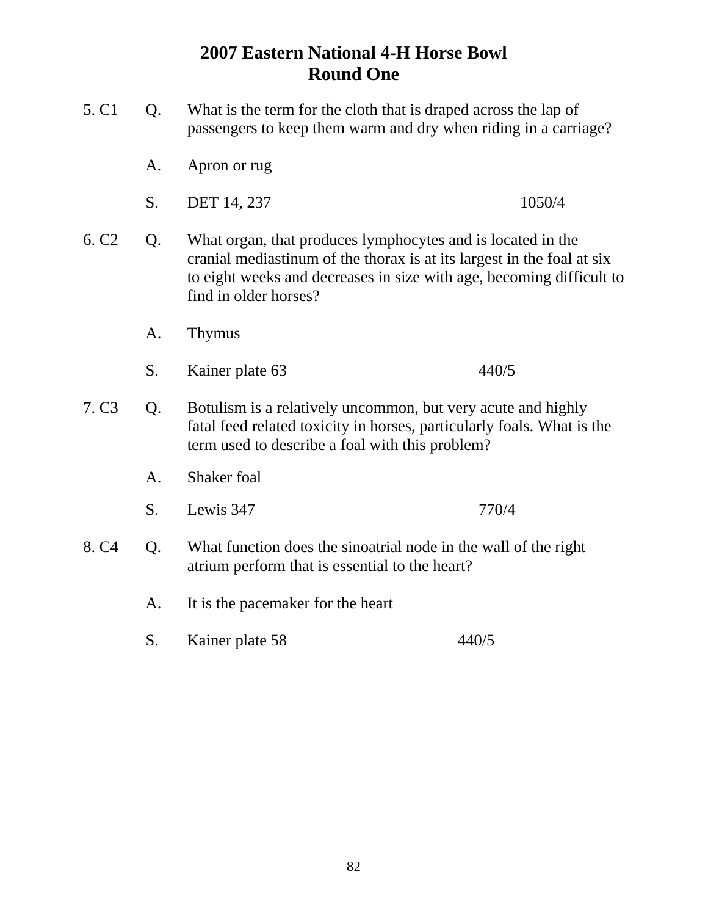# 2007 Eastern National 4-H Horse Bowl
## Round One

5. C1 Q. What is the term for the cloth that is draped across the lap of passengers to keep them warm and dry when riding in a carriage?

A. Apron or rug

S. DET 14, 237 1050/4

6. C2 Q. What organ, that produces lymphocytes and is located in the cranial mediastinum of the thorax is at its largest in the foal at six to eight weeks and decreases in size with age, becoming difficult to find in older horses?

A. Thymus

S. Kainer plate 63 440/5

7. C3 Q. Botulism is a relatively uncommon, but very acute and highly fatal feed related toxicity in horses, particularly foals. What is the term used to describe a foal with this problem?

A. Shaker foal

S. Lewis 347 770/4

8. C4 Q. What function does the sinoatrial node in the wall of the right atrium perform that is essential to the heart?

A. It is the pacemaker for the heart

S. Kainer plate 58 440/5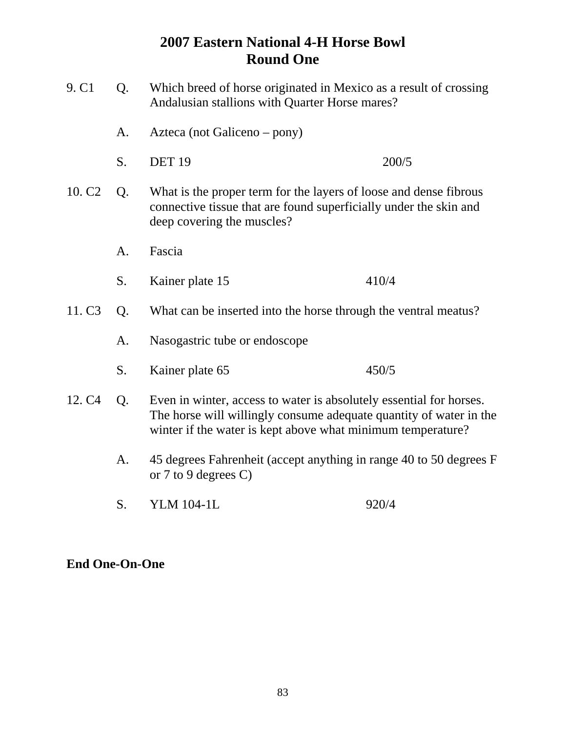# 2007 Eastern National 4-H Horse Bowl
## Round One

9. C1 Q. Which breed of horse originated in Mexico as a result of crossing Andalusian stallions with Quarter Horse mares?

A. Azteca (not Galiceno – pony)

S. DET 19 200/5

10. C2 Q. What is the proper term for the layers of loose and dense fibrous connective tissue that are found superficially under the skin and deep covering the muscles?

A. Fascia

S. Kainer plate 15 410/4

11. C3 Q. What can be inserted into the horse through the ventral meatus?

A. Nasogastric tube or endoscope

S. Kainer plate 65 450/5

12. C4 Q. Even in winter, access to water is absolutely essential for horses. The horse will willingly consume adequate quantity of water in the winter if the water is kept above what minimum temperature?

A. 45 degrees Fahrenheit (accept anything in range 40 to 50 degrees F or 7 to 9 degrees C)

S. YLM 104-1L 920/4

**End One-On-One**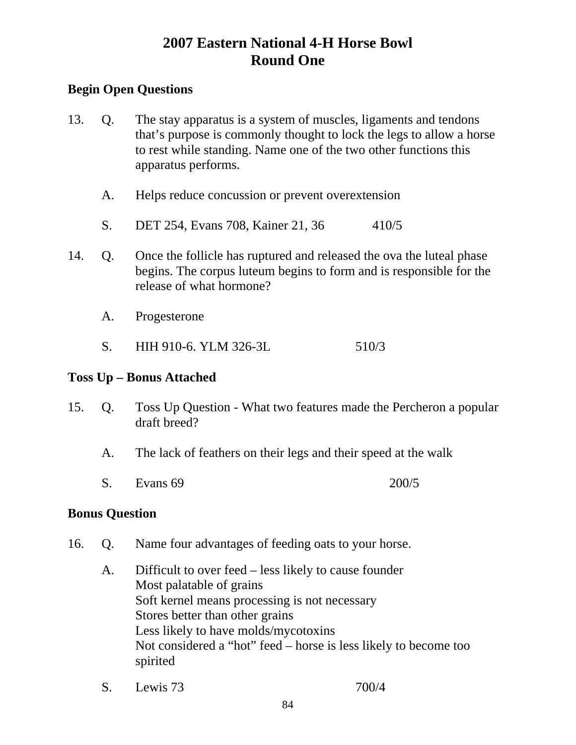# 2007 Eastern National 4-H Horse Bowl
## Round One

**Begin Open Questions**

13. Q. The stay apparatus is a system of muscles, ligaments and tendons that's purpose is commonly thought to lock the legs to allow a horse to rest while standing. Name one of the two other functions this apparatus performs.

    A. Helps reduce concussion or prevent overextension

    S. DET 254, Evans 708, Kainer 21, 36 410/5

14. Q. Once the follicle has ruptured and released the ova the luteal phase begins. The corpus luteum begins to form and is responsible for the release of what hormone?

    A. Progesterone

    S. HIH 910-6. YLM 326-3L 510/3

**Toss Up – Bonus Attached**

15. Q. Toss Up Question - What two features made the Percheron a popular draft breed?

    A. The lack of feathers on their legs and their speed at the walk

    S. Evans 69 200/5

**Bonus Question**

16. Q. Name four advantages of feeding oats to your horse.

    A. Difficult to over feed – less likely to cause founder
    Most palatable of grains
    Soft kernel means processing is not necessary
    Stores better than other grains
    Less likely to have molds/mycotoxins
    Not considered a "hot" feed – horse is less likely to become too spirited

    S. Lewis 73 700/4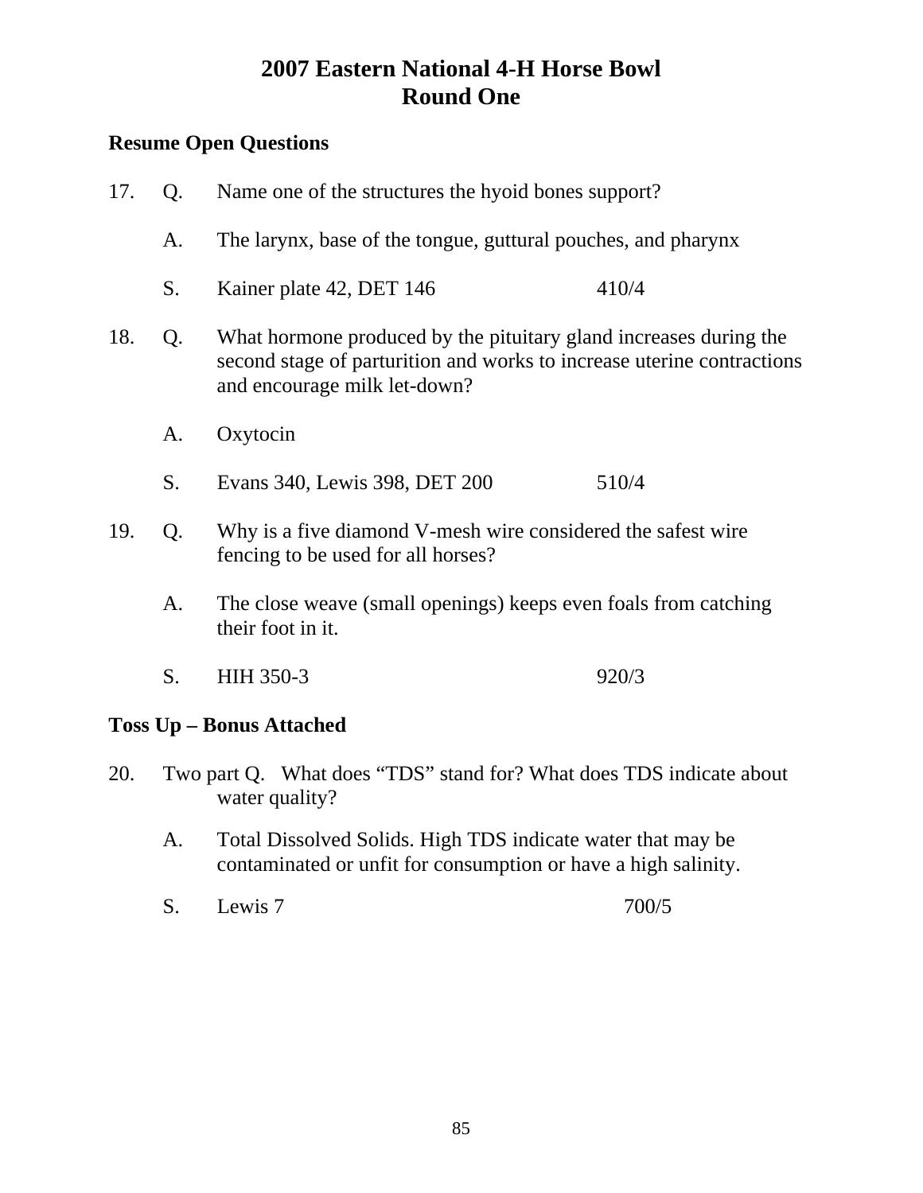# 2007 Eastern National 4-H Horse Bowl
## Round One

**Resume Open Questions**

17. Q. Name one of the structures the hyoid bones support?

    A. The larynx, base of the tongue, guttural pouches, and pharynx

    S. Kainer plate 42, DET 146 410/4

18. Q. What hormone produced by the pituitary gland increases during the second stage of parturition and works to increase uterine contractions and encourage milk let-down?

    A. Oxytocin

    S. Evans 340, Lewis 398, DET 200 510/4

19. Q. Why is a five diamond V-mesh wire considered the safest wire fencing to be used for all horses?

    A. The close weave (small openings) keeps even foals from catching their foot in it.

    S. HIH 350-3 920/3

**Toss Up – Bonus Attached**

20. Two part Q. What does "TDS" stand for? What does TDS indicate about water quality?

    A. Total Dissolved Solids. High TDS indicate water that may be contaminated or unfit for consumption or have a high salinity.

    S. Lewis 7 700/5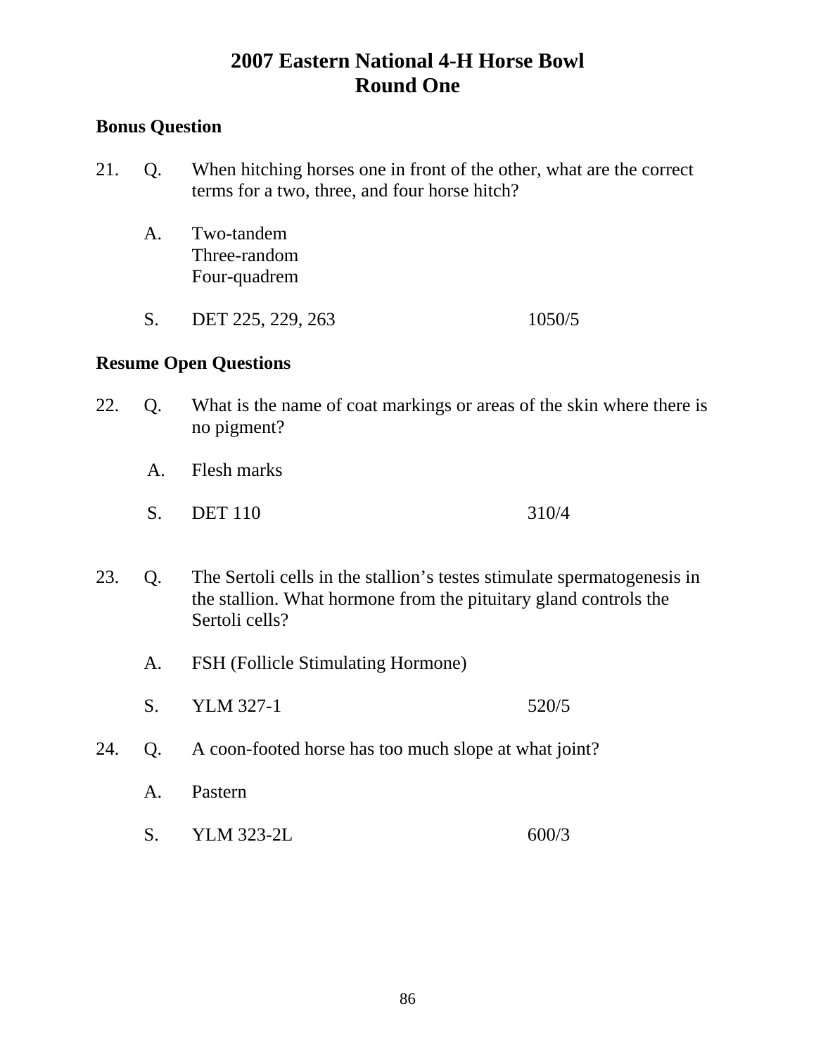# 2007 Eastern National 4-H Horse Bowl
## Round One

**Bonus Question**

21. Q. When hitching horses one in front of the other, what are the correct terms for a two, three, and four horse hitch?

    A. Two-tandem
    Three-random
    Four-quadrem

    S. DET 225, 229, 263 1050/5

**Resume Open Questions**

22. Q. What is the name of coat markings or areas of the skin where there is no pigment?

    A. Flesh marks

    S. DET 110 310/4

23. Q. The Sertoli cells in the stallion's testes stimulate spermatogenesis in the stallion. What hormone from the pituitary gland controls the Sertoli cells?

    A. FSH (Follicle Stimulating Hormone)

    S. YLM 327-1 520/5

24. Q. A coon-footed horse has too much slope at what joint?

    A. Pastern

    S. YLM 323-2L 600/3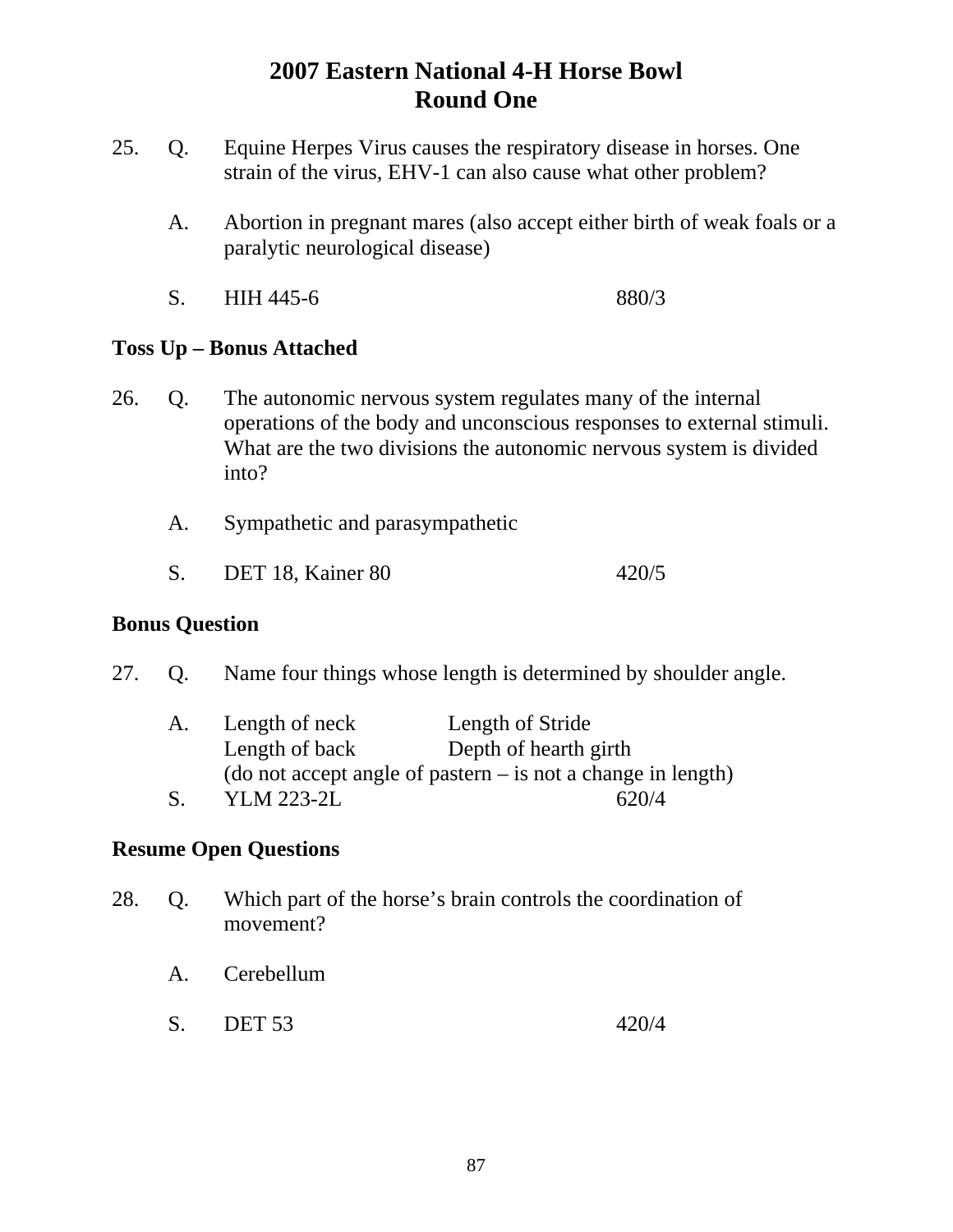# 2007 Eastern National 4-H Horse Bowl
## Round One

25. Q. Equine Herpes Virus causes the respiratory disease in horses. One strain of the virus, EHV-1 can also cause what other problem?

    A. Abortion in pregnant mares (also accept either birth of weak foals or a paralytic neurological disease)

    S. HIH 445-6 880/3

**Toss Up – Bonus Attached**

26. Q. The autonomic nervous system regulates many of the internal operations of the body and unconscious responses to external stimuli. What are the two divisions the autonomic nervous system is divided into?

    A. Sympathetic and parasympathetic

    S. DET 18, Kainer 80 420/5

**Bonus Question**

27. Q. Name four things whose length is determined by shoulder angle.

    A. Length of neck Length of Stride
    Length of back Depth of hearth girth
    (do not accept angle of pastern – is not a change in length)

    S. YLM 223-2L 620/4

**Resume Open Questions**

28. Q. Which part of the horse's brain controls the coordination of movement?

    A. Cerebellum

    S. DET 53 420/4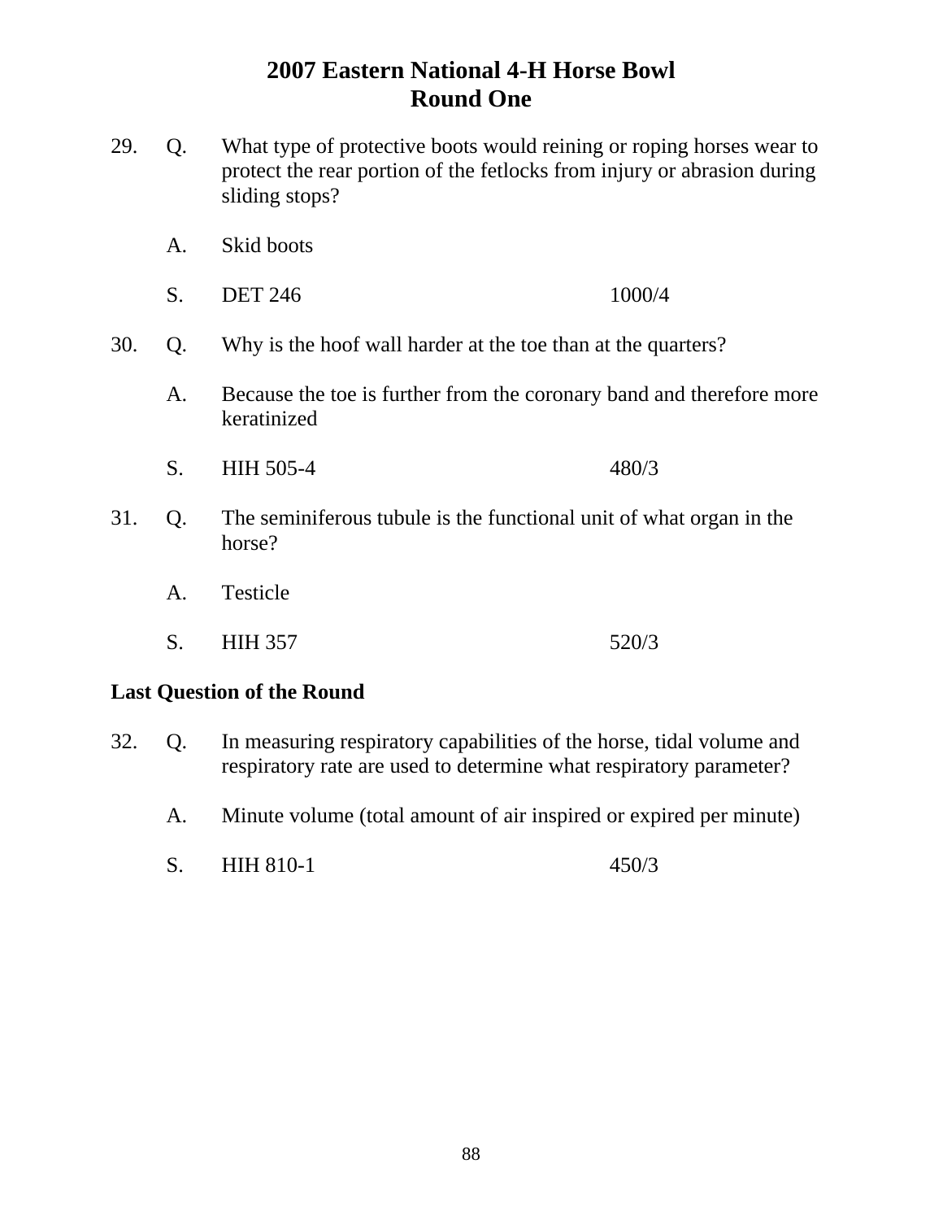# 2007 Eastern National 4-H Horse Bowl
## Round One

29. Q. What type of protective boots would reining or roping horses wear to protect the rear portion of the fetlocks from injury or abrasion during sliding stops?

    A. Skid boots

    S. DET 246 1000/4

30. Q. Why is the hoof wall harder at the toe than at the quarters?

    A. Because the toe is further from the coronary band and therefore more keratinized

    S. HIH 505-4 480/3

31. Q. The seminiferous tubule is the functional unit of what organ in the horse?

    A. Testicle

    S. HIH 357 520/3

**Last Question of the Round**

32. Q. In measuring respiratory capabilities of the horse, tidal volume and respiratory rate are used to determine what respiratory parameter?

    A. Minute volume (total amount of air inspired or expired per minute)

    S. HIH 810-1 450/3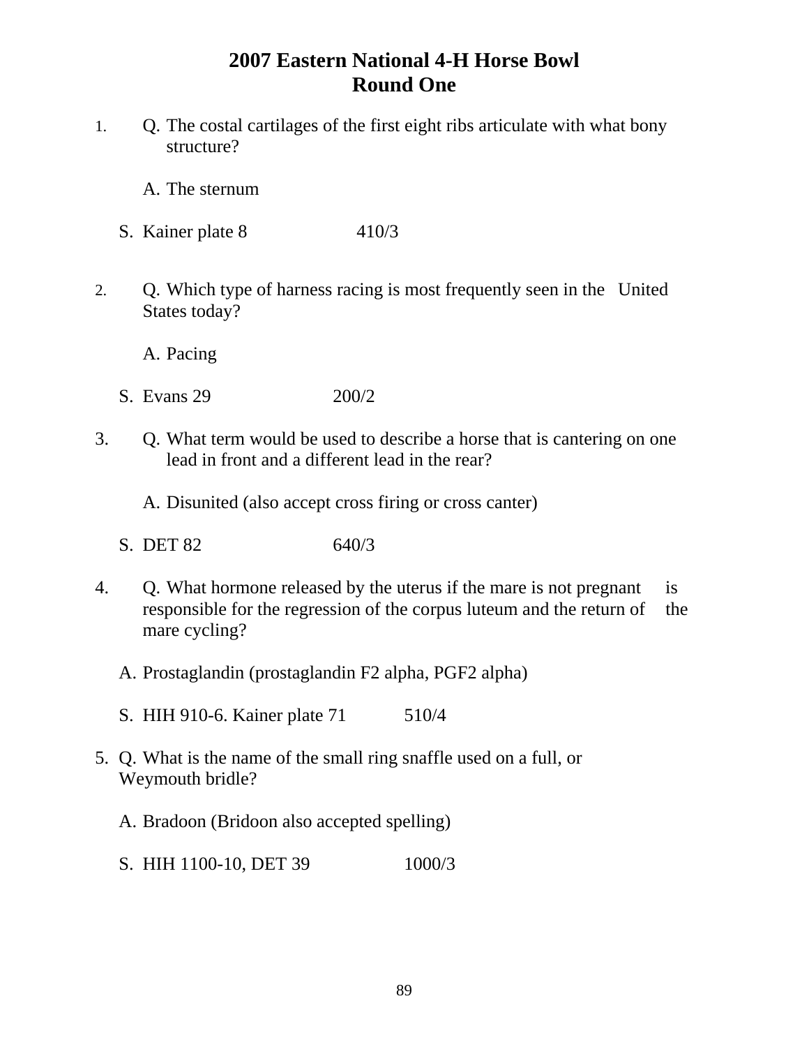# 2007 Eastern National 4-H Horse Bowl
## Round One

1. Q. The costal cartilages of the first eight ribs articulate with what bony structure?

   A. The sternum

   S. Kainer plate 8 410/3

2. Q. Which type of harness racing is most frequently seen in the United States today?

   A. Pacing

   S. Evans 29 200/2

3. Q. What term would be used to describe a horse that is cantering on one lead in front and a different lead in the rear?

   A. Disunited (also accept cross firing or cross canter)

   S. DET 82 640/3

4. Q. What hormone released by the uterus if the mare is not pregnant is responsible for the regression of the corpus luteum and the return of the mare cycling?

   A. Prostaglandin (prostaglandin F2 alpha, PGF2 alpha)

   S. HIH 910-6. Kainer plate 71 510/4

5. Q. What is the name of the small ring snaffle used on a full, or Weymouth bridle?

   A. Bradoon (Bridoon also accepted spelling)

   S. HIH 1100-10, DET 39 1000/3